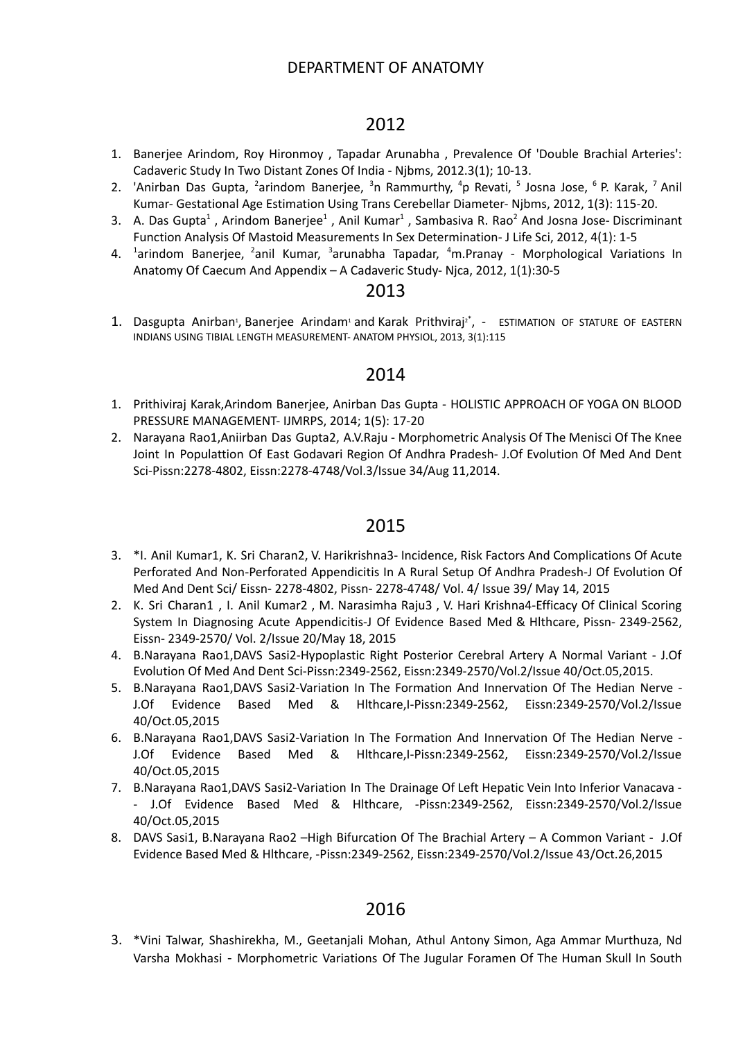DEPARTMENT OF ANATOMY

## 2012

1. Banerjee Arindom, Roy Hironmoy , Tapadar Arunabha , Prevalence Of 'Double Brachial Arteries': Cadaveric Study In Two Distant Zones Of India - Njbms, 2012.3(1); 10-13.
2. 'Anirban Das Gupta, [2]arindom Banerjee, [3]n Rammurthy, [4]p Revati, [5] Josna Jose, [6] P. Karak, [7] Anil Kumar- Gestational Age Estimation Using Trans Cerebellar Diameter- Njbms, 2012, 1(3): 115-20.
3. A. Das Gupta[1] , Arindom Banerjee[1] , Anil Kumar[1] , Sambasiva R. Rao[2] And Josna Jose- Discriminant Function Analysis Of Mastoid Measurements In Sex Determination- J Life Sci, 2012, 4(1): 1-5
4. [1]arindom Banerjee, [2]anil Kumar, [3]arunabha Tapadar, [4]m.Pranay - Morphological Variations In Anatomy Of Caecum And Appendix – A Cadaveric Study- Njca, 2012, 1(1):30-5

## 2013

1. Dasgupta Anirban[1], Banerjee Arindam[1] and Karak Prithviraj[2*], - ESTIMATION OF STATURE OF EASTERN INDIANS USING TIBIAL LENGTH MEASUREMENT- ANATOM PHYSIOL, 2013, 3(1):115

## 2014

1. Prithiviraj Karak,Arindom Banerjee, Anirban Das Gupta - HOLISTIC APPROACH OF YOGA ON BLOOD PRESSURE MANAGEMENT- IJMRPS, 2014; 1(5): 17-20
2. Narayana Rao1,Aniirban Das Gupta2, A.V.Raju - Morphometric Analysis Of The Menisci Of The Knee Joint In Populattion Of East Godavari Region Of Andhra Pradesh- J.Of Evolution Of Med And Dent Sci-Pissn:2278-4802, Eissn:2278-4748/Vol.3/Issue 34/Aug 11,2014.

## 2015

3. *I. Anil Kumar1, K. Sri Charan2, V. Harikrishna3- Incidence, Risk Factors And Complications Of Acute Perforated And Non-Perforated Appendicitis In A Rural Setup Of Andhra Pradesh-J Of Evolution Of Med And Dent Sci/ Eissn- 2278-4802, Pissn- 2278-4748/ Vol. 4/ Issue 39/ May 14, 2015
2. K. Sri Charan1 , I. Anil Kumar2 , M. Narasimha Raju3 , V. Hari Krishna4-Efficacy Of Clinical Scoring System In Diagnosing Acute Appendicitis-J Of Evidence Based Med & Hlthcare, Pissn- 2349-2562, Eissn- 2349-2570/ Vol. 2/Issue 20/May 18, 2015
4. B.Narayana Rao1,DAVS Sasi2-Hypoplastic Right Posterior Cerebral Artery A Normal Variant - J.Of Evolution Of Med And Dent Sci-Pissn:2349-2562, Eissn:2349-2570/Vol.2/Issue 40/Oct.05,2015.
5. B.Narayana Rao1,DAVS Sasi2-Variation In The Formation And Innervation Of The Hedian Nerve - J.Of Evidence Based Med & Hlthcare,I-Pissn:2349-2562, Eissn:2349-2570/Vol.2/Issue 40/Oct.05,2015
6. B.Narayana Rao1,DAVS Sasi2-Variation In The Formation And Innervation Of The Hedian Nerve - J.Of Evidence Based Med & Hlthcare,I-Pissn:2349-2562, Eissn:2349-2570/Vol.2/Issue 40/Oct.05,2015
7. B.Narayana Rao1,DAVS Sasi2-Variation In The Drainage Of Left Hepatic Vein Into Inferior Vanacava -- J.Of Evidence Based Med & Hlthcare, -Pissn:2349-2562, Eissn:2349-2570/Vol.2/Issue 40/Oct.05,2015
8. DAVS Sasi1, B.Narayana Rao2 –High Bifurcation Of The Brachial Artery – A Common Variant - J.Of Evidence Based Med & Hlthcare, -Pissn:2349-2562, Eissn:2349-2570/Vol.2/Issue 43/Oct.26,2015

## 2016

3. *Vini Talwar, Shashirekha, M., Geetanjali Mohan, Athul Antony Simon, Aga Ammar Murthuza, Nd Varsha Mokhasi - Morphometric Variations Of The Jugular Foramen Of The Human Skull In South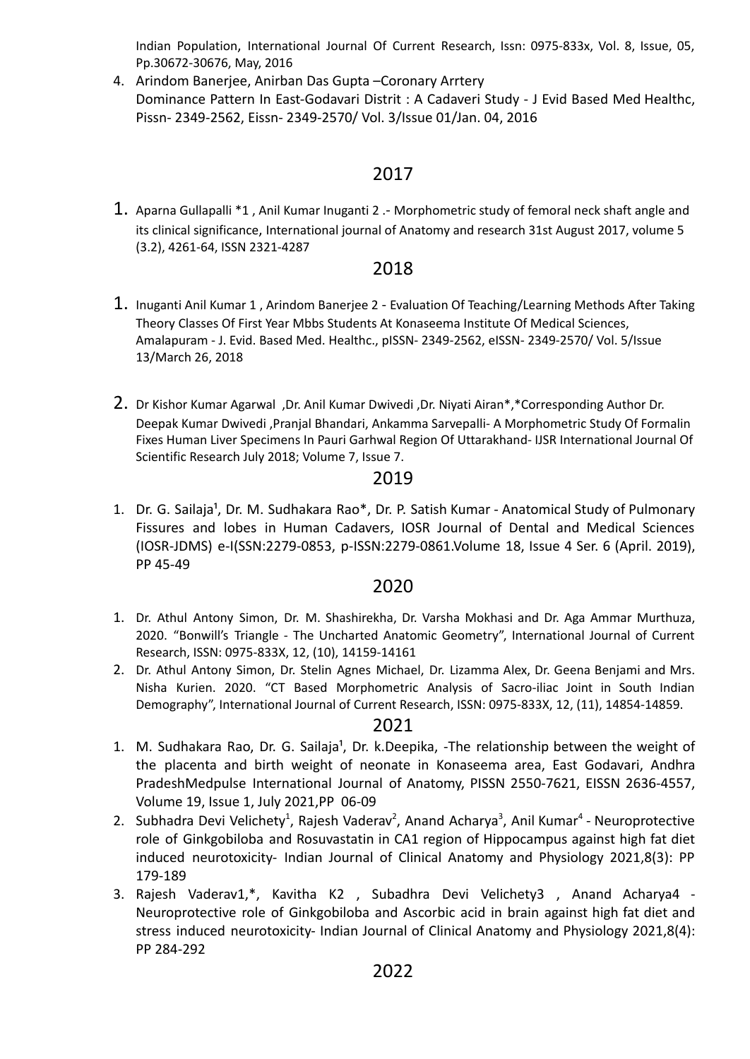Indian Population, International Journal Of Current Research, Issn: 0975-833x, Vol. 8, Issue, 05, Pp.30672-30676, May, 2016

4. Arindom Banerjee, Anirban Das Gupta –Coronary Arrtery Dominance Pattern In East-Godavari Distrit : A Cadaveri Study - J Evid Based Med Healthc, Pissn- 2349-2562, Eissn- 2349-2570/ Vol. 3/Issue 01/Jan. 04, 2016

## 2017

1. Aparna Gullapalli *1 , Anil Kumar Inuganti 2 .- Morphometric study of femoral neck shaft angle and its clinical significance, International journal of Anatomy and research 31st August 2017, volume 5 (3.2), 4261-64, ISSN 2321-4287

## 2018

1. Inuganti Anil Kumar 1 , Arindom Banerjee 2 - Evaluation Of Teaching/Learning Methods After Taking Theory Classes Of First Year Mbbs Students At Konaseema Institute Of Medical Sciences, Amalapuram - J. Evid. Based Med. Healthc., pISSN- 2349-2562, eISSN- 2349-2570/ Vol. 5/Issue 13/March 26, 2018

2. Dr Kishor Kumar Agarwal ,Dr. Anil Kumar Dwivedi ,Dr. Niyati Airan*,*Corresponding Author Dr. Deepak Kumar Dwivedi ,Pranjal Bhandari, Ankamma Sarvepalli- A Morphometric Study Of Formalin Fixes Human Liver Specimens In Pauri Garhwal Region Of Uttarakhand- IJSR International Journal Of Scientific Research July 2018; Volume 7, Issue 7.

## 2019

1. Dr. G. Sailaja[1], Dr. M. Sudhakara Rao*, Dr. P. Satish Kumar - Anatomical Study of Pulmonary Fissures and lobes in Human Cadavers, IOSR Journal of Dental and Medical Sciences (IOSR-JDMS) e-I(SSN:2279-0853, p-ISSN:2279-0861.Volume 18, Issue 4 Ser. 6 (April. 2019), PP 45-49

## 2020

1. Dr. Athul Antony Simon, Dr. M. Shashirekha, Dr. Varsha Mokhasi and Dr. Aga Ammar Murthuza, 2020. "Bonwill's Triangle - The Uncharted Anatomic Geometry", International Journal of Current Research, ISSN: 0975-833X, 12, (10), 14159-14161
2. Dr. Athul Antony Simon, Dr. Stelin Agnes Michael, Dr. Lizamma Alex, Dr. Geena Benjami and Mrs. Nisha Kurien. 2020. "CT Based Morphometric Analysis of Sacro-iliac Joint in South Indian Demography", International Journal of Current Research, ISSN: 0975-833X, 12, (11), 14854-14859.

## 2021

1. M. Sudhakara Rao, Dr. G. Sailaja[1], Dr. k.Deepika, -The relationship between the weight of the placenta and birth weight of neonate in Konaseema area, East Godavari, Andhra PradeshMedpulse International Journal of Anatomy, PISSN 2550-7621, EISSN 2636-4557, Volume 19, Issue 1, July 2021,PP 06-09
2. Subhadra Devi Velichety[1], Rajesh Vaderav[2], Anand Acharya[3], Anil Kumar[4] - Neuroprotective role of Ginkgobiloba and Rosuvastatin in CA1 region of Hippocampus against high fat diet induced neurotoxicity- Indian Journal of Clinical Anatomy and Physiology 2021,8(3): PP 179-189
3. Rajesh Vaderav1,*, Kavitha K2 , Subadhra Devi Velichety3 , Anand Acharya4 - Neuroprotective role of Ginkgobiloba and Ascorbic acid in brain against high fat diet and stress induced neurotoxicity- Indian Journal of Clinical Anatomy and Physiology 2021,8(4): PP 284-292

## 2022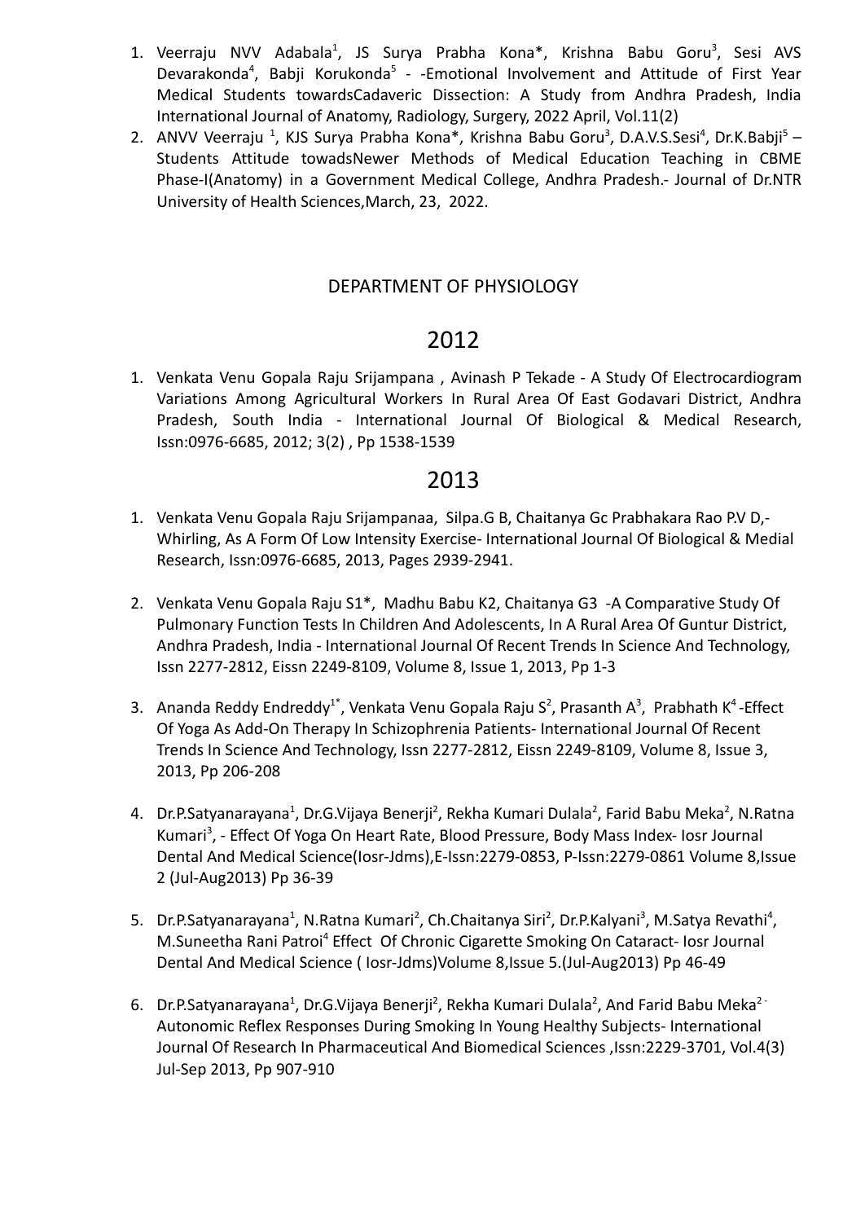1. Veerraju NVV Adabala[1], JS Surya Prabha Kona*, Krishna Babu Goru[3], Sesi AVS Devarakonda[4], Babji Korukonda[5] - -Emotional Involvement and Attitude of First Year Medical Students towardsCadaveric Dissection: A Study from Andhra Pradesh, India International Journal of Anatomy, Radiology, Surgery, 2022 April, Vol.11(2)
2. ANVV Veerraju [1], KJS Surya Prabha Kona*, Krishna Babu Goru[3], D.A.V.S.Sesi[4], Dr.K.Babji[5] – Students Attitude towadsNewer Methods of Medical Education Teaching in CBME Phase-I(Anatomy) in a Government Medical College, Andhra Pradesh.- Journal of Dr.NTR University of Health Sciences,March, 23, 2022.

## DEPARTMENT OF PHYSIOLOGY

## 2012

1. Venkata Venu Gopala Raju Srijampana , Avinash P Tekade - A Study Of Electrocardiogram Variations Among Agricultural Workers In Rural Area Of East Godavari District, Andhra Pradesh, South India - International Journal Of Biological & Medical Research, Issn:0976-6685, 2012; 3(2) , Pp 1538-1539

## 2013

1. Venkata Venu Gopala Raju Srijampanaa, Silpa.G B, Chaitanya Gc Prabhakara Rao P.V D,- Whirling, As A Form Of Low Intensity Exercise- International Journal Of Biological & Medial Research, Issn:0976-6685, 2013, Pages 2939-2941.

2. Venkata Venu Gopala Raju S1*, Madhu Babu K2, Chaitanya G3 -A Comparative Study Of Pulmonary Function Tests In Children And Adolescents, In A Rural Area Of Guntur District, Andhra Pradesh, India - International Journal Of Recent Trends In Science And Technology, Issn 2277-2812, Eissn 2249-8109, Volume 8, Issue 1, 2013, Pp 1-3

3. Ananda Reddy Endreddy[1*], Venkata Venu Gopala Raju S[2], Prasanth A[3], Prabhath K[4] -Effect Of Yoga As Add-On Therapy In Schizophrenia Patients- International Journal Of Recent Trends In Science And Technology, Issn 2277-2812, Eissn 2249-8109, Volume 8, Issue 3, 2013, Pp 206-208

4. Dr.P.Satyanarayana[1], Dr.G.Vijaya Benerji[2], Rekha Kumari Dulala[2], Farid Babu Meka[2], N.Ratna Kumari[3], - Effect Of Yoga On Heart Rate, Blood Pressure, Body Mass Index- Iosr Journal Dental And Medical Science(Iosr-Jdms),E-Issn:2279-0853, P-Issn:2279-0861 Volume 8,Issue 2 (Jul-Aug2013) Pp 36-39

5. Dr.P.Satyanarayana[1], N.Ratna Kumari[2], Ch.Chaitanya Siri[2], Dr.P.Kalyani[3], M.Satya Revathi[4], M.Suneetha Rani Patroi[4] Effect Of Chronic Cigarette Smoking On Cataract- Iosr Journal Dental And Medical Science ( Iosr-Jdms)Volume 8,Issue 5.(Jul-Aug2013) Pp 46-49

6. Dr.P.Satyanarayana[1], Dr.G.Vijaya Benerji[2], Rekha Kumari Dulala[2], And Farid Babu Meka[2] - Autonomic Reflex Responses During Smoking In Young Healthy Subjects- International Journal Of Research In Pharmaceutical And Biomedical Sciences ,Issn:2229-3701, Vol.4(3) Jul-Sep 2013, Pp 907-910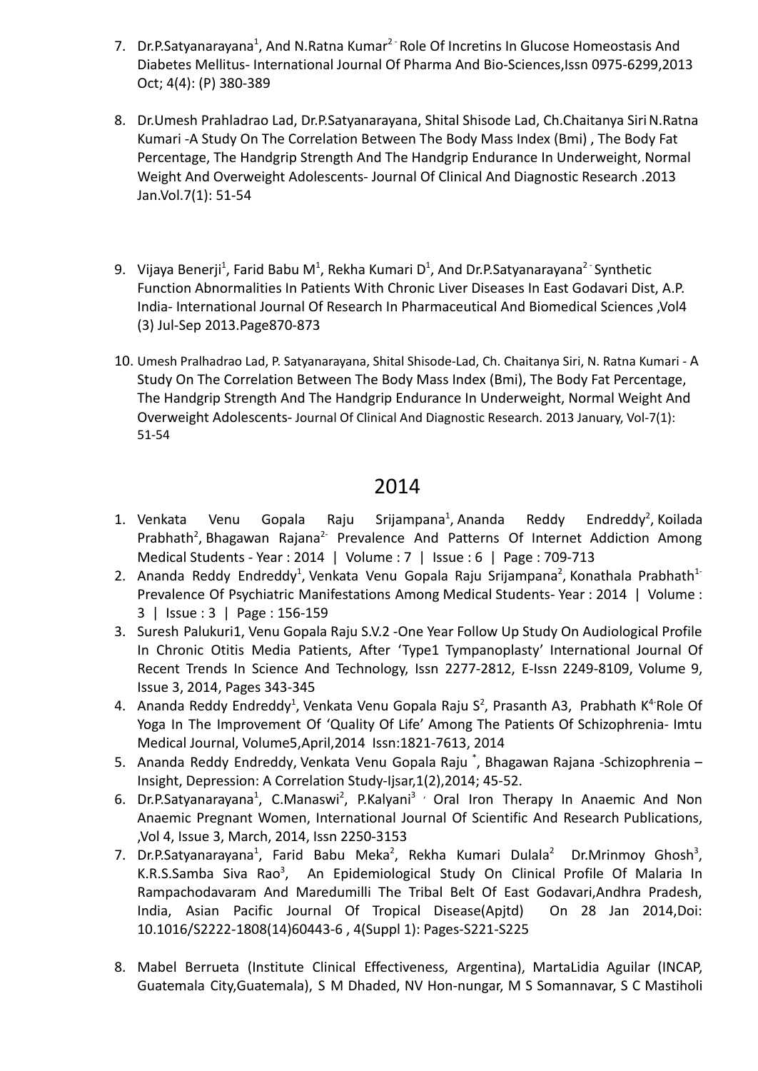7. Dr.P.Satyanarayana[1], And N.Ratna Kumar[2-] Role Of Incretins In Glucose Homeostasis And Diabetes Mellitus- International Journal Of Pharma And Bio-Sciences,Issn 0975-6299,2013 Oct; 4(4): (P) 380-389

8. Dr.Umesh Prahladrao Lad, Dr.P.Satyanarayana, Shital Shisode Lad, Ch.Chaitanya Siri N.Ratna Kumari -A Study On The Correlation Between The Body Mass Index (Bmi) , The Body Fat Percentage, The Handgrip Strength And The Handgrip Endurance In Underweight, Normal Weight And Overweight Adolescents- Journal Of Clinical And Diagnostic Research .2013 Jan.Vol.7(1): 51-54

9. Vijaya Benerji[1], Farid Babu M[1], Rekha Kumari D[1], And Dr.P.Satyanarayana[2-] Synthetic Function Abnormalities In Patients With Chronic Liver Diseases In East Godavari Dist, A.P. India- International Journal Of Research In Pharmaceutical And Biomedical Sciences ,Vol4 (3) Jul-Sep 2013.Page870-873

10. Umesh Pralhadrao Lad, P. Satyanarayana, Shital Shisode-Lad, Ch. Chaitanya Siri, N. Ratna Kumari - A Study On The Correlation Between The Body Mass Index (Bmi), The Body Fat Percentage, The Handgrip Strength And The Handgrip Endurance In Underweight, Normal Weight And Overweight Adolescents- Journal Of Clinical And Diagnostic Research. 2013 January, Vol-7(1): 51-54

## 2014

1. Venkata Venu Gopala Raju Srijampana[1], Ananda Reddy Endreddy[2], Koilada Prabhath[2], Bhagawan Rajana[2-] Prevalence And Patterns Of Internet Addiction Among Medical Students - Year : 2014 | Volume : 7 | Issue : 6 | Page : 709-713
2. Ananda Reddy Endreddy[1], Venkata Venu Gopala Raju Srijampana[2], Konathala Prabhath[1-] Prevalence Of Psychiatric Manifestations Among Medical Students- Year : 2014 | Volume : 3 | Issue : 3 | Page : 156-159
3. Suresh Palukuri1, Venu Gopala Raju S.V.2 -One Year Follow Up Study On Audiological Profile In Chronic Otitis Media Patients, After 'Type1 Tympanoplasty' International Journal Of Recent Trends In Science And Technology, Issn 2277-2812, E-Issn 2249-8109, Volume 9, Issue 3, 2014, Pages 343-345
4. Ananda Reddy Endreddy[1], Venkata Venu Gopala Raju S[2], Prasanth A3, Prabhath K[4-]Role Of Yoga In The Improvement Of 'Quality Of Life' Among The Patients Of Schizophrenia- Imtu Medical Journal, Volume5,April,2014 Issn:1821-7613, 2014
5. Ananda Reddy Endreddy, Venkata Venu Gopala Raju [*], Bhagawan Rajana -Schizophrenia – Insight, Depression: A Correlation Study-Ijsar,1(2),2014; 45-52.
6. Dr.P.Satyanarayana[1], C.Manaswi[2], P.Kalyani[3] , Oral Iron Therapy In Anaemic And Non Anaemic Pregnant Women, International Journal Of Scientific And Research Publications, ,Vol 4, Issue 3, March, 2014, Issn 2250-3153
7. Dr.P.Satyanarayana[1], Farid Babu Meka[2], Rekha Kumari Dulala[2] Dr.Mrinmoy Ghosh[3], K.R.S.Samba Siva Rao[3], An Epidemiological Study On Clinical Profile Of Malaria In Rampachodavaram And Maredumilli The Tribal Belt Of East Godavari,Andhra Pradesh, India, Asian Pacific Journal Of Tropical Disease(Apjtd) On 28 Jan 2014,Doi: 10.1016/S2222-1808(14)60443-6 , 4(Suppl 1): Pages-S221-S225

8. Mabel Berrueta (Institute Clinical Effectiveness, Argentina), MartaLidia Aguilar (INCAP, Guatemala City,Guatemala), S M Dhaded, NV Hon-nungar, M S Somannavar, S C Mastiholi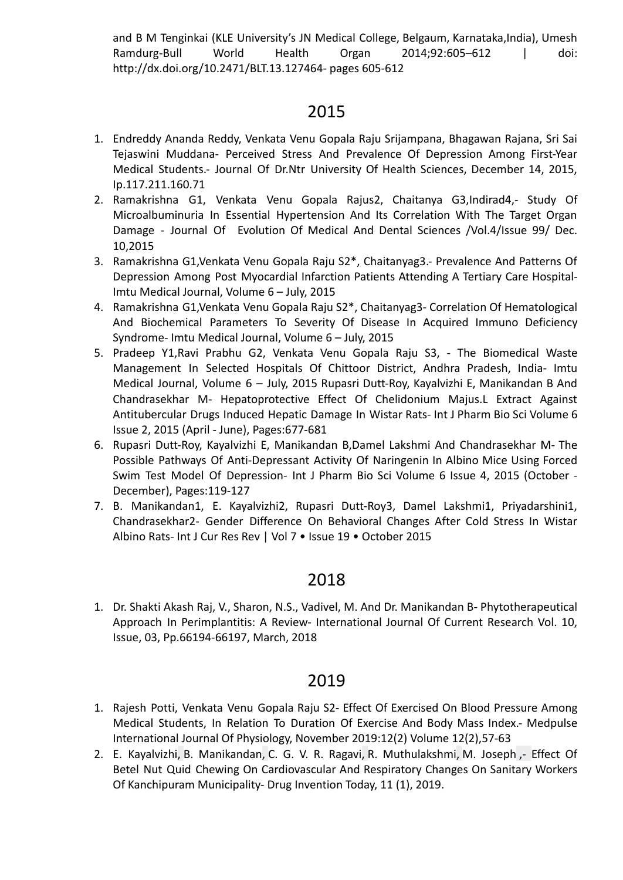and B M Tenginkai (KLE University's JN Medical College, Belgaum, Karnataka,India), Umesh Ramdurg-Bull World Health Organ 2014;92:605–612 | doi: http://dx.doi.org/10.2471/BLT.13.127464- pages 605-612

## 2015

1. Endreddy Ananda Reddy, Venkata Venu Gopala Raju Srijampana, Bhagawan Rajana, Sri Sai Tejaswini Muddana- Perceived Stress And Prevalence Of Depression Among First-Year Medical Students.- Journal Of Dr.Ntr University Of Health Sciences, December 14, 2015, Ip.117.211.160.71
2. Ramakrishna G1, Venkata Venu Gopala Rajus2, Chaitanya G3,Indirad4,- Study Of Microalbuminuria In Essential Hypertension And Its Correlation With The Target Organ Damage - Journal Of Evolution Of Medical And Dental Sciences /Vol.4/Issue 99/ Dec. 10,2015
3. Ramakrishna G1,Venkata Venu Gopala Raju S2*, Chaitanyag3.- Prevalence And Patterns Of Depression Among Post Myocardial Infarction Patients Attending A Tertiary Care Hospital- Imtu Medical Journal, Volume 6 – July, 2015
4. Ramakrishna G1,Venkata Venu Gopala Raju S2*, Chaitanyag3- Correlation Of Hematological And Biochemical Parameters To Severity Of Disease In Acquired Immuno Deficiency Syndrome- Imtu Medical Journal, Volume 6 – July, 2015
5. Pradeep Y1,Ravi Prabhu G2, Venkata Venu Gopala Raju S3, - The Biomedical Waste Management In Selected Hospitals Of Chittoor District, Andhra Pradesh, India- Imtu Medical Journal, Volume 6 – July, 2015 Rupasri Dutt-Roy, Kayalvizhi E, Manikandan B And Chandrasekhar M- Hepatoprotective Effect Of Chelidonium Majus.L Extract Against Antitubercular Drugs Induced Hepatic Damage In Wistar Rats- Int J Pharm Bio Sci Volume 6 Issue 2, 2015 (April - June), Pages:677-681
6. Rupasri Dutt-Roy, Kayalvizhi E, Manikandan B,Damel Lakshmi And Chandrasekhar M- The Possible Pathways Of Anti-Depressant Activity Of Naringenin In Albino Mice Using Forced Swim Test Model Of Depression- Int J Pharm Bio Sci Volume 6 Issue 4, 2015 (October - December), Pages:119-127
7. B. Manikandan1, E. Kayalvizhi2, Rupasri Dutt-Roy3, Damel Lakshmi1, Priyadarshini1, Chandrasekhar2- Gender Difference On Behavioral Changes After Cold Stress In Wistar Albino Rats- Int J Cur Res Rev | Vol 7 • Issue 19 • October 2015

## 2018

1. Dr. Shakti Akash Raj, V., Sharon, N.S., Vadivel, M. And Dr. Manikandan B- Phytotherapeutical Approach In Perimplantitis: A Review- International Journal Of Current Research Vol. 10, Issue, 03, Pp.66194-66197, March, 2018

## 2019

1. Rajesh Potti, Venkata Venu Gopala Raju S2- Effect Of Exercised On Blood Pressure Among Medical Students, In Relation To Duration Of Exercise And Body Mass Index.- Medpulse International Journal Of Physiology, November 2019:12(2) Volume 12(2),57-63
2. E. Kayalvizhi, B. Manikandan, C. G. V. R. Ragavi, R. Muthulakshmi, M. Joseph ,- Effect Of Betel Nut Quid Chewing On Cardiovascular And Respiratory Changes On Sanitary Workers Of Kanchipuram Municipality- Drug Invention Today, 11 (1), 2019.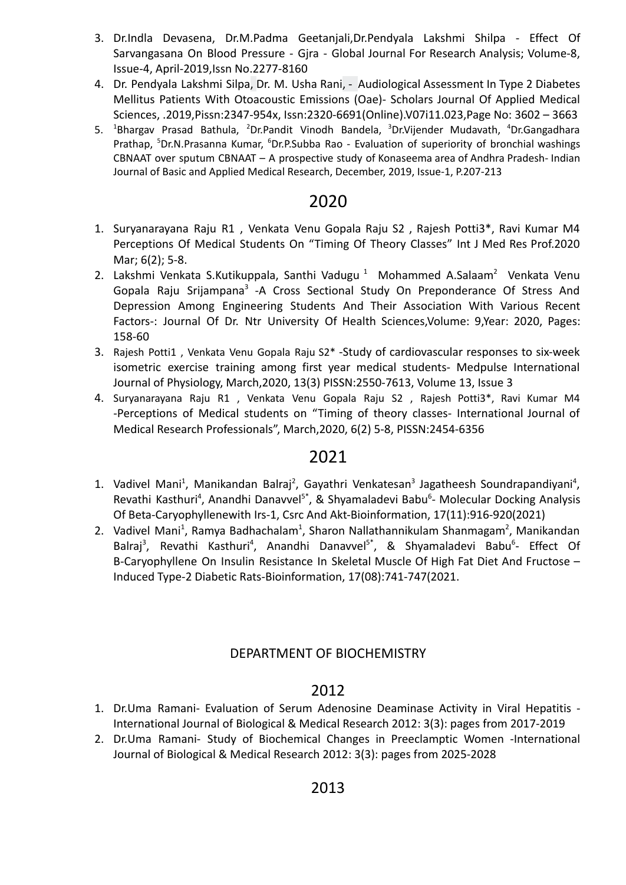3. Dr.Indla Devasena, Dr.M.Padma Geetanjali,Dr.Pendyala Lakshmi Shilpa - Effect Of Sarvangasana On Blood Pressure - Gjra - Global Journal For Research Analysis; Volume-8, Issue-4, April-2019,Issn No.2277-8160
4. Dr. Pendyala Lakshmi Silpa, Dr. M. Usha Rani, - Audiological Assessment In Type 2 Diabetes Mellitus Patients With Otoacoustic Emissions (Oae)- Scholars Journal Of Applied Medical Sciences, .2019,Pissn:2347-954x, Issn:2320-6691(Online).V07i11.023,Page No: 3602 – 3663
5. [1]Bhargav Prasad Bathula, [2]Dr.Pandit Vinodh Bandela, [3]Dr.Vijender Mudavath, [4]Dr.Gangadhara Prathap, [5]Dr.N.Prasanna Kumar, [6]Dr.P.Subba Rao - Evaluation of superiority of bronchial washings CBNAAT over sputum CBNAAT – A prospective study of Konaseema area of Andhra Pradesh- Indian Journal of Basic and Applied Medical Research, December, 2019, Issue-1, P.207-213

## 2020

1. Suryanarayana Raju R1 , Venkata Venu Gopala Raju S2 , Rajesh Potti3*, Ravi Kumar M4 Perceptions Of Medical Students On "Timing Of Theory Classes" Int J Med Res Prof.2020 Mar; 6(2); 5-8.
2. Lakshmi Venkata S.Kutikuppala, Santhi Vadugu [1] Mohammed A.Salaam[2] Venkata Venu Gopala Raju Srijampana[3] -A Cross Sectional Study On Preponderance Of Stress And Depression Among Engineering Students And Their Association With Various Recent Factors-: Journal Of Dr. Ntr University Of Health Sciences,Volume: 9,Year: 2020, Pages: 158-60
3. Rajesh Potti1 , Venkata Venu Gopala Raju S2* -Study of cardiovascular responses to six-week isometric exercise training among first year medical students- Medpulse International Journal of Physiology, March,2020, 13(3) PISSN:2550-7613, Volume 13, Issue 3
4. Suryanarayana Raju R1 , Venkata Venu Gopala Raju S2 , Rajesh Potti3*, Ravi Kumar M4 -Perceptions of Medical students on "Timing of theory classes- International Journal of Medical Research Professionals", March,2020, 6(2) 5-8, PISSN:2454-6356

## 2021

1. Vadivel Mani[1], Manikandan Balraj[2], Gayathri Venkatesan[3] Jagatheesh Soundrapandiyani[4], Revathi Kasthuri[4], Anandhi Danavvel[5*], & Shyamaladevi Babu[6]- Molecular Docking Analysis Of Beta-Caryophyllenewith Irs-1, Csrc And Akt-Bioinformation, 17(11):916-920(2021)
2. Vadivel Mani[1], Ramya Badhachalam[1], Sharon Nallathannikulam Shanmagam[2], Manikandan Balraj[3], Revathi Kasthuri[4], Anandhi Danavvel[5*], & Shyamaladevi Babu[6]- Effect Of B-Caryophyllene On Insulin Resistance In Skeletal Muscle Of High Fat Diet And Fructose – Induced Type-2 Diabetic Rats-Bioinformation, 17(08):741-747(2021.

# DEPARTMENT OF BIOCHEMISTRY

## 2012

1. Dr.Uma Ramani- Evaluation of Serum Adenosine Deaminase Activity in Viral Hepatitis - International Journal of Biological & Medical Research 2012: 3(3): pages from 2017-2019
2. Dr.Uma Ramani- Study of Biochemical Changes in Preeclamptic Women -International Journal of Biological & Medical Research 2012: 3(3): pages from 2025-2028

## 2013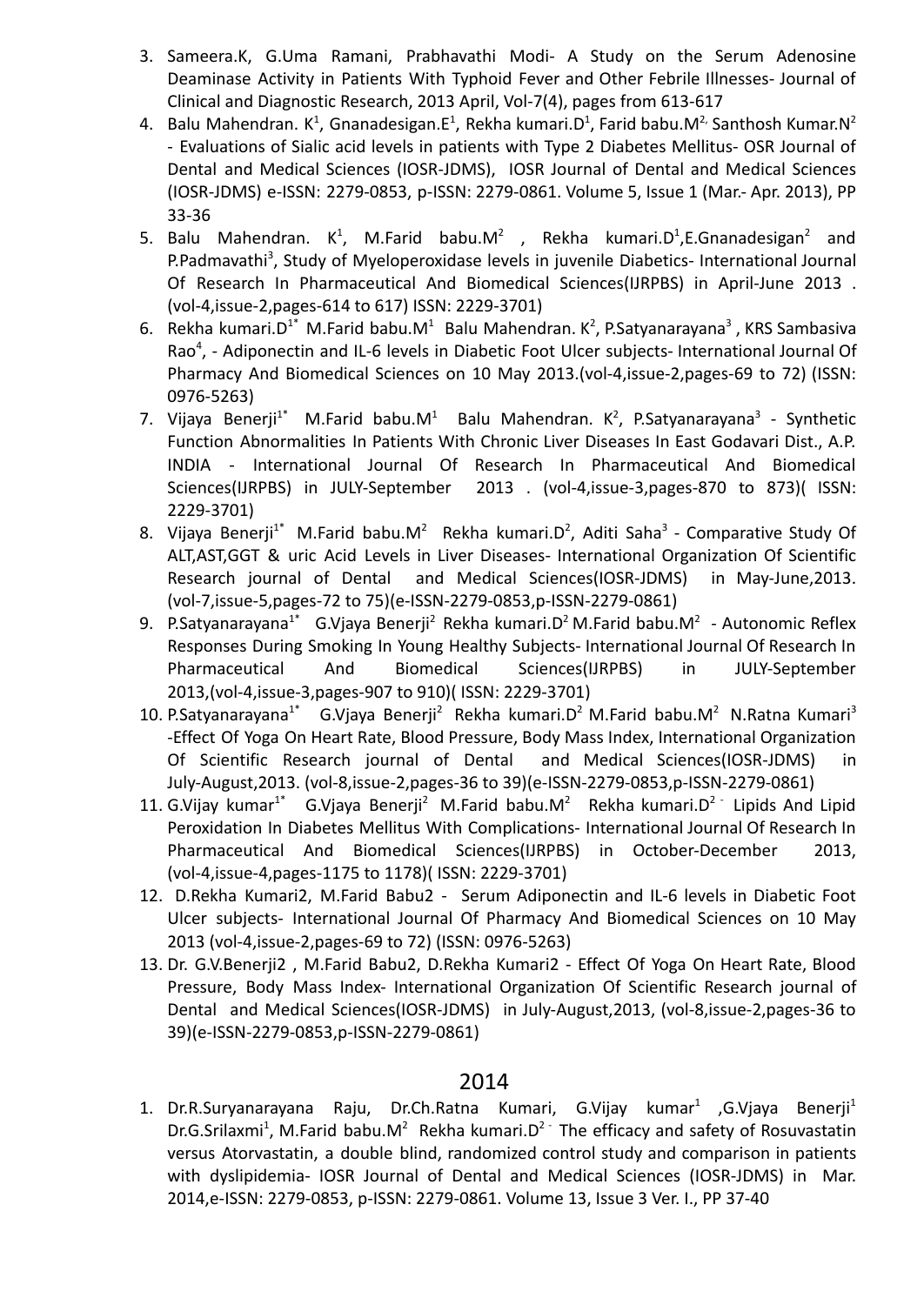3. Sameera.K, G.Uma Ramani, Prabhavathi Modi- A Study on the Serum Adenosine Deaminase Activity in Patients With Typhoid Fever and Other Febrile Illnesses- Journal of Clinical and Diagnostic Research, 2013 April, Vol-7(4), pages from 613-617
4. Balu Mahendran. K[1], Gnanadesigan.E[1], Rekha kumari.D[1], Farid babu.M[2,] Santhosh Kumar.N[2] - Evaluations of Sialic acid levels in patients with Type 2 Diabetes Mellitus- OSR Journal of Dental and Medical Sciences (IOSR-JDMS), IOSR Journal of Dental and Medical Sciences (IOSR-JDMS) e-ISSN: 2279-0853, p-ISSN: 2279-0861. Volume 5, Issue 1 (Mar.- Apr. 2013), PP 33-36
5. Balu Mahendran. K[1], M.Farid babu.M[2] , Rekha kumari.D[1],E.Gnanadesigan[2] and P.Padmavathi[3], Study of Myeloperoxidase levels in juvenile Diabetics- International Journal Of Research In Pharmaceutical And Biomedical Sciences(IJRPBS) in April-June 2013 . (vol-4,issue-2,pages-614 to 617) ISSN: 2229-3701)
6. Rekha kumari.D[1*] M.Farid babu.M[1] Balu Mahendran. K[2], P.Satyanarayana[3] , KRS Sambasiva Rao[4], - Adiponectin and IL-6 levels in Diabetic Foot Ulcer subjects- International Journal Of Pharmacy And Biomedical Sciences on 10 May 2013.(vol-4,issue-2,pages-69 to 72) (ISSN: 0976-5263)
7. Vijaya Benerji[1*] M.Farid babu.M[1] Balu Mahendran. K[2], P.Satyanarayana[3] - Synthetic Function Abnormalities In Patients With Chronic Liver Diseases In East Godavari Dist., A.P. INDIA - International Journal Of Research In Pharmaceutical And Biomedical Sciences(IJRPBS) in JULY-September 2013 . (vol-4,issue-3,pages-870 to 873)( ISSN: 2229-3701)
8. Vijaya Benerji[1*] M.Farid babu.M[2] Rekha kumari.D[2], Aditi Saha[3] - Comparative Study Of ALT,AST,GGT & uric Acid Levels in Liver Diseases- International Organization Of Scientific Research journal of Dental and Medical Sciences(IOSR-JDMS) in May-June,2013. (vol-7,issue-5,pages-72 to 75)(e-ISSN-2279-0853,p-ISSN-2279-0861)
9. P.Satyanarayana[1*] G.Vjaya Benerji[2] Rekha kumari.D[2] M.Farid babu.M[2] - Autonomic Reflex Responses During Smoking In Young Healthy Subjects- International Journal Of Research In Pharmaceutical And Biomedical Sciences(IJRPBS) in JULY-September 2013,(vol-4,issue-3,pages-907 to 910)( ISSN: 2229-3701)
10. P.Satyanarayana[1*] G.Vjaya Benerji[2] Rekha kumari.D[2] M.Farid babu.M[2] N.Ratna Kumari[3] -Effect Of Yoga On Heart Rate, Blood Pressure, Body Mass Index, International Organization Of Scientific Research journal of Dental and Medical Sciences(IOSR-JDMS) in July-August,2013. (vol-8,issue-2,pages-36 to 39)(e-ISSN-2279-0853,p-ISSN-2279-0861)
11. G.Vijay kumar[1*] G.Vjaya Benerji[2] M.Farid babu.M[2] Rekha kumari.D[2] - Lipids And Lipid Peroxidation In Diabetes Mellitus With Complications- International Journal Of Research In Pharmaceutical And Biomedical Sciences(IJRPBS) in October-December 2013, (vol-4,issue-4,pages-1175 to 1178)( ISSN: 2229-3701)
12. D.Rekha Kumari2, M.Farid Babu2 - Serum Adiponectin and IL-6 levels in Diabetic Foot Ulcer subjects- International Journal Of Pharmacy And Biomedical Sciences on 10 May 2013 (vol-4,issue-2,pages-69 to 72) (ISSN: 0976-5263)
13. Dr. G.V.Benerji2 , M.Farid Babu2, D.Rekha Kumari2 - Effect Of Yoga On Heart Rate, Blood Pressure, Body Mass Index- International Organization Of Scientific Research journal of Dental and Medical Sciences(IOSR-JDMS) in July-August,2013, (vol-8,issue-2,pages-36 to 39)(e-ISSN-2279-0853,p-ISSN-2279-0861)

## 2014

1. Dr.R.Suryanarayana Raju, Dr.Ch.Ratna Kumari, G.Vijay kumar[1] ,G.Vjaya Benerji[1] Dr.G.Srilaxmi[1], M.Farid babu.M[2] Rekha kumari.D[2] - The efficacy and safety of Rosuvastatin versus Atorvastatin, a double blind, randomized control study and comparison in patients with dyslipidemia- IOSR Journal of Dental and Medical Sciences (IOSR-JDMS) in Mar. 2014,e-ISSN: 2279-0853, p-ISSN: 2279-0861. Volume 13, Issue 3 Ver. I., PP 37-40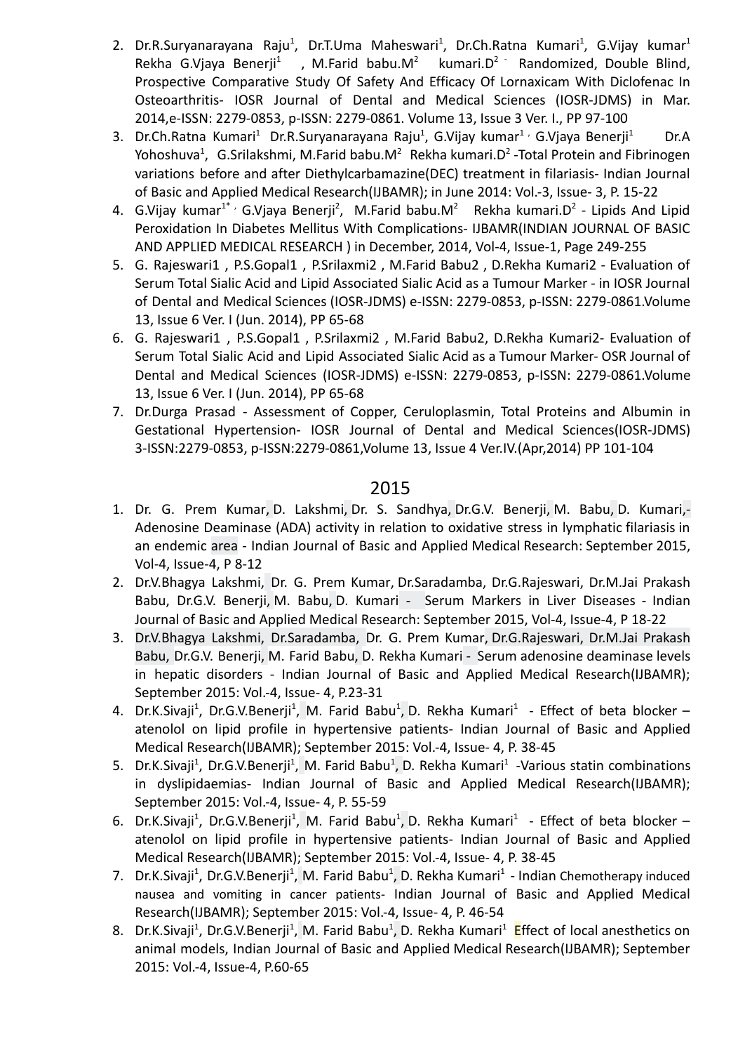2. Dr.R.Suryanarayana Raju[1], Dr.T.Uma Maheswari[1], Dr.Ch.Ratna Kumari[1], G.Vijay kumar[1] Rekha G.Vjaya Benerji[1] , M.Farid babu.M[2] kumari.D[2] - Randomized, Double Blind, Prospective Comparative Study Of Safety And Efficacy Of Lornaxicam With Diclofenac In Osteoarthritis- IOSR Journal of Dental and Medical Sciences (IOSR-JDMS) in Mar. 2014,e-ISSN: 2279-0853, p-ISSN: 2279-0861. Volume 13, Issue 3 Ver. I., PP 97-100
3. Dr.Ch.Ratna Kumari[1] Dr.R.Suryanarayana Raju[1], G.Vijay kumar[1], G.Vjaya Benerji[1] Dr.A Yohoshuva[1], G.Srilakshmi, M.Farid babu.M[2] Rekha kumari.D[2] -Total Protein and Fibrinogen variations before and after Diethylcarbamazine(DEC) treatment in filariasis- Indian Journal of Basic and Applied Medical Research(IJBAMR); in June 2014: Vol.-3, Issue- 3, P. 15-22
4. G.Vijay kumar[1*], G.Vjaya Benerji[2], M.Farid babu.M[2] Rekha kumari.D[2] - Lipids And Lipid Peroxidation In Diabetes Mellitus With Complications- IJBAMR(INDIAN JOURNAL OF BASIC AND APPLIED MEDICAL RESEARCH ) in December, 2014, Vol-4, Issue-1, Page 249-255
5. G. Rajeswari1 , P.S.Gopal1 , P.Srilaxmi2 , M.Farid Babu2 , D.Rekha Kumari2 - Evaluation of Serum Total Sialic Acid and Lipid Associated Sialic Acid as a Tumour Marker - in IOSR Journal of Dental and Medical Sciences (IOSR-JDMS) e-ISSN: 2279-0853, p-ISSN: 2279-0861.Volume 13, Issue 6 Ver. I (Jun. 2014), PP 65-68
6. G. Rajeswari1 , P.S.Gopal1 , P.Srilaxmi2 , M.Farid Babu2, D.Rekha Kumari2- Evaluation of Serum Total Sialic Acid and Lipid Associated Sialic Acid as a Tumour Marker- OSR Journal of Dental and Medical Sciences (IOSR-JDMS) e-ISSN: 2279-0853, p-ISSN: 2279-0861.Volume 13, Issue 6 Ver. I (Jun. 2014), PP 65-68
7. Dr.Durga Prasad - Assessment of Copper, Ceruloplasmin, Total Proteins and Albumin in Gestational Hypertension- IOSR Journal of Dental and Medical Sciences(IOSR-JDMS) 3-ISSN:2279-0853, p-ISSN:2279-0861,Volume 13, Issue 4 Ver.IV.(Apr,2014) PP 101-104

## 2015

1. Dr. G. Prem Kumar, D. Lakshmi, Dr. S. Sandhya, Dr.G.V. Benerji, M. Babu, D. Kumari,- Adenosine Deaminase (ADA) activity in relation to oxidative stress in lymphatic filariasis in an endemic area - Indian Journal of Basic and Applied Medical Research: September 2015, Vol-4, Issue-4, P 8-12
2. Dr.V.Bhagya Lakshmi, Dr. G. Prem Kumar, Dr.Saradamba, Dr.G.Rajeswari, Dr.M.Jai Prakash Babu, Dr.G.V. Benerji, M. Babu, D. Kumari - Serum Markers in Liver Diseases - Indian Journal of Basic and Applied Medical Research: September 2015, Vol-4, Issue-4, P 18-22
3. Dr.V.Bhagya Lakshmi, Dr.Saradamba, Dr. G. Prem Kumar, Dr.G.Rajeswari, Dr.M.Jai Prakash Babu, Dr.G.V. Benerji, M. Farid Babu, D. Rekha Kumari - Serum adenosine deaminase levels in hepatic disorders - Indian Journal of Basic and Applied Medical Research(IJBAMR); September 2015: Vol.-4, Issue- 4, P.23-31
4. Dr.K.Sivaji[1], Dr.G.V.Benerji[1], M. Farid Babu[1], D. Rekha Kumari[1] - Effect of beta blocker – atenolol on lipid profile in hypertensive patients- Indian Journal of Basic and Applied Medical Research(IJBAMR); September 2015: Vol.-4, Issue- 4, P. 38-45
5. Dr.K.Sivaji[1], Dr.G.V.Benerji[1], M. Farid Babu[1], D. Rekha Kumari[1] -Various statin combinations in dyslipidaemias- Indian Journal of Basic and Applied Medical Research(IJBAMR); September 2015: Vol.-4, Issue- 4, P. 55-59
6. Dr.K.Sivaji[1], Dr.G.V.Benerji[1], M. Farid Babu[1], D. Rekha Kumari[1] - Effect of beta blocker – atenolol on lipid profile in hypertensive patients- Indian Journal of Basic and Applied Medical Research(IJBAMR); September 2015: Vol.-4, Issue- 4, P. 38-45
7. Dr.K.Sivaji[1], Dr.G.V.Benerji[1], M. Farid Babu[1], D. Rekha Kumari[1] - Indian Chemotherapy induced nausea and vomiting in cancer patients- Indian Journal of Basic and Applied Medical Research(IJBAMR); September 2015: Vol.-4, Issue- 4, P. 46-54
8. Dr.K.Sivaji[1], Dr.G.V.Benerji[1], M. Farid Babu[1], D. Rekha Kumari[1] Effect of local anesthetics on animal models, Indian Journal of Basic and Applied Medical Research(IJBAMR); September 2015: Vol.-4, Issue-4, P.60-65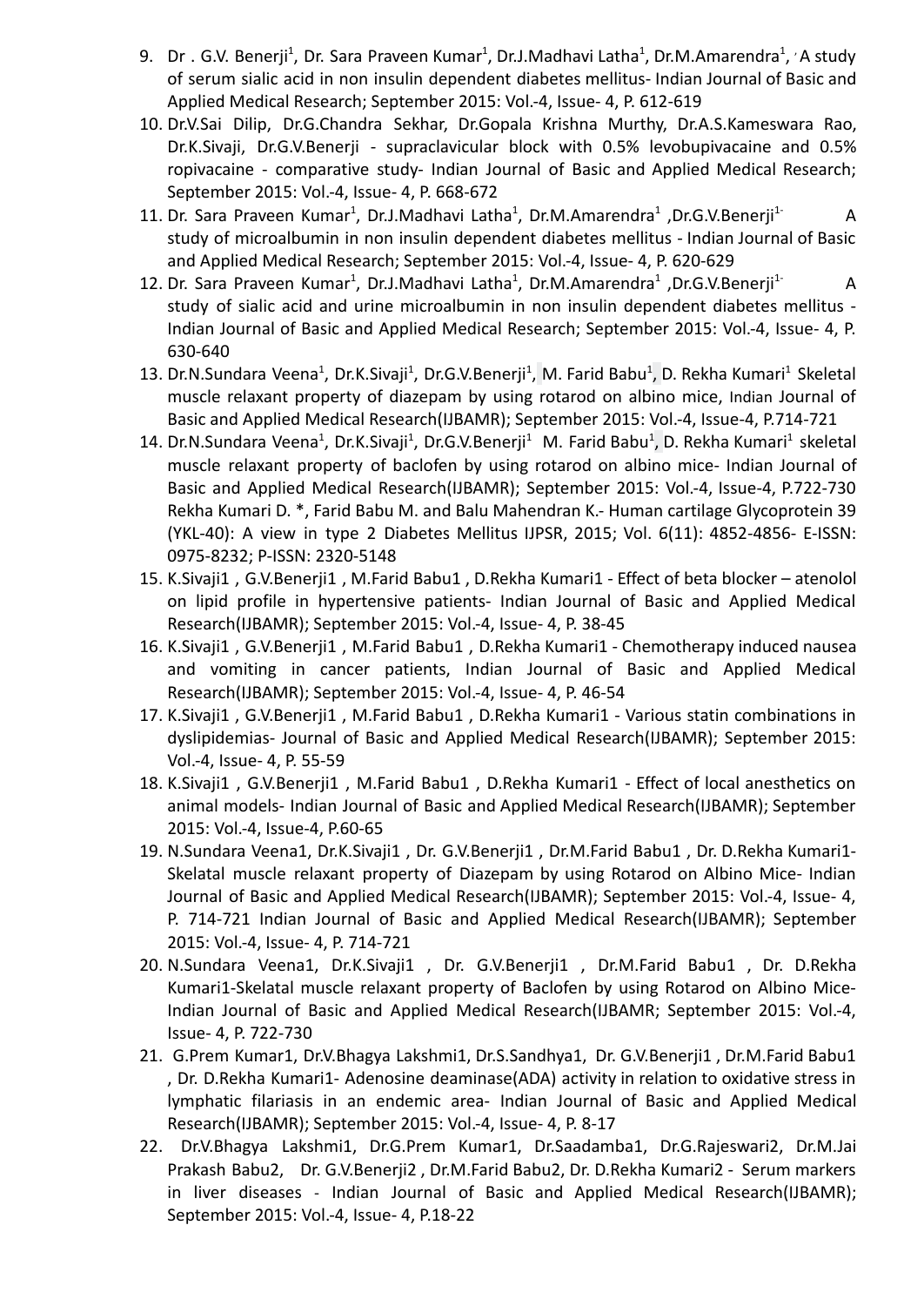9. Dr . G.V. Benerji[1], Dr. Sara Praveen Kumar[1], Dr.J.Madhavi Latha[1], Dr.M.Amarendra[1], ' A study of serum sialic acid in non insulin dependent diabetes mellitus- Indian Journal of Basic and Applied Medical Research; September 2015: Vol.-4, Issue- 4, P. 612-619
10. Dr.V.Sai Dilip, Dr.G.Chandra Sekhar, Dr.Gopala Krishna Murthy, Dr.A.S.Kameswara Rao, Dr.K.Sivaji, Dr.G.V.Benerji - supraclavicular block with 0.5% levobupivacaine and 0.5% ropivacaine - comparative study- Indian Journal of Basic and Applied Medical Research; September 2015: Vol.-4, Issue- 4, P. 668-672
11. Dr. Sara Praveen Kumar[1], Dr.J.Madhavi Latha[1], Dr.M.Amarendra[1] ,Dr.G.V.Benerji[1-] A study of microalbumin in non insulin dependent diabetes mellitus - Indian Journal of Basic and Applied Medical Research; September 2015: Vol.-4, Issue- 4, P. 620-629
12. Dr. Sara Praveen Kumar[1], Dr.J.Madhavi Latha[1], Dr.M.Amarendra[1] ,Dr.G.V.Benerji[1-] A study of sialic acid and urine microalbumin in non insulin dependent diabetes mellitus - Indian Journal of Basic and Applied Medical Research; September 2015: Vol.-4, Issue- 4, P. 630-640
13. Dr.N.Sundara Veena[1], Dr.K.Sivaji[1], Dr.G.V.Benerji[1], M. Farid Babu[1], D. Rekha Kumari[1] Skeletal muscle relaxant property of diazepam by using rotarod on albino mice, Indian Journal of Basic and Applied Medical Research(IJBAMR); September 2015: Vol.-4, Issue-4, P.714-721
14. Dr.N.Sundara Veena[1], Dr.K.Sivaji[1], Dr.G.V.Benerji[1] M. Farid Babu[1], D. Rekha Kumari[1] skeletal muscle relaxant property of baclofen by using rotarod on albino mice- Indian Journal of Basic and Applied Medical Research(IJBAMR); September 2015: Vol.-4, Issue-4, P.722-730 Rekha Kumari D. *, Farid Babu M. and Balu Mahendran K.- Human cartilage Glycoprotein 39 (YKL-40): A view in type 2 Diabetes Mellitus IJPSR, 2015; Vol. 6(11): 4852-4856- E-ISSN: 0975-8232; P-ISSN: 2320-5148
15. K.Sivaji1 , G.V.Benerji1 , M.Farid Babu1 , D.Rekha Kumari1 - Effect of beta blocker – atenolol on lipid profile in hypertensive patients- Indian Journal of Basic and Applied Medical Research(IJBAMR); September 2015: Vol.-4, Issue- 4, P. 38-45
16. K.Sivaji1 , G.V.Benerji1 , M.Farid Babu1 , D.Rekha Kumari1 - Chemotherapy induced nausea and vomiting in cancer patients, Indian Journal of Basic and Applied Medical Research(IJBAMR); September 2015: Vol.-4, Issue- 4, P. 46-54
17. K.Sivaji1 , G.V.Benerji1 , M.Farid Babu1 , D.Rekha Kumari1 - Various statin combinations in dyslipidemias- Journal of Basic and Applied Medical Research(IJBAMR); September 2015: Vol.-4, Issue- 4, P. 55-59
18. K.Sivaji1 , G.V.Benerji1 , M.Farid Babu1 , D.Rekha Kumari1 - Effect of local anesthetics on animal models- Indian Journal of Basic and Applied Medical Research(IJBAMR); September 2015: Vol.-4, Issue-4, P.60-65
19. N.Sundara Veena1, Dr.K.Sivaji1 , Dr. G.V.Benerji1 , Dr.M.Farid Babu1 , Dr. D.Rekha Kumari1- Skelatal muscle relaxant property of Diazepam by using Rotarod on Albino Mice- Indian Journal of Basic and Applied Medical Research(IJBAMR); September 2015: Vol.-4, Issue- 4, P. 714-721 Indian Journal of Basic and Applied Medical Research(IJBAMR); September 2015: Vol.-4, Issue- 4, P. 714-721
20. N.Sundara Veena1, Dr.K.Sivaji1 , Dr. G.V.Benerji1 , Dr.M.Farid Babu1 , Dr. D.Rekha Kumari1-Skelatal muscle relaxant property of Baclofen by using Rotarod on Albino Mice- Indian Journal of Basic and Applied Medical Research(IJBAMR; September 2015: Vol.-4, Issue- 4, P. 722-730
21. G.Prem Kumar1, Dr.V.Bhagya Lakshmi1, Dr.S.Sandhya1, Dr. G.V.Benerji1 , Dr.M.Farid Babu1 , Dr. D.Rekha Kumari1- Adenosine deaminase(ADA) activity in relation to oxidative stress in lymphatic filariasis in an endemic area- Indian Journal of Basic and Applied Medical Research(IJBAMR); September 2015: Vol.-4, Issue- 4, P. 8-17
22. Dr.V.Bhagya Lakshmi1, Dr.G.Prem Kumar1, Dr.Saadamba1, Dr.G.Rajeswari2, Dr.M.Jai Prakash Babu2, Dr. G.V.Benerji2 , Dr.M.Farid Babu2, Dr. D.Rekha Kumari2 - Serum markers in liver diseases - Indian Journal of Basic and Applied Medical Research(IJBAMR); September 2015: Vol.-4, Issue- 4, P.18-22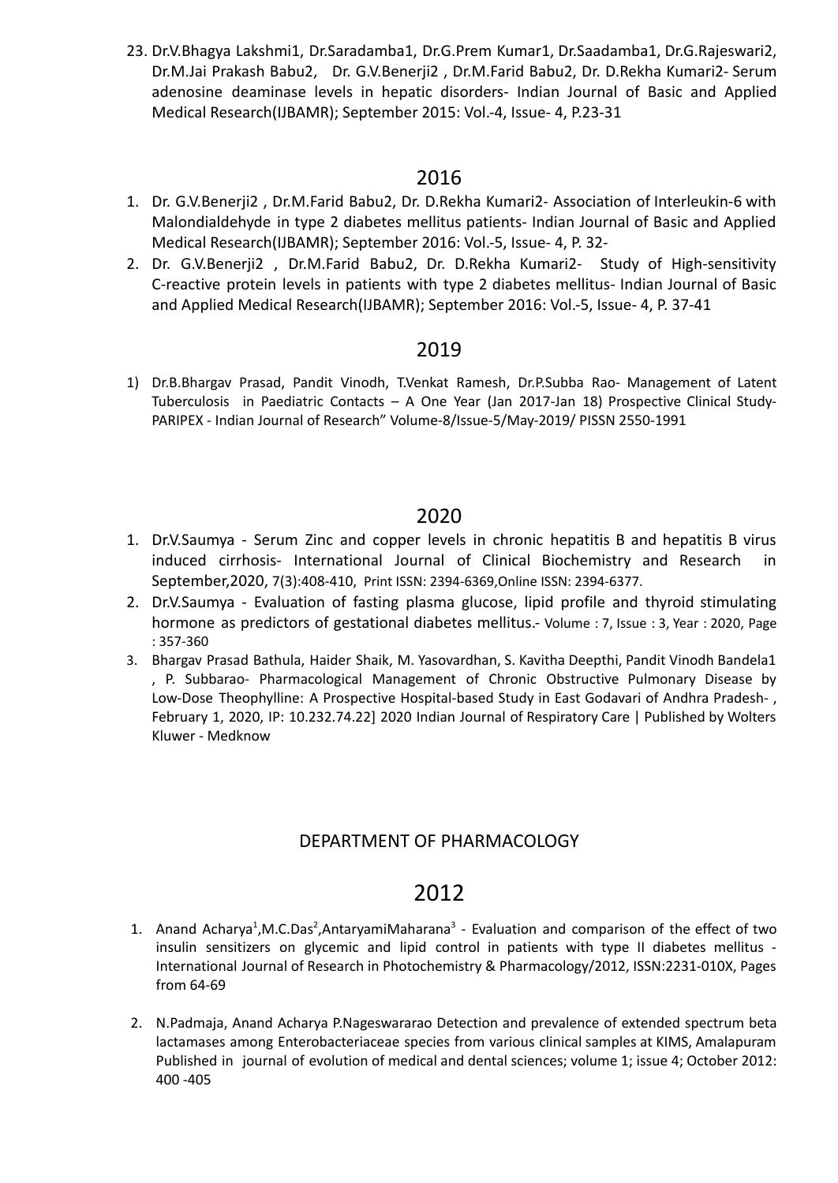23. Dr.V.Bhagya Lakshmi1, Dr.Saradamba1, Dr.G.Prem Kumar1, Dr.Saadamba1, Dr.G.Rajeswari2, Dr.M.Jai Prakash Babu2, Dr. G.V.Benerji2 , Dr.M.Farid Babu2, Dr. D.Rekha Kumari2- Serum adenosine deaminase levels in hepatic disorders- Indian Journal of Basic and Applied Medical Research(IJBAMR); September 2015: Vol.-4, Issue- 4, P.23-31

## 2016

1. Dr. G.V.Benerji2 , Dr.M.Farid Babu2, Dr. D.Rekha Kumari2- Association of Interleukin-6 with Malondialdehyde in type 2 diabetes mellitus patients- Indian Journal of Basic and Applied Medical Research(IJBAMR); September 2016: Vol.-5, Issue- 4, P. 32-
2. Dr. G.V.Benerji2 , Dr.M.Farid Babu2, Dr. D.Rekha Kumari2- Study of High-sensitivity C-reactive protein levels in patients with type 2 diabetes mellitus- Indian Journal of Basic and Applied Medical Research(IJBAMR); September 2016: Vol.-5, Issue- 4, P. 37-41

## 2019

1) Dr.B.Bhargav Prasad, Pandit Vinodh, T.Venkat Ramesh, Dr.P.Subba Rao- Management of Latent Tuberculosis in Paediatric Contacts – A One Year (Jan 2017-Jan 18) Prospective Clinical Study- PARIPEX - Indian Journal of Research" Volume-8/Issue-5/May-2019/ PISSN 2550-1991

## 2020

1. Dr.V.Saumya - Serum Zinc and copper levels in chronic hepatitis B and hepatitis B virus induced cirrhosis- International Journal of Clinical Biochemistry and Research in September,2020, 7(3):408-410, Print ISSN: 2394-6369,Online ISSN: 2394-6377.
2. Dr.V.Saumya - Evaluation of fasting plasma glucose, lipid profile and thyroid stimulating hormone as predictors of gestational diabetes mellitus.- Volume : 7, Issue : 3, Year : 2020, Page : 357-360
3. Bhargav Prasad Bathula, Haider Shaik, M. Yasovardhan, S. Kavitha Deepthi, Pandit Vinodh Bandela1 , P. Subbarao- Pharmacological Management of Chronic Obstructive Pulmonary Disease by Low-Dose Theophylline: A Prospective Hospital-based Study in East Godavari of Andhra Pradesh- , February 1, 2020, IP: 10.232.74.22] 2020 Indian Journal of Respiratory Care | Published by Wolters Kluwer - Medknow

### DEPARTMENT OF PHARMACOLOGY

## 2012

1. Anand Acharya[1],M.C.Das[2],AntaryamiMaharana[3] - Evaluation and comparison of the effect of two insulin sensitizers on glycemic and lipid control in patients with type II diabetes mellitus - International Journal of Research in Photochemistry & Pharmacology/2012, ISSN:2231-010X, Pages from 64-69
2. N.Padmaja, Anand Acharya P.Nageswararao Detection and prevalence of extended spectrum beta lactamases among Enterobacteriaceae species from various clinical samples at KIMS, Amalapuram Published in journal of evolution of medical and dental sciences; volume 1; issue 4; October 2012: 400 -405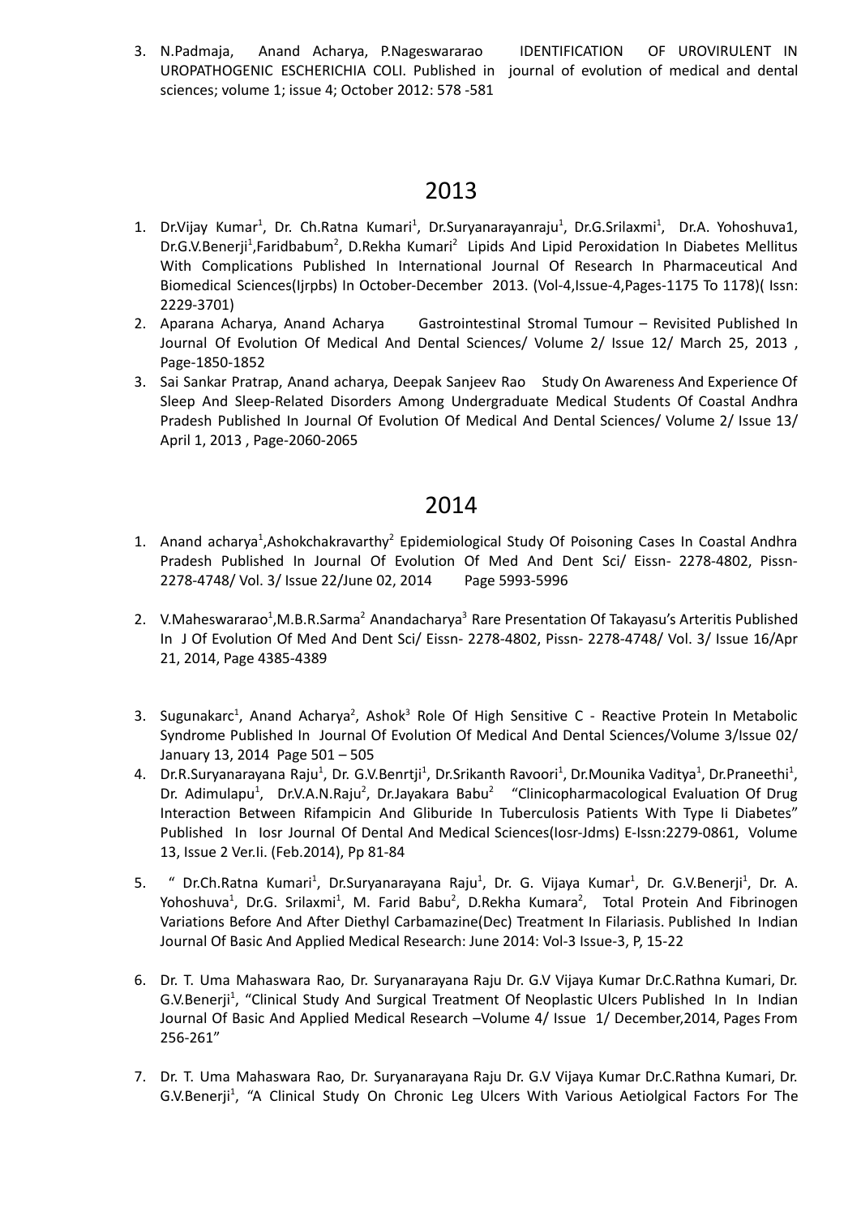3. N.Padmaja, Anand Acharya, P.Nageswararao IDENTIFICATION OF UROVIRULENT IN UROPATHOGENIC ESCHERICHIA COLI. Published in journal of evolution of medical and dental sciences; volume 1; issue 4; October 2012: 578 -581

## 2013

1. Dr.Vijay Kumar[1], Dr. Ch.Ratna Kumari[1], Dr.Suryanarayanraju[1], Dr.G.Srilaxmi[1], Dr.A. Yohoshuva1, Dr.G.V.Benerji[1],Faridbabum[2], D.Rekha Kumari[2] Lipids And Lipid Peroxidation In Diabetes Mellitus With Complications Published In International Journal Of Research In Pharmaceutical And Biomedical Sciences(Ijrpbs) In October-December 2013. (Vol-4,Issue-4,Pages-1175 To 1178)( Issn: 2229-3701)
2. Aparana Acharya, Anand Acharya Gastrointestinal Stromal Tumour – Revisited Published In Journal Of Evolution Of Medical And Dental Sciences/ Volume 2/ Issue 12/ March 25, 2013 , Page-1850-1852
3. Sai Sankar Pratrap, Anand acharya, Deepak Sanjeev Rao Study On Awareness And Experience Of Sleep And Sleep-Related Disorders Among Undergraduate Medical Students Of Coastal Andhra Pradesh Published In Journal Of Evolution Of Medical And Dental Sciences/ Volume 2/ Issue 13/ April 1, 2013 , Page-2060-2065

## 2014

1. Anand acharya[1],Ashokchakravarthy[2] Epidemiological Study Of Poisoning Cases In Coastal Andhra Pradesh Published In Journal Of Evolution Of Med And Dent Sci/ Eissn- 2278-4802, Pissn- 2278-4748/ Vol. 3/ Issue 22/June 02, 2014 Page 5993-5996

2. V.Maheswararao[1],M.B.R.Sarma[2] Anandacharya[3] Rare Presentation Of Takayasu's Arteritis Published In J Of Evolution Of Med And Dent Sci/ Eissn- 2278-4802, Pissn- 2278-4748/ Vol. 3/ Issue 16/Apr 21, 2014, Page 4385-4389

3. Sugunakarc[1], Anand Acharya[2], Ashok[3] Role Of High Sensitive C - Reactive Protein In Metabolic Syndrome Published In Journal Of Evolution Of Medical And Dental Sciences/Volume 3/Issue 02/ January 13, 2014 Page 501 – 505
4. Dr.R.Suryanarayana Raju[1], Dr. G.V.Benrtji[1], Dr.Srikanth Ravoori[1], Dr.Mounika Vaditya[1], Dr.Praneethi[1], Dr. Adimulapu[1], Dr.V.A.N.Raju[2], Dr.Jayakara Babu[2] "Clinicopharmacological Evaluation Of Drug Interaction Between Rifampicin And Gliburide In Tuberculosis Patients With Type Ii Diabetes" Published In Iosr Journal Of Dental And Medical Sciences(Iosr-Jdms) E-Issn:2279-0861, Volume 13, Issue 2 Ver.Ii. (Feb.2014), Pp 81-84

5. " Dr.Ch.Ratna Kumari[1], Dr.Suryanarayana Raju[1], Dr. G. Vijaya Kumar[1], Dr. G.V.Benerji[1], Dr. A. Yohoshuva[1], Dr.G. Srilaxmi[1], M. Farid Babu[2], D.Rekha Kumara[2], Total Protein And Fibrinogen Variations Before And After Diethyl Carbamazine(Dec) Treatment In Filariasis. Published In Indian Journal Of Basic And Applied Medical Research: June 2014: Vol-3 Issue-3, P, 15-22

6. Dr. T. Uma Mahaswara Rao, Dr. Suryanarayana Raju Dr. G.V Vijaya Kumar Dr.C.Rathna Kumari, Dr. G.V.Benerji[1], "Clinical Study And Surgical Treatment Of Neoplastic Ulcers Published In In Indian Journal Of Basic And Applied Medical Research –Volume 4/ Issue 1/ December,2014, Pages From 256-261"

7. Dr. T. Uma Mahaswara Rao, Dr. Suryanarayana Raju Dr. G.V Vijaya Kumar Dr.C.Rathna Kumari, Dr. G.V.Benerji[1], "A Clinical Study On Chronic Leg Ulcers With Various Aetiolgical Factors For The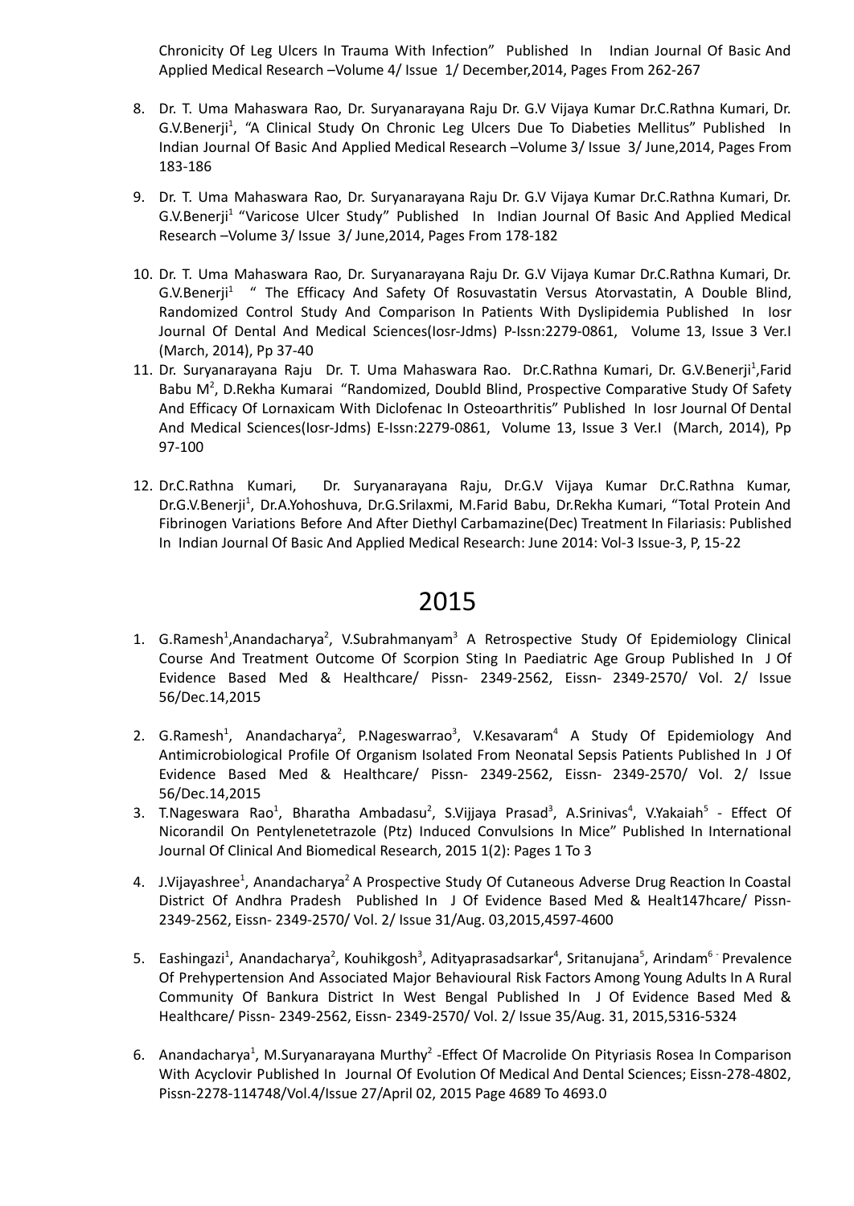Chronicity Of Leg Ulcers In Trauma With Infection" Published In Indian Journal Of Basic And Applied Medical Research –Volume 4/ Issue 1/ December,2014, Pages From 262-267

8. Dr. T. Uma Mahaswara Rao, Dr. Suryanarayana Raju Dr. G.V Vijaya Kumar Dr.C.Rathna Kumari, Dr. G.V.Benerji[1], "A Clinical Study On Chronic Leg Ulcers Due To Diabeties Mellitus" Published In Indian Journal Of Basic And Applied Medical Research –Volume 3/ Issue 3/ June,2014, Pages From 183-186

9. Dr. T. Uma Mahaswara Rao, Dr. Suryanarayana Raju Dr. G.V Vijaya Kumar Dr.C.Rathna Kumari, Dr. G.V.Benerji[1] "Varicose Ulcer Study" Published In Indian Journal Of Basic And Applied Medical Research –Volume 3/ Issue 3/ June,2014, Pages From 178-182

10. Dr. T. Uma Mahaswara Rao, Dr. Suryanarayana Raju Dr. G.V Vijaya Kumar Dr.C.Rathna Kumari, Dr. G.V.Benerji[1] " The Efficacy And Safety Of Rosuvastatin Versus Atorvastatin, A Double Blind, Randomized Control Study And Comparison In Patients With Dyslipidemia Published In Iosr Journal Of Dental And Medical Sciences(Iosr-Jdms) P-Issn:2279-0861, Volume 13, Issue 3 Ver.I (March, 2014), Pp 37-40
11. Dr. Suryanarayana Raju Dr. T. Uma Mahaswara Rao. Dr.C.Rathna Kumari, Dr. G.V.Benerji[1],Farid Babu M[2], D.Rekha Kumarai "Randomized, Doubld Blind, Prospective Comparative Study Of Safety And Efficacy Of Lornaxicam With Diclofenac In Osteoarthritis" Published In Iosr Journal Of Dental And Medical Sciences(Iosr-Jdms) E-Issn:2279-0861, Volume 13, Issue 3 Ver.I (March, 2014), Pp 97-100

12. Dr.C.Rathna Kumari, Dr. Suryanarayana Raju, Dr.G.V Vijaya Kumar Dr.C.Rathna Kumar, Dr.G.V.Benerji[1], Dr.A.Yohoshuva, Dr.G.Srilaxmi, M.Farid Babu, Dr.Rekha Kumari, "Total Protein And Fibrinogen Variations Before And After Diethyl Carbamazine(Dec) Treatment In Filariasis: Published In Indian Journal Of Basic And Applied Medical Research: June 2014: Vol-3 Issue-3, P, 15-22

# 2015

1. G.Ramesh[1],Anandacharya[2], V.Subrahmanyam[3] A Retrospective Study Of Epidemiology Clinical Course And Treatment Outcome Of Scorpion Sting In Paediatric Age Group Published In J Of Evidence Based Med & Healthcare/ Pissn- 2349-2562, Eissn- 2349-2570/ Vol. 2/ Issue 56/Dec.14,2015

2. G.Ramesh[1], Anandacharya[2], P.Nageswarrao[3], V.Kesavaram[4] A Study Of Epidemiology And Antimicrobiological Profile Of Organism Isolated From Neonatal Sepsis Patients Published In J Of Evidence Based Med & Healthcare/ Pissn- 2349-2562, Eissn- 2349-2570/ Vol. 2/ Issue 56/Dec.14,2015
3. T.Nageswara Rao[1], Bharatha Ambadasu[2], S.Vijjaya Prasad[3], A.Srinivas[4], V.Yakaiah[5] - Effect Of Nicorandil On Pentylenetetrazole (Ptz) Induced Convulsions In Mice" Published In International Journal Of Clinical And Biomedical Research, 2015 1(2): Pages 1 To 3

4. J.Vijayashree[1], Anandacharya[2] A Prospective Study Of Cutaneous Adverse Drug Reaction In Coastal District Of Andhra Pradesh Published In J Of Evidence Based Med & Healt147hcare/ Pissn-2349-2562, Eissn- 2349-2570/ Vol. 2/ Issue 31/Aug. 03,2015,4597-4600

5. Eashingazi[1], Anandacharya[2], Kouhikgosh[3], Adityaprasadsarkar[4], Sritanujana[5], Arindam[6] - Prevalence Of Prehypertension And Associated Major Behavioural Risk Factors Among Young Adults In A Rural Community Of Bankura District In West Bengal Published In J Of Evidence Based Med & Healthcare/ Pissn- 2349-2562, Eissn- 2349-2570/ Vol. 2/ Issue 35/Aug. 31, 2015,5316-5324

6. Anandacharya[1], M.Suryanarayana Murthy[2] -Effect Of Macrolide On Pityriasis Rosea In Comparison With Acyclovir Published In Journal Of Evolution Of Medical And Dental Sciences; Eissn-278-4802, Pissn-2278-114748/Vol.4/Issue 27/April 02, 2015 Page 4689 To 4693.0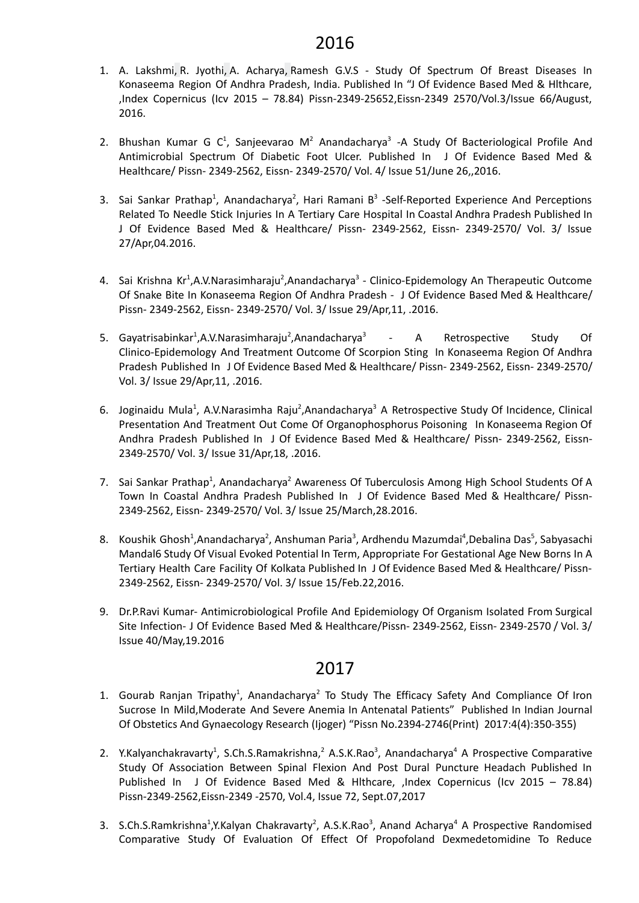## 2016

1. A. Lakshmi, R. Jyothi, A. Acharya, Ramesh G.V.S - Study Of Spectrum Of Breast Diseases In Konaseema Region Of Andhra Pradesh, India. Published In "J Of Evidence Based Med & Hlthcare, ,Index Copernicus (Icv 2015 – 78.84) Pissn-2349-25652,Eissn-2349 2570/Vol.3/Issue 66/August, 2016.

2. Bhushan Kumar G C[1], Sanjeevarao M[2] Anandacharya[3] -A Study Of Bacteriological Profile And Antimicrobial Spectrum Of Diabetic Foot Ulcer. Published In J Of Evidence Based Med & Healthcare/ Pissn- 2349-2562, Eissn- 2349-2570/ Vol. 4/ Issue 51/June 26,,2016.

3. Sai Sankar Prathap[1], Anandacharya[2], Hari Ramani B[3] -Self-Reported Experience And Perceptions Related To Needle Stick Injuries In A Tertiary Care Hospital In Coastal Andhra Pradesh Published In J Of Evidence Based Med & Healthcare/ Pissn- 2349-2562, Eissn- 2349-2570/ Vol. 3/ Issue 27/Apr,04.2016.

4. Sai Krishna Kr[1],A.V.Narasimharaju[2],Anandacharya[3] - Clinico-Epidemology An Therapeutic Outcome Of Snake Bite In Konaseema Region Of Andhra Pradesh - J Of Evidence Based Med & Healthcare/ Pissn- 2349-2562, Eissn- 2349-2570/ Vol. 3/ Issue 29/Apr,11, .2016.

5. Gayatrisabinkar[1],A.V.Narasimharaju[2],Anandacharya[3] - A Retrospective Study Of Clinico-Epidemology And Treatment Outcome Of Scorpion Sting In Konaseema Region Of Andhra Pradesh Published In J Of Evidence Based Med & Healthcare/ Pissn- 2349-2562, Eissn- 2349-2570/ Vol. 3/ Issue 29/Apr,11, .2016.

6. Joginaidu Mula[1], A.V.Narasimha Raju[2],Anandacharya[3] A Retrospective Study Of Incidence, Clinical Presentation And Treatment Out Come Of Organophosphorus Poisoning In Konaseema Region Of Andhra Pradesh Published In J Of Evidence Based Med & Healthcare/ Pissn- 2349-2562, Eissn- 2349-2570/ Vol. 3/ Issue 31/Apr,18, .2016.

7. Sai Sankar Prathap[1], Anandacharya[2] Awareness Of Tuberculosis Among High School Students Of A Town In Coastal Andhra Pradesh Published In J Of Evidence Based Med & Healthcare/ Pissn- 2349-2562, Eissn- 2349-2570/ Vol. 3/ Issue 25/March,28.2016.

8. Koushik Ghosh[1],Anandacharya[2], Anshuman Paria[3], Ardhendu Mazumdai[4],Debalina Das[5], Sabyasachi Mandal6 Study Of Visual Evoked Potential In Term, Appropriate For Gestational Age New Borns In A Tertiary Health Care Facility Of Kolkata Published In J Of Evidence Based Med & Healthcare/ Pissn- 2349-2562, Eissn- 2349-2570/ Vol. 3/ Issue 15/Feb.22,2016.

9. Dr.P.Ravi Kumar- Antimicrobiological Profile And Epidemiology Of Organism Isolated From Surgical Site Infection- J Of Evidence Based Med & Healthcare/Pissn- 2349-2562, Eissn- 2349-2570 / Vol. 3/ Issue 40/May,19.2016

## 2017

1. Gourab Ranjan Tripathy[1], Anandacharya[2] To Study The Efficacy Safety And Compliance Of Iron Sucrose In Mild,Moderate And Severe Anemia In Antenatal Patients" Published In Indian Journal Of Obstetics And Gynaecology Research (Ijoger) "Pissn No.2394-2746(Print) 2017:4(4):350-355)

2. Y.Kalyanchakravarty[1], S.Ch.S.Ramakrishna,[2] A.S.K.Rao[3], Anandacharya[4] A Prospective Comparative Study Of Association Between Spinal Flexion And Post Dural Puncture Headach Published In Published In J Of Evidence Based Med & Hlthcare, ,Index Copernicus (Icv 2015 – 78.84) Pissn-2349-2562,Eissn-2349 -2570, Vol.4, Issue 72, Sept.07,2017

3. S.Ch.S.Ramkrishna[1],Y.Kalyan Chakravarty[2], A.S.K.Rao[3], Anand Acharya[4] A Prospective Randomised Comparative Study Of Evaluation Of Effect Of Propofoland Dexmedetomidine To Reduce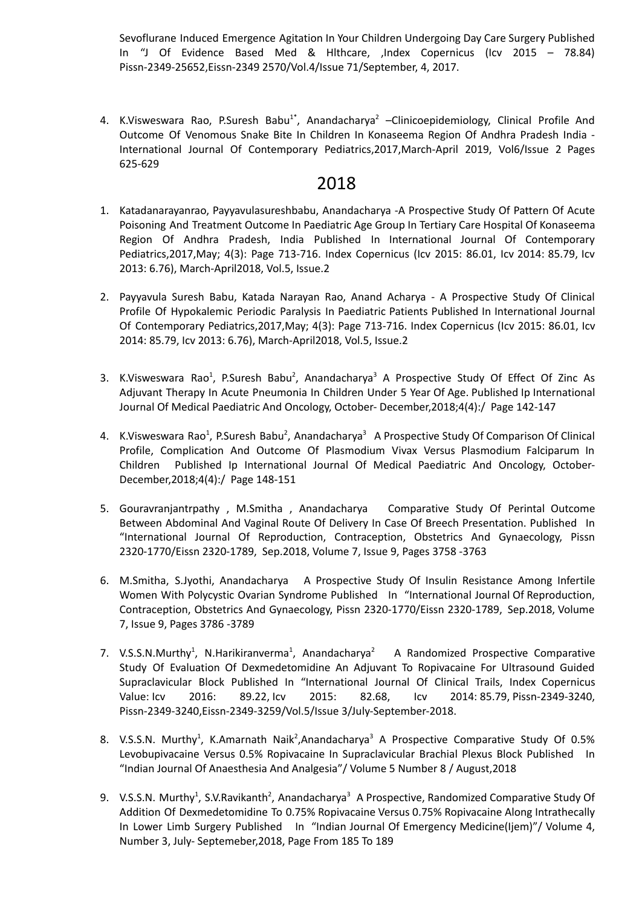Sevoflurane Induced Emergence Agitation In Your Children Undergoing Day Care Surgery Published In "J Of Evidence Based Med & Hlthcare, ,Index Copernicus (Icv 2015 – 78.84) Pissn-2349-25652,Eissn-2349 2570/Vol.4/Issue 71/September, 4, 2017.

4. K.Visweswara Rao, P.Suresh Babu[1*], Anandacharya[2] –Clinicoepidemiology, Clinical Profile And Outcome Of Venomous Snake Bite In Children In Konaseema Region Of Andhra Pradesh India - International Journal Of Contemporary Pediatrics,2017,March-April 2019, Vol6/Issue 2 Pages 625-629

## 2018

1. Katadanarayanrao, Payyavulasureshbabu, Anandacharya -A Prospective Study Of Pattern Of Acute Poisoning And Treatment Outcome In Paediatric Age Group In Tertiary Care Hospital Of Konaseema Region Of Andhra Pradesh, India Published In International Journal Of Contemporary Pediatrics,2017,May; 4(3): Page 713-716. Index Copernicus (Icv 2015: 86.01, Icv 2014: 85.79, Icv 2013: 6.76), March-April2018, Vol.5, Issue.2

2. Payyavula Suresh Babu, Katada Narayan Rao, Anand Acharya - A Prospective Study Of Clinical Profile Of Hypokalemic Periodic Paralysis In Paediatric Patients Published In International Journal Of Contemporary Pediatrics,2017,May; 4(3): Page 713-716. Index Copernicus (Icv 2015: 86.01, Icv 2014: 85.79, Icv 2013: 6.76), March-April2018, Vol.5, Issue.2

3. K.Visweswara Rao[1], P.Suresh Babu[2], Anandacharya[3] A Prospective Study Of Effect Of Zinc As Adjuvant Therapy In Acute Pneumonia In Children Under 5 Year Of Age. Published Ip International Journal Of Medical Paediatric And Oncology, October- December,2018;4(4):/ Page 142-147

4. K.Visweswara Rao[1], P.Suresh Babu[2], Anandacharya[3] A Prospective Study Of Comparison Of Clinical Profile, Complication And Outcome Of Plasmodium Vivax Versus Plasmodium Falciparum In Children Published Ip International Journal Of Medical Paediatric And Oncology, October-December,2018;4(4):/ Page 148-151

5. Gouravranjantrpathy , M.Smitha , Anandacharya Comparative Study Of Perintal Outcome Between Abdominal And Vaginal Route Of Delivery In Case Of Breech Presentation. Published In "International Journal Of Reproduction, Contraception, Obstetrics And Gynaecology, Pissn 2320-1770/Eissn 2320-1789, Sep.2018, Volume 7, Issue 9, Pages 3758 -3763

6. M.Smitha, S.Jyothi, Anandacharya A Prospective Study Of Insulin Resistance Among Infertile Women With Polycystic Ovarian Syndrome Published In "International Journal Of Reproduction, Contraception, Obstetrics And Gynaecology, Pissn 2320-1770/Eissn 2320-1789, Sep.2018, Volume 7, Issue 9, Pages 3786 -3789

7. V.S.S.N.Murthy[1], N.Harikiranverma[1], Anandacharya[2] A Randomized Prospective Comparative Study Of Evaluation Of Dexmedetomidine An Adjuvant To Ropivacaine For Ultrasound Guided Supraclavicular Block Published In "International Journal Of Clinical Trails, Index Copernicus Value: Icv 2016: 89.22, Icv 2015: 82.68, Icv 2014: 85.79, Pissn-2349-3240, Pissn-2349-3240,Eissn-2349-3259/Vol.5/Issue 3/July-September-2018.

8. V.S.S.N. Murthy[1], K.Amarnath Naik[2],Anandacharya[3] A Prospective Comparative Study Of 0.5% Levobupivacaine Versus 0.5% Ropivacaine In Supraclavicular Brachial Plexus Block Published In "Indian Journal Of Anaesthesia And Analgesia"/ Volume 5 Number 8 / August,2018

9. V.S.S.N. Murthy[1], S.V.Ravikanth[2], Anandacharya[3] A Prospective, Randomized Comparative Study Of Addition Of Dexmedetomidine To 0.75% Ropivacaine Versus 0.75% Ropivacaine Along Intrathecally In Lower Limb Surgery Published In "Indian Journal Of Emergency Medicine(Ijem)"/ Volume 4, Number 3, July- Septemeber,2018, Page From 185 To 189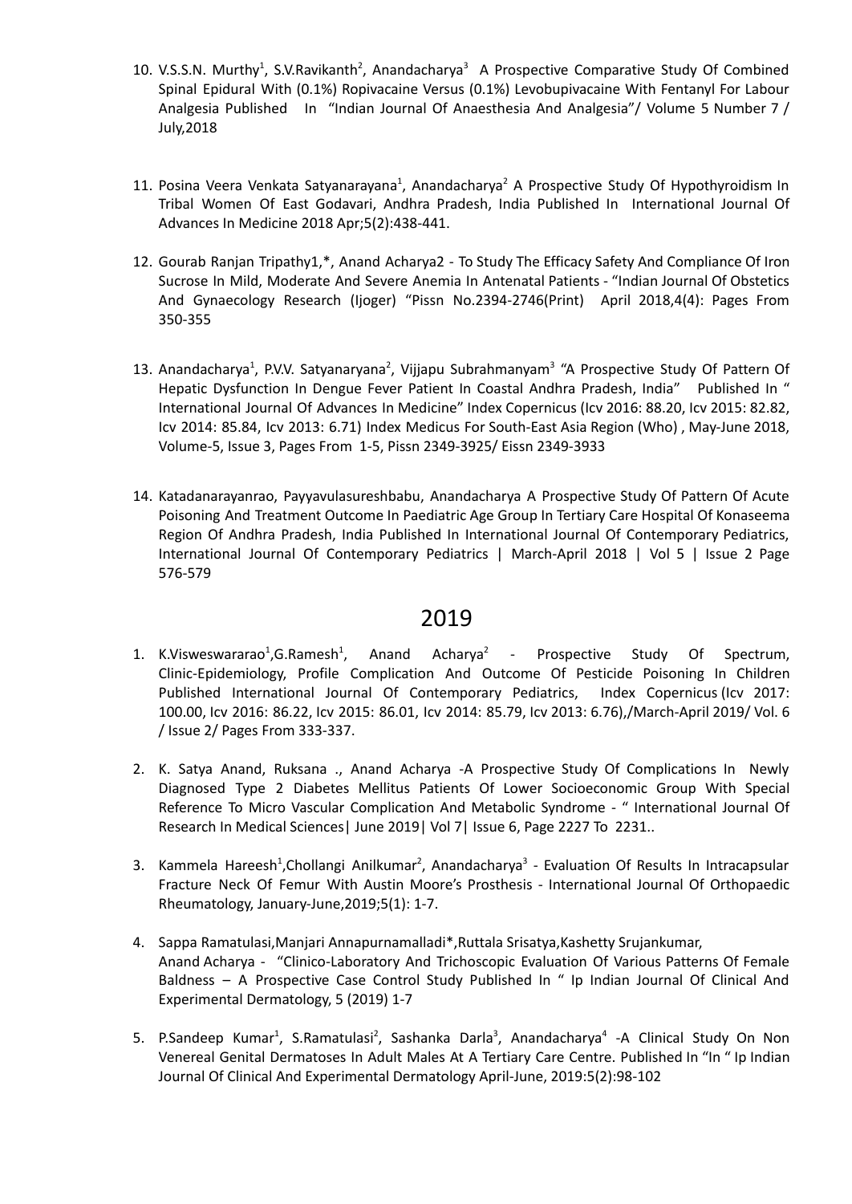10. V.S.S.N. Murthy[1], S.V.Ravikanth[2], Anandacharya[3] A Prospective Comparative Study Of Combined Spinal Epidural With (0.1%) Ropivacaine Versus (0.1%) Levobupivacaine With Fentanyl For Labour Analgesia Published In "Indian Journal Of Anaesthesia And Analgesia"/ Volume 5 Number 7 / July,2018

11. Posina Veera Venkata Satyanarayana[1], Anandacharya[2] A Prospective Study Of Hypothyroidism In Tribal Women Of East Godavari, Andhra Pradesh, India Published In International Journal Of Advances In Medicine 2018 Apr;5(2):438-441.

12. Gourab Ranjan Tripathy1,*, Anand Acharya2 - To Study The Efficacy Safety And Compliance Of Iron Sucrose In Mild, Moderate And Severe Anemia In Antenatal Patients - "Indian Journal Of Obstetics And Gynaecology Research (Ijoger) "Pissn No.2394-2746(Print) April 2018,4(4): Pages From 350-355

13. Anandacharya[1], P.V.V. Satyanaryana[2], Vijjapu Subrahmanyam[3] "A Prospective Study Of Pattern Of Hepatic Dysfunction In Dengue Fever Patient In Coastal Andhra Pradesh, India" Published In " International Journal Of Advances In Medicine" Index Copernicus (Icv 2016: 88.20, Icv 2015: 82.82, Icv 2014: 85.84, Icv 2013: 6.71) Index Medicus For South-East Asia Region (Who) , May-June 2018, Volume-5, Issue 3, Pages From 1-5, Pissn 2349-3925/ Eissn 2349-3933

14. Katadanarayanrao, Payyavulasureshbabu, Anandacharya A Prospective Study Of Pattern Of Acute Poisoning And Treatment Outcome In Paediatric Age Group In Tertiary Care Hospital Of Konaseema Region Of Andhra Pradesh, India Published In International Journal Of Contemporary Pediatrics, International Journal Of Contemporary Pediatrics | March-April 2018 | Vol 5 | Issue 2 Page 576-579

## 2019

1. K.Visweswararao[1],G.Ramesh[1], Anand Acharya[2] - Prospective Study Of Spectrum, Clinic-Epidemiology, Profile Complication And Outcome Of Pesticide Poisoning In Children Published International Journal Of Contemporary Pediatrics, Index Copernicus (Icv 2017: 100.00, Icv 2016: 86.22, Icv 2015: 86.01, Icv 2014: 85.79, Icv 2013: 6.76),/March-April 2019/ Vol. 6 / Issue 2/ Pages From 333-337.

2. K. Satya Anand, Ruksana ., Anand Acharya -A Prospective Study Of Complications In Newly Diagnosed Type 2 Diabetes Mellitus Patients Of Lower Socioeconomic Group With Special Reference To Micro Vascular Complication And Metabolic Syndrome - " International Journal Of Research In Medical Sciences| June 2019| Vol 7| Issue 6, Page 2227 To 2231..

3. Kammela Hareesh[1],Chollangi Anilkumar[2], Anandacharya[3] - Evaluation Of Results In Intracapsular Fracture Neck Of Femur With Austin Moore's Prosthesis - International Journal Of Orthopaedic Rheumatology, January-June,2019;5(1): 1-7.

4. Sappa Ramatulasi,Manjari Annapurnamalladi*,Ruttala Srisatya,Kashetty Srujankumar, Anand Acharya - "Clinico-Laboratory And Trichoscopic Evaluation Of Various Patterns Of Female Baldness – A Prospective Case Control Study Published In " Ip Indian Journal Of Clinical And Experimental Dermatology, 5 (2019) 1-7

5. P.Sandeep Kumar[1], S.Ramatulasi[2], Sashanka Darla[3], Anandacharya[4] -A Clinical Study On Non Venereal Genital Dermatoses In Adult Males At A Tertiary Care Centre. Published In "In " Ip Indian Journal Of Clinical And Experimental Dermatology April-June, 2019:5(2):98-102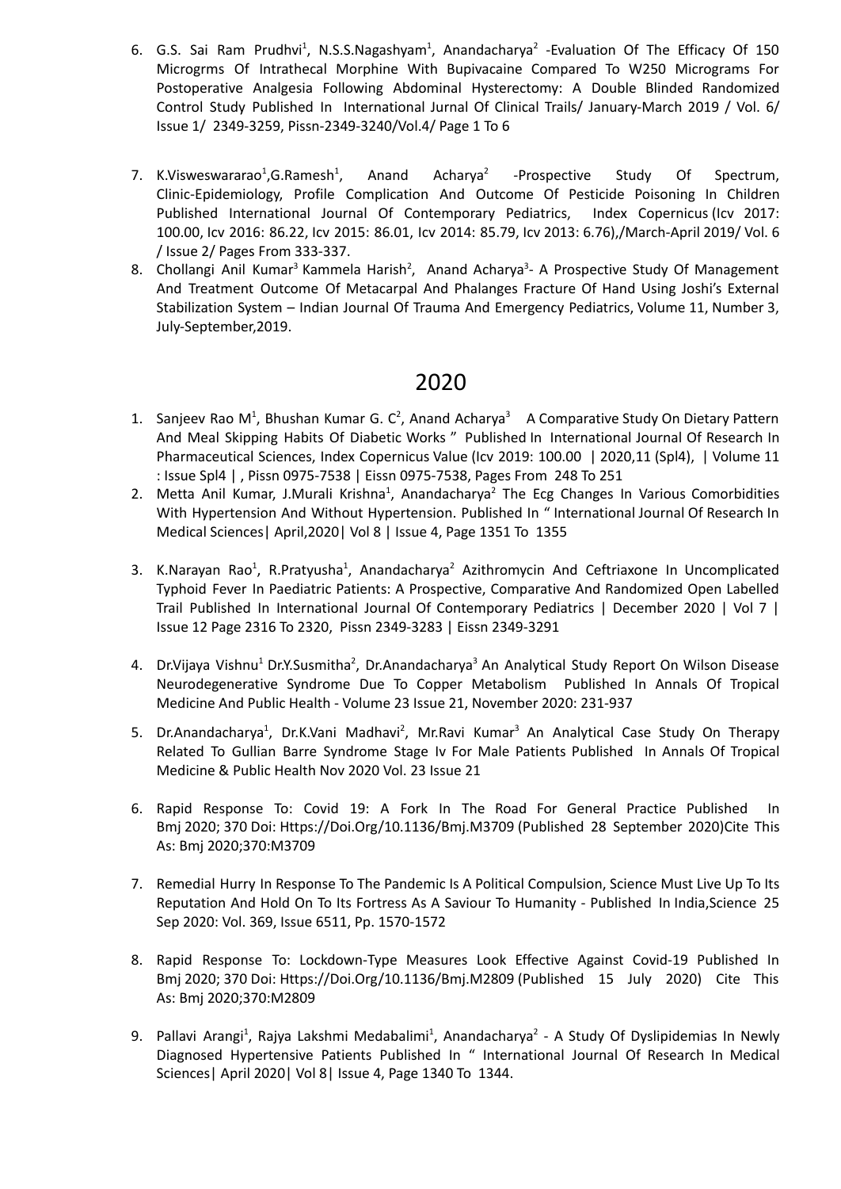6. G.S. Sai Ram Prudhvi[1], N.S.S.Nagashyam[1], Anandacharya[2] -Evaluation Of The Efficacy Of 150 Microgrms Of Intrathecal Morphine With Bupivacaine Compared To W250 Micrograms For Postoperative Analgesia Following Abdominal Hysterectomy: A Double Blinded Randomized Control Study Published In International Jurnal Of Clinical Trails/ January-March 2019 / Vol. 6/ Issue 1/ 2349-3259, Pissn-2349-3240/Vol.4/ Page 1 To 6

7. K.Visweswararao[1],G.Ramesh[1], Anand Acharya[2] -Prospective Study Of Spectrum, Clinic-Epidemiology, Profile Complication And Outcome Of Pesticide Poisoning In Children Published International Journal Of Contemporary Pediatrics, Index Copernicus (Icv 2017: 100.00, Icv 2016: 86.22, Icv 2015: 86.01, Icv 2014: 85.79, Icv 2013: 6.76),/March-April 2019/ Vol. 6 / Issue 2/ Pages From 333-337.
8. Chollangi Anil Kumar[3] Kammela Harish[2], Anand Acharya[3]- A Prospective Study Of Management And Treatment Outcome Of Metacarpal And Phalanges Fracture Of Hand Using Joshi's External Stabilization System – Indian Journal Of Trauma And Emergency Pediatrics, Volume 11, Number 3, July-September,2019.

## 2020

1. Sanjeev Rao M[1], Bhushan Kumar G. C[2], Anand Acharya[3] A Comparative Study On Dietary Pattern And Meal Skipping Habits Of Diabetic Works " Published In International Journal Of Research In Pharmaceutical Sciences, Index Copernicus Value (Icv 2019: 100.00 | 2020,11 (Spl4), | Volume 11 : Issue Spl4 | , Pissn 0975-7538 | Eissn 0975-7538, Pages From 248 To 251
2. Metta Anil Kumar, J.Murali Krishna[1], Anandacharya[2] The Ecg Changes In Various Comorbidities With Hypertension And Without Hypertension. Published In " International Journal Of Research In Medical Sciences| April,2020| Vol 8 | Issue 4, Page 1351 To 1355

3. K.Narayan Rao[1], R.Pratyusha[1], Anandacharya[2] Azithromycin And Ceftriaxone In Uncomplicated Typhoid Fever In Paediatric Patients: A Prospective, Comparative And Randomized Open Labelled Trail Published In International Journal Of Contemporary Pediatrics | December 2020 | Vol 7 | Issue 12 Page 2316 To 2320, Pissn 2349-3283 | Eissn 2349-3291

4. Dr.Vijaya Vishnu[1] Dr.Y.Susmitha[2], Dr.Anandacharya[3] An Analytical Study Report On Wilson Disease Neurodegenerative Syndrome Due To Copper Metabolism Published In Annals Of Tropical Medicine And Public Health - Volume 23 Issue 21, November 2020: 231-937

5. Dr.Anandacharya[1], Dr.K.Vani Madhavi[2], Mr.Ravi Kumar[3] An Analytical Case Study On Therapy Related To Gullian Barre Syndrome Stage Iv For Male Patients Published In Annals Of Tropical Medicine & Public Health Nov 2020 Vol. 23 Issue 21

6. Rapid Response To: Covid 19: A Fork In The Road For General Practice Published In Bmj 2020; 370 Doi: Https://Doi.Org/10.1136/Bmj.M3709 (Published 28 September 2020)Cite This As: Bmj 2020;370:M3709

7. Remedial Hurry In Response To The Pandemic Is A Political Compulsion, Science Must Live Up To Its Reputation And Hold On To Its Fortress As A Saviour To Humanity - Published In India,Science 25 Sep 2020: Vol. 369, Issue 6511, Pp. 1570-1572

8. Rapid Response To: Lockdown-Type Measures Look Effective Against Covid-19 Published In Bmj 2020; 370 Doi: Https://Doi.Org/10.1136/Bmj.M2809 (Published 15 July 2020) Cite This As: Bmj 2020;370:M2809

9. Pallavi Arangi[1], Rajya Lakshmi Medabalimi[1], Anandacharya[2] - A Study Of Dyslipidemias In Newly Diagnosed Hypertensive Patients Published In " International Journal Of Research In Medical Sciences| April 2020| Vol 8| Issue 4, Page 1340 To 1344.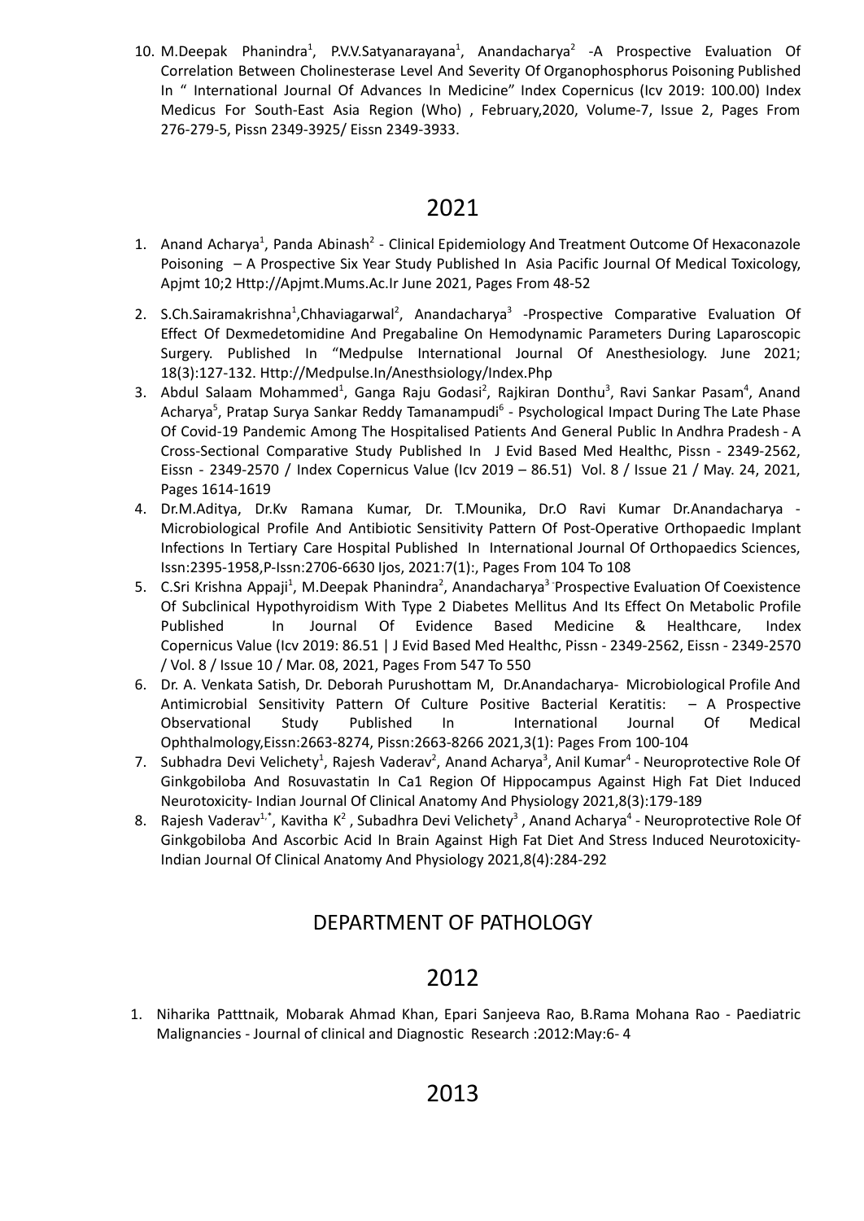10. M.Deepak Phanindra[1], P.V.V.Satyanarayana[1], Anandacharya[2] -A Prospective Evaluation Of Correlation Between Cholinesterase Level And Severity Of Organophosphorus Poisoning Published In " International Journal Of Advances In Medicine" Index Copernicus (Icv 2019: 100.00) Index Medicus For South-East Asia Region (Who) , February,2020, Volume-7, Issue 2, Pages From 276-279-5, Pissn 2349-3925/ Eissn 2349-3933.

## 2021

1. Anand Acharya[1], Panda Abinash[2] - Clinical Epidemiology And Treatment Outcome Of Hexaconazole Poisoning – A Prospective Six Year Study Published In Asia Pacific Journal Of Medical Toxicology, Apjmt 10;2 Http://Apjmt.Mums.Ac.Ir June 2021, Pages From 48-52
2. S.Ch.Sairamakrishna[1],Chhaviagarwal[2], Anandacharya[3] -Prospective Comparative Evaluation Of Effect Of Dexmedetomidine And Pregabaline On Hemodynamic Parameters During Laparoscopic Surgery. Published In "Medpulse International Journal Of Anesthesiology. June 2021; 18(3):127-132. Http://Medpulse.In/Anesthsiology/Index.Php
3. Abdul Salaam Mohammed[1], Ganga Raju Godasi[2], Rajkiran Donthu[3], Ravi Sankar Pasam[4], Anand Acharya[5], Pratap Surya Sankar Reddy Tamanampudi[6] - Psychological Impact During The Late Phase Of Covid-19 Pandemic Among The Hospitalised Patients And General Public In Andhra Pradesh - A Cross-Sectional Comparative Study Published In J Evid Based Med Healthc, Pissn - 2349-2562, Eissn - 2349-2570 / Index Copernicus Value (Icv 2019 – 86.51) Vol. 8 / Issue 21 / May. 24, 2021, Pages 1614-1619
4. Dr.M.Aditya, Dr.Kv Ramana Kumar, Dr. T.Mounika, Dr.O Ravi Kumar Dr.Anandacharya - Microbiological Profile And Antibiotic Sensitivity Pattern Of Post-Operative Orthopaedic Implant Infections In Tertiary Care Hospital Published In International Journal Of Orthopaedics Sciences, Issn:2395-1958,P-Issn:2706-6630 Ijos, 2021:7(1):, Pages From 104 To 108
5. C.Sri Krishna Appaji[1], M.Deepak Phanindra[2], Anandacharya[3] Prospective Evaluation Of Coexistence Of Subclinical Hypothyroidism With Type 2 Diabetes Mellitus And Its Effect On Metabolic Profile Published In Journal Of Evidence Based Medicine & Healthcare, Index Copernicus Value (Icv 2019: 86.51 | J Evid Based Med Healthc, Pissn - 2349-2562, Eissn - 2349-2570 / Vol. 8 / Issue 10 / Mar. 08, 2021, Pages From 547 To 550
6. Dr. A. Venkata Satish, Dr. Deborah Purushottam M, Dr.Anandacharya- Microbiological Profile And Antimicrobial Sensitivity Pattern Of Culture Positive Bacterial Keratitis: – A Prospective Observational Study Published In International Journal Of Medical Ophthalmology,Eissn:2663-8274, Pissn:2663-8266 2021,3(1): Pages From 100-104
7. Subhadra Devi Velichety[1], Rajesh Vaderav[2], Anand Acharya[3], Anil Kumar[4] - Neuroprotective Role Of Ginkgobiloba And Rosuvastatin In Ca1 Region Of Hippocampus Against High Fat Diet Induced Neurotoxicity- Indian Journal Of Clinical Anatomy And Physiology 2021,8(3):179-189
8. Rajesh Vaderav[1,*], Kavitha K[2] , Subadhra Devi Velichety[3] , Anand Acharya[4] - Neuroprotective Role Of Ginkgobiloba And Ascorbic Acid In Brain Against High Fat Diet And Stress Induced Neurotoxicity- Indian Journal Of Clinical Anatomy And Physiology 2021,8(4):284-292

# DEPARTMENT OF PATHOLOGY

## 2012

1. Niharika Patttnaik, Mobarak Ahmad Khan, Epari Sanjeeva Rao, B.Rama Mohana Rao - Paediatric Malignancies - Journal of clinical and Diagnostic Research :2012:May:6- 4

## 2013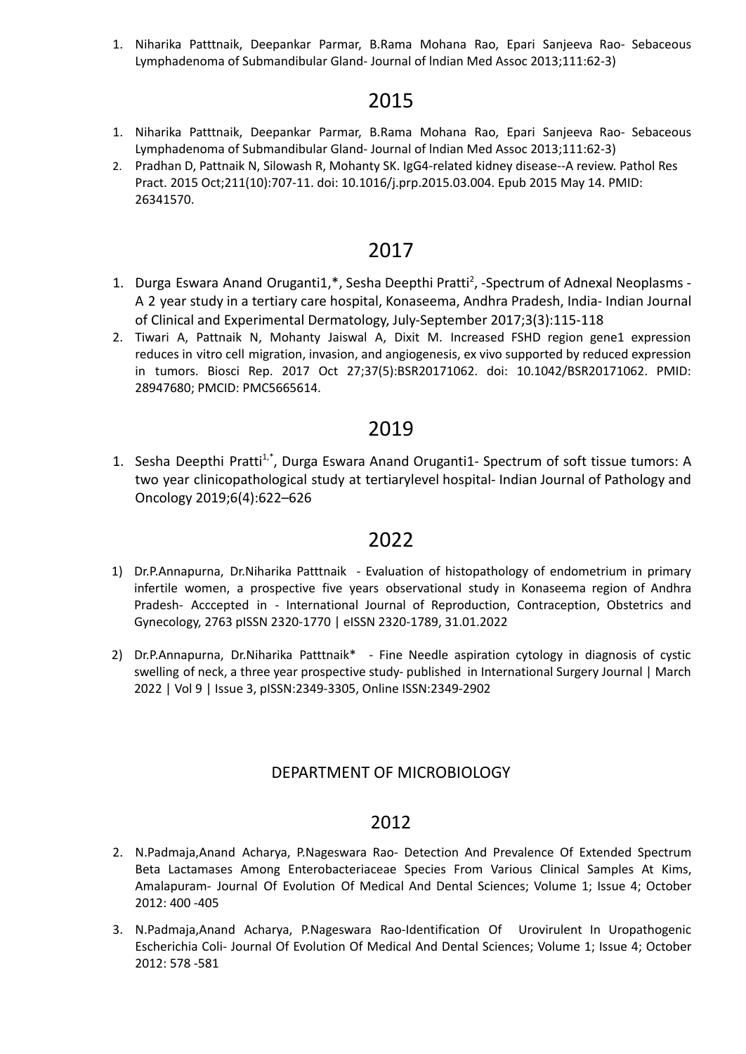1. Niharika Patttnaik, Deepankar Parmar, B.Rama Mohana Rao, Epari Sanjeeva Rao- Sebaceous Lymphadenoma of Submandibular Gland- Journal of lndian Med Assoc 2013;111:62-3)

## 2015

1. Niharika Patttnaik, Deepankar Parmar, B.Rama Mohana Rao, Epari Sanjeeva Rao- Sebaceous Lymphadenoma of Submandibular Gland- Journal of lndian Med Assoc 2013;111:62-3)
2. Pradhan D, Pattnaik N, Silowash R, Mohanty SK. IgG4-related kidney disease--A review. Pathol Res Pract. 2015 Oct;211(10):707-11. doi: 10.1016/j.prp.2015.03.004. Epub 2015 May 14. PMID: 26341570.

## 2017

1. Durga Eswara Anand Oruganti1,*, Sesha Deepthi Pratti[2], -Spectrum of Adnexal Neoplasms - A 2 year study in a tertiary care hospital, Konaseema, Andhra Pradesh, India- Indian Journal of Clinical and Experimental Dermatology, July-September 2017;3(3):115-118
2. Tiwari A, Pattnaik N, Mohanty Jaiswal A, Dixit M. Increased FSHD region gene1 expression reduces in vitro cell migration, invasion, and angiogenesis, ex vivo supported by reduced expression in tumors. Biosci Rep. 2017 Oct 27;37(5):BSR20171062. doi: 10.1042/BSR20171062. PMID: 28947680; PMCID: PMC5665614.

## 2019

1. Sesha Deepthi Pratti[1,*], Durga Eswara Anand Oruganti1- Spectrum of soft tissue tumors: A two year clinicopathological study at tertiarylevel hospital- Indian Journal of Pathology and Oncology 2019;6(4):622–626

## 2022

1) Dr.P.Annapurna, Dr.Niharika Patttnaik - Evaluation of histopathology of endometrium in primary infertile women, a prospective five years observational study in Konaseema region of Andhra Pradesh- Acccepted in - International Journal of Reproduction, Contraception, Obstetrics and Gynecology, 2763 pISSN 2320-1770 | eISSN 2320-1789, 31.01.2022

2) Dr.P.Annapurna, Dr.Niharika Patttnaik* - Fine Needle aspiration cytology in diagnosis of cystic swelling of neck, a three year prospective study- published in International Surgery Journal | March 2022 | Vol 9 | Issue 3, pISSN:2349-3305, Online ISSN:2349-2902

### DEPARTMENT OF MICROBIOLOGY

## 2012

2. N.Padmaja,Anand Acharya, P.Nageswara Rao- Detection And Prevalence Of Extended Spectrum Beta Lactamases Among Enterobacteriaceae Species From Various Clinical Samples At Kims, Amalapuram- Journal Of Evolution Of Medical And Dental Sciences; Volume 1; Issue 4; October 2012: 400 -405

3. N.Padmaja,Anand Acharya, P.Nageswara Rao-Identification Of Urovirulent In Uropathogenic Escherichia Coli- Journal Of Evolution Of Medical And Dental Sciences; Volume 1; Issue 4; October 2012: 578 -581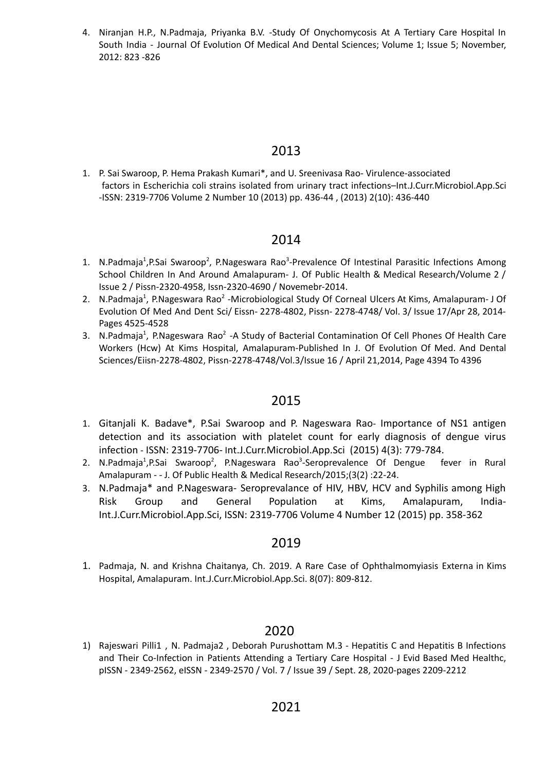4. Niranjan H.P., N.Padmaja, Priyanka B.V. -Study Of Onychomycosis At A Tertiary Care Hospital In South India - Journal Of Evolution Of Medical And Dental Sciences; Volume 1; Issue 5; November, 2012: 823 -826

## 2013

1. P. Sai Swaroop, P. Hema Prakash Kumari*, and U. Sreenivasa Rao- Virulence-associated factors in Escherichia coli strains isolated from urinary tract infections–Int.J.Curr.Microbiol.App.Sci -ISSN: 2319-7706 Volume 2 Number 10 (2013) pp. 436-44 , (2013) 2(10): 436-440

## 2014

1. N.Padmaja[1],P.Sai Swaroop[2], P.Nageswara Rao[3]-Prevalence Of Intestinal Parasitic Infections Among School Children In And Around Amalapuram- J. Of Public Health & Medical Research/Volume 2 / Issue 2 / Pissn-2320-4958, Issn-2320-4690 / Novemebr-2014.
2. N.Padmaja[1], P.Nageswara Rao[2] -Microbiological Study Of Corneal Ulcers At Kims, Amalapuram- J Of Evolution Of Med And Dent Sci/ Eissn- 2278-4802, Pissn- 2278-4748/ Vol. 3/ Issue 17/Apr 28, 2014- Pages 4525-4528
3. N.Padmaja[1], P.Nageswara Rao[2] -A Study of Bacterial Contamination Of Cell Phones Of Health Care Workers (Hcw) At Kims Hospital, Amalapuram-Published In J. Of Evolution Of Med. And Dental Sciences/Eiisn-2278-4802, Pissn-2278-4748/Vol.3/Issue 16 / April 21,2014, Page 4394 To 4396

## 2015

1. Gitanjali K. Badave*, P.Sai Swaroop and P. Nageswara Rao- Importance of NS1 antigen detection and its association with platelet count for early diagnosis of dengue virus infection - ISSN: 2319-7706- Int.J.Curr.Microbiol.App.Sci (2015) 4(3): 779-784.
2. N.Padmaja[1],P.Sai Swaroop[2], P.Nageswara Rao[3]-Seroprevalence Of Dengue fever in Rural Amalapuram - - J. Of Public Health & Medical Research/2015;(3(2) :22-24.
3. N.Padmaja* and P.Nageswara- Seroprevalance of HIV, HBV, HCV and Syphilis among High Risk Group and General Population at Kims, Amalapuram, India-Int.J.Curr.Microbiol.App.Sci, ISSN: 2319-7706 Volume 4 Number 12 (2015) pp. 358-362

## 2019

1. Padmaja, N. and Krishna Chaitanya, Ch. 2019. A Rare Case of Ophthalmomyiasis Externa in Kims Hospital, Amalapuram. Int.J.Curr.Microbiol.App.Sci. 8(07): 809-812.

## 2020

1) Rajeswari Pilli1 , N. Padmaja2 , Deborah Purushottam M.3 - Hepatitis C and Hepatitis B Infections and Their Co-Infection in Patients Attending a Tertiary Care Hospital - J Evid Based Med Healthc, pISSN - 2349-2562, eISSN - 2349-2570 / Vol. 7 / Issue 39 / Sept. 28, 2020-pages 2209-2212

## 2021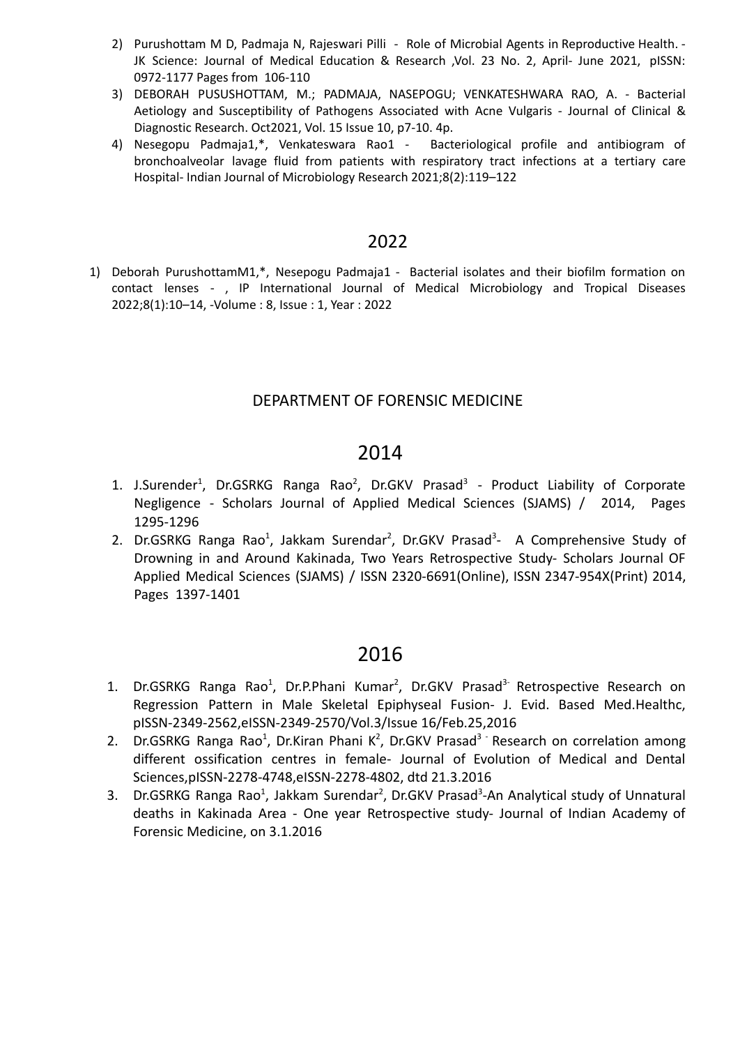2) Purushottam M D, Padmaja N, Rajeswari Pilli - Role of Microbial Agents in Reproductive Health. - JK Science: Journal of Medical Education & Research ,Vol. 23 No. 2, April- June 2021, pISSN: 0972-1177 Pages from 106-110
3) DEBORAH PUSUSHOTTAM, M.; PADMAJA, NASEPOGU; VENKATESHWARA RAO, A. - Bacterial Aetiology and Susceptibility of Pathogens Associated with Acne Vulgaris - Journal of Clinical & Diagnostic Research. Oct2021, Vol. 15 Issue 10, p7-10. 4p.
4) Nesegopu Padmaja1,*, Venkateswara Rao1 - Bacteriological profile and antibiogram of bronchoalveolar lavage fluid from patients with respiratory tract infections at a tertiary care Hospital- Indian Journal of Microbiology Research 2021;8(2):119–122

## 2022

1) Deborah PurushottamM1,*, Nesepogu Padmaja1 - Bacterial isolates and their biofilm formation on contact lenses - , IP International Journal of Medical Microbiology and Tropical Diseases 2022;8(1):10–14, -Volume : 8, Issue : 1, Year : 2022

# DEPARTMENT OF FORENSIC MEDICINE

## 2014

1. J.Surender[1], Dr.GSRKG Ranga Rao[2], Dr.GKV Prasad[3] - Product Liability of Corporate Negligence - Scholars Journal of Applied Medical Sciences (SJAMS) / 2014, Pages 1295-1296
2. Dr.GSRKG Ranga Rao[1], Jakkam Surendar[2], Dr.GKV Prasad[3]- A Comprehensive Study of Drowning in and Around Kakinada, Two Years Retrospective Study- Scholars Journal OF Applied Medical Sciences (SJAMS) / ISSN 2320-6691(Online), ISSN 2347-954X(Print) 2014, Pages 1397-1401

## 2016

1. Dr.GSRKG Ranga Rao[1], Dr.P.Phani Kumar[2], Dr.GKV Prasad[3-] Retrospective Research on Regression Pattern in Male Skeletal Epiphyseal Fusion- J. Evid. Based Med.Healthc, pISSN-2349-2562,eISSN-2349-2570/Vol.3/Issue 16/Feb.25,2016
2. Dr.GSRKG Ranga Rao[1], Dr.Kiran Phani K[2], Dr.GKV Prasad[3 -] Research on correlation among different ossification centres in female- Journal of Evolution of Medical and Dental Sciences,pISSN-2278-4748,eISSN-2278-4802, dtd 21.3.2016
3. Dr.GSRKG Ranga Rao[1], Jakkam Surendar[2], Dr.GKV Prasad[3]-An Analytical study of Unnatural deaths in Kakinada Area - One year Retrospective study- Journal of Indian Academy of Forensic Medicine, on 3.1.2016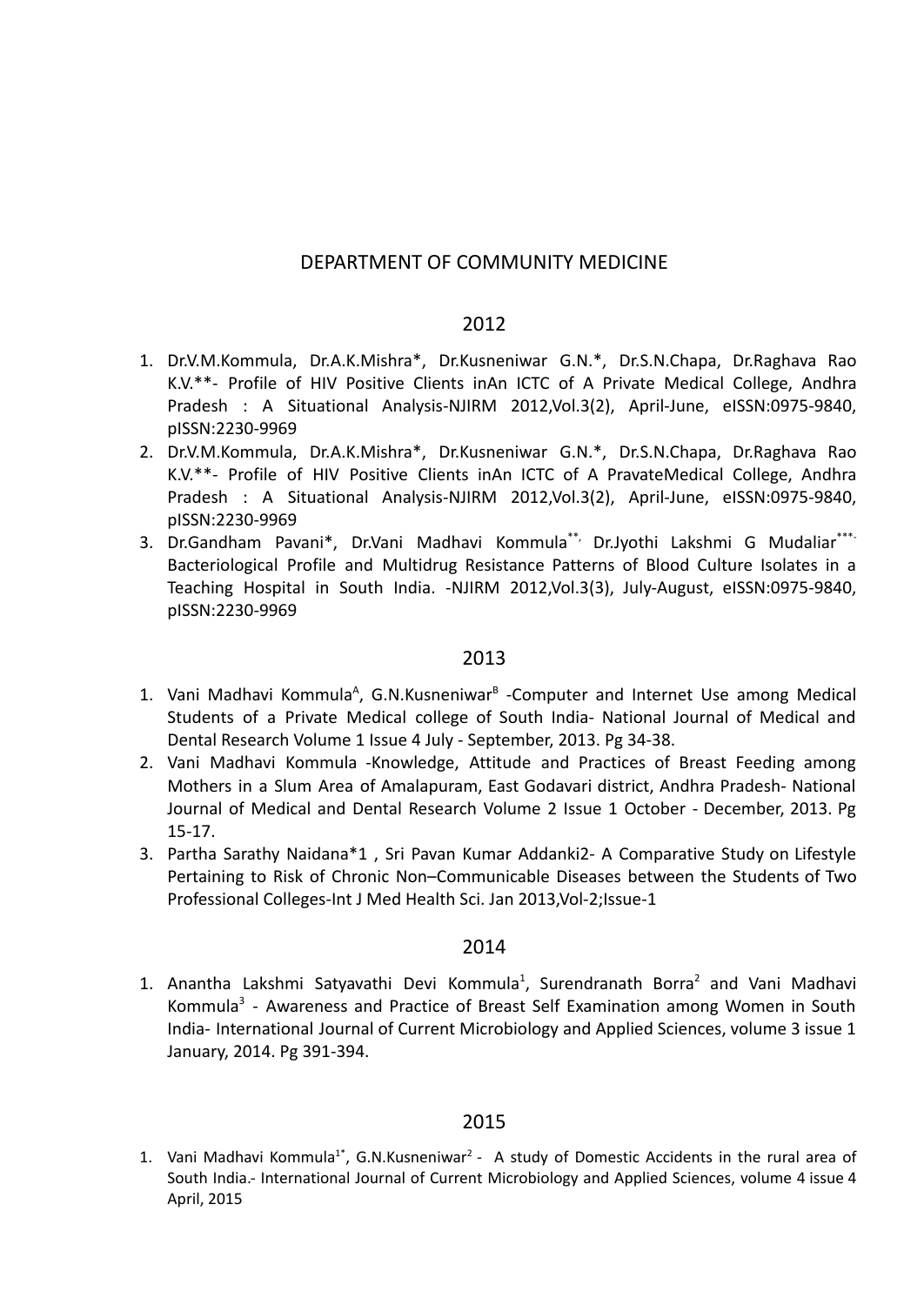# DEPARTMENT OF COMMUNITY MEDICINE

## 2012

1. Dr.V.M.Kommula, Dr.A.K.Mishra*, Dr.Kusneniwar G.N.*, Dr.S.N.Chapa, Dr.Raghava Rao K.V.**- Profile of HIV Positive Clients inAn ICTC of A Private Medical College, Andhra Pradesh : A Situational Analysis-NJIRM 2012,Vol.3(2), April-June, eISSN:0975-9840, pISSN:2230-9969
2. Dr.V.M.Kommula, Dr.A.K.Mishra*, Dr.Kusneniwar G.N.*, Dr.S.N.Chapa, Dr.Raghava Rao K.V.**- Profile of HIV Positive Clients inAn ICTC of A PravateMedical College, Andhra Pradesh : A Situational Analysis-NJIRM 2012,Vol.3(2), April-June, eISSN:0975-9840, pISSN:2230-9969
3. Dr.Gandham Pavani*, Dr.Vani Madhavi Kommula**, Dr.Jyothi Lakshmi G Mudaliar***- Bacteriological Profile and Multidrug Resistance Patterns of Blood Culture Isolates in a Teaching Hospital in South India. -NJIRM 2012,Vol.3(3), July-August, eISSN:0975-9840, pISSN:2230-9969

## 2013

1. Vani Madhavi Kommula[A], G.N.Kusneniwar[B] -Computer and Internet Use among Medical Students of a Private Medical college of South India- National Journal of Medical and Dental Research Volume 1 Issue 4 July - September, 2013. Pg 34-38.
2. Vani Madhavi Kommula -Knowledge, Attitude and Practices of Breast Feeding among Mothers in a Slum Area of Amalapuram, East Godavari district, Andhra Pradesh- National Journal of Medical and Dental Research Volume 2 Issue 1 October - December, 2013. Pg 15-17.
3. Partha Sarathy Naidana*1 , Sri Pavan Kumar Addanki2- A Comparative Study on Lifestyle Pertaining to Risk of Chronic Non–Communicable Diseases between the Students of Two Professional Colleges-Int J Med Health Sci. Jan 2013,Vol-2;Issue-1

## 2014

1. Anantha Lakshmi Satyavathi Devi Kommula[1], Surendranath Borra[2] and Vani Madhavi Kommula[3] - Awareness and Practice of Breast Self Examination among Women in South India- International Journal of Current Microbiology and Applied Sciences, volume 3 issue 1 January, 2014. Pg 391-394.

## 2015

1. Vani Madhavi Kommula[1*], G.N.Kusneniwar[2] - A study of Domestic Accidents in the rural area of South India.- International Journal of Current Microbiology and Applied Sciences, volume 4 issue 4 April, 2015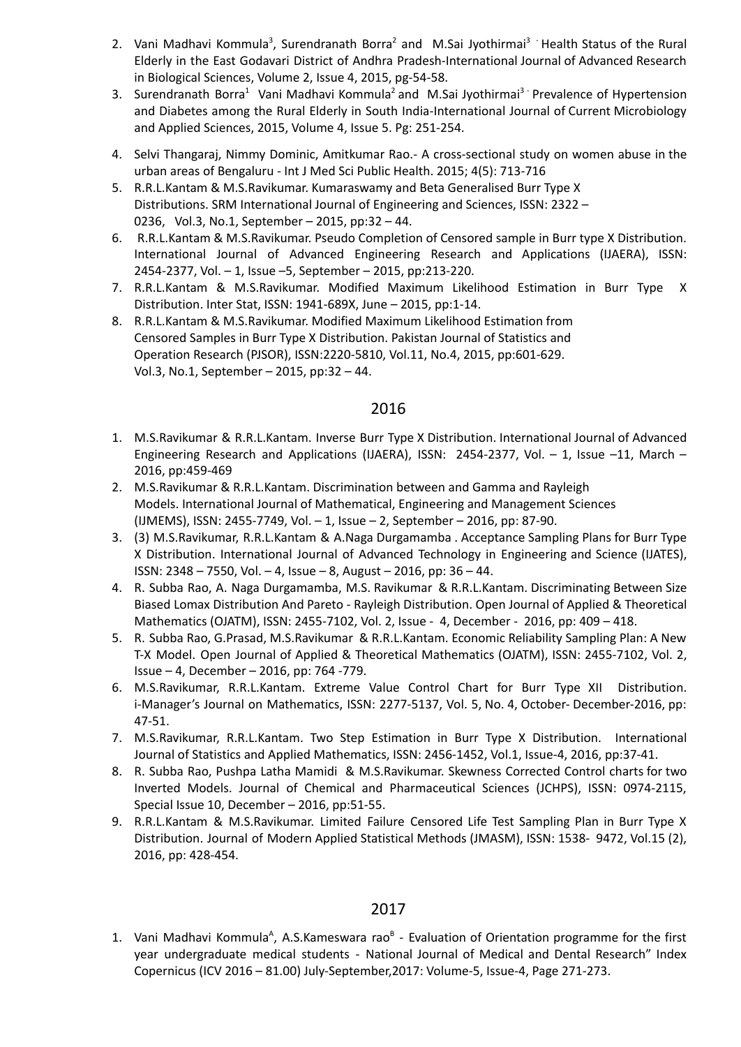2. Vani Madhavi Kommula[3], Surendranath Borra[2] and M.Sai Jyothirmai[3] - Health Status of the Rural Elderly in the East Godavari District of Andhra Pradesh-International Journal of Advanced Research in Biological Sciences, Volume 2, Issue 4, 2015, pg-54-58.
3. Surendranath Borra[1] Vani Madhavi Kommula[2] and M.Sai Jyothirmai[3] - Prevalence of Hypertension and Diabetes among the Rural Elderly in South India-International Journal of Current Microbiology and Applied Sciences, 2015, Volume 4, Issue 5. Pg: 251-254.
4. Selvi Thangaraj, Nimmy Dominic, Amitkumar Rao.- A cross-sectional study on women abuse in the urban areas of Bengaluru - Int J Med Sci Public Health. 2015; 4(5): 713-716
5. R.R.L.Kantam & M.S.Ravikumar. Kumaraswamy and Beta Generalised Burr Type X Distributions. SRM International Journal of Engineering and Sciences, ISSN: 2322 – 0236, Vol.3, No.1, September – 2015, pp:32 – 44.
6. R.R.L.Kantam & M.S.Ravikumar. Pseudo Completion of Censored sample in Burr type X Distribution. International Journal of Advanced Engineering Research and Applications (IJAERA), ISSN: 2454-2377, Vol. – 1, Issue –5, September – 2015, pp:213-220.
7. R.R.L.Kantam & M.S.Ravikumar. Modified Maximum Likelihood Estimation in Burr Type X Distribution. Inter Stat, ISSN: 1941-689X, June – 2015, pp:1-14.
8. R.R.L.Kantam & M.S.Ravikumar. Modified Maximum Likelihood Estimation from Censored Samples in Burr Type X Distribution. Pakistan Journal of Statistics and Operation Research (PJSOR), ISSN:2220-5810, Vol.11, No.4, 2015, pp:601-629. Vol.3, No.1, September – 2015, pp:32 – 44.

## 2016

1. M.S.Ravikumar & R.R.L.Kantam. Inverse Burr Type X Distribution. International Journal of Advanced Engineering Research and Applications (IJAERA), ISSN: 2454-2377, Vol. – 1, Issue –11, March – 2016, pp:459-469
2. M.S.Ravikumar & R.R.L.Kantam. Discrimination between and Gamma and Rayleigh Models. International Journal of Mathematical, Engineering and Management Sciences (IJMEMS), ISSN: 2455-7749, Vol. – 1, Issue – 2, September – 2016, pp: 87-90.
3. (3) M.S.Ravikumar, R.R.L.Kantam & A.Naga Durgamamba . Acceptance Sampling Plans for Burr Type X Distribution. International Journal of Advanced Technology in Engineering and Science (IJATES), ISSN: 2348 – 7550, Vol. – 4, Issue – 8, August – 2016, pp: 36 – 44.
4. R. Subba Rao, A. Naga Durgamamba, M.S. Ravikumar & R.R.L.Kantam. Discriminating Between Size Biased Lomax Distribution And Pareto - Rayleigh Distribution. Open Journal of Applied & Theoretical Mathematics (OJATM), ISSN: 2455-7102, Vol. 2, Issue - 4, December - 2016, pp: 409 – 418.
5. R. Subba Rao, G.Prasad, M.S.Ravikumar & R.R.L.Kantam. Economic Reliability Sampling Plan: A New T-X Model. Open Journal of Applied & Theoretical Mathematics (OJATM), ISSN: 2455-7102, Vol. 2, Issue – 4, December – 2016, pp: 764 -779.
6. M.S.Ravikumar, R.R.L.Kantam. Extreme Value Control Chart for Burr Type XII Distribution. i-Manager's Journal on Mathematics, ISSN: 2277-5137, Vol. 5, No. 4, October- December-2016, pp: 47-51.
7. M.S.Ravikumar, R.R.L.Kantam. Two Step Estimation in Burr Type X Distribution. International Journal of Statistics and Applied Mathematics, ISSN: 2456-1452, Vol.1, Issue-4, 2016, pp:37-41.
8. R. Subba Rao, Pushpa Latha Mamidi & M.S.Ravikumar. Skewness Corrected Control charts for two Inverted Models. Journal of Chemical and Pharmaceutical Sciences (JCHPS), ISSN: 0974-2115, Special Issue 10, December – 2016, pp:51-55.
9. R.R.L.Kantam & M.S.Ravikumar. Limited Failure Censored Life Test Sampling Plan in Burr Type X Distribution. Journal of Modern Applied Statistical Methods (JMASM), ISSN: 1538- 9472, Vol.15 (2), 2016, pp: 428-454.

## 2017

1. Vani Madhavi Kommula[A], A.S.Kameswara rao[B] - Evaluation of Orientation programme for the first year undergraduate medical students - National Journal of Medical and Dental Research" Index Copernicus (ICV 2016 – 81.00) July-September,2017: Volume-5, Issue-4, Page 271-273.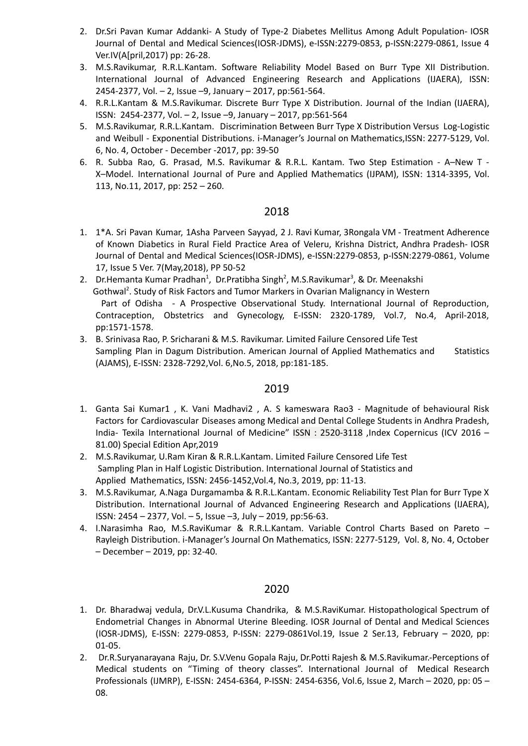2. Dr.Sri Pavan Kumar Addanki- A Study of Type-2 Diabetes Mellitus Among Adult Population- IOSR Journal of Dental and Medical Sciences(IOSR-JDMS), e-ISSN:2279-0853, p-ISSN:2279-0861, Issue 4 Ver.IV(A[pril,2017) pp: 26-28.
3. M.S.Ravikumar, R.R.L.Kantam. Software Reliability Model Based on Burr Type XII Distribution. International Journal of Advanced Engineering Research and Applications (IJAERA), ISSN: 2454-2377, Vol. – 2, Issue –9, January – 2017, pp:561-564.
4. R.R.L.Kantam & M.S.Ravikumar. Discrete Burr Type X Distribution. Journal of the Indian (IJAERA), ISSN: 2454-2377, Vol. – 2, Issue –9, January – 2017, pp:561-564
5. M.S.Ravikumar, R.R.L.Kantam. Discrimination Between Burr Type X Distribution Versus Log-Logistic and Weibull - Exponential Distributions. i-Manager's Journal on Mathematics,ISSN: 2277-5129, Vol. 6, No. 4, October - December -2017, pp: 39-50
6. R. Subba Rao, G. Prasad, M.S. Ravikumar & R.R.L. Kantam. Two Step Estimation - A–New T - X–Model. International Journal of Pure and Applied Mathematics (IJPAM), ISSN: 1314-3395, Vol. 113, No.11, 2017, pp: 252 – 260.

## 2018

1. 1*A. Sri Pavan Kumar, 1Asha Parveen Sayyad, 2 J. Ravi Kumar, 3Rongala VM - Treatment Adherence of Known Diabetics in Rural Field Practice Area of Veleru, Krishna District, Andhra Pradesh- IOSR Journal of Dental and Medical Sciences(IOSR-JDMS), e-ISSN:2279-0853, p-ISSN:2279-0861, Volume 17, Issue 5 Ver. 7(May,2018), PP 50-52
2. Dr.Hemanta Kumar Pradhan[1], Dr.Pratibha Singh[2], M.S.Ravikumar[3], & Dr. Meenakshi Gothwal[2]. Study of Risk Factors and Tumor Markers in Ovarian Malignancy in Western Part of Odisha - A Prospective Observational Study. International Journal of Reproduction, Contraception, Obstetrics and Gynecology, E-ISSN: 2320-1789, Vol.7, No.4, April-2018, pp:1571-1578.
3. B. Srinivasa Rao, P. Sricharani & M.S. Ravikumar. Limited Failure Censored Life Test Sampling Plan in Dagum Distribution. American Journal of Applied Mathematics and Statistics (AJAMS), E-ISSN: 2328-7292,Vol. 6,No.5, 2018, pp:181-185.

## 2019

1. Ganta Sai Kumar1 , K. Vani Madhavi2 , A. S kameswara Rao3 - Magnitude of behavioural Risk Factors for Cardiovascular Diseases among Medical and Dental College Students in Andhra Pradesh, India- Texila International Journal of Medicine" ISSN : 2520-3118 ,Index Copernicus (ICV 2016 – 81.00) Special Edition Apr,2019
2. M.S.Ravikumar, U.Ram Kiran & R.R.L.Kantam. Limited Failure Censored Life Test Sampling Plan in Half Logistic Distribution. International Journal of Statistics and Applied Mathematics, ISSN: 2456-1452,Vol.4, No.3, 2019, pp: 11-13.
3. M.S.Ravikumar, A.Naga Durgamamba & R.R.L.Kantam. Economic Reliability Test Plan for Burr Type X Distribution. International Journal of Advanced Engineering Research and Applications (IJAERA), ISSN: 2454 – 2377, Vol. – 5, Issue –3, July – 2019, pp:56-63.
4. I.Narasimha Rao, M.S.RaviKumar & R.R.L.Kantam. Variable Control Charts Based on Pareto – Rayleigh Distribution. i-Manager's Journal On Mathematics, ISSN: 2277-5129, Vol. 8, No. 4, October – December – 2019, pp: 32-40.

## 2020

1. Dr. Bharadwaj vedula, Dr.V.L.Kusuma Chandrika, & M.S.RaviKumar. Histopathological Spectrum of Endometrial Changes in Abnormal Uterine Bleeding. IOSR Journal of Dental and Medical Sciences (IOSR-JDMS), E-ISSN: 2279-0853, P-ISSN: 2279-0861Vol.19, Issue 2 Ser.13, February – 2020, pp: 01-05.
2. Dr.R.Suryanarayana Raju, Dr. S.V.Venu Gopala Raju, Dr.Potti Rajesh & M.S.Ravikumar.-Perceptions of Medical students on "Timing of theory classes". International Journal of Medical Research Professionals (IJMRP), E-ISSN: 2454-6364, P-ISSN: 2454-6356, Vol.6, Issue 2, March – 2020, pp: 05 – 08.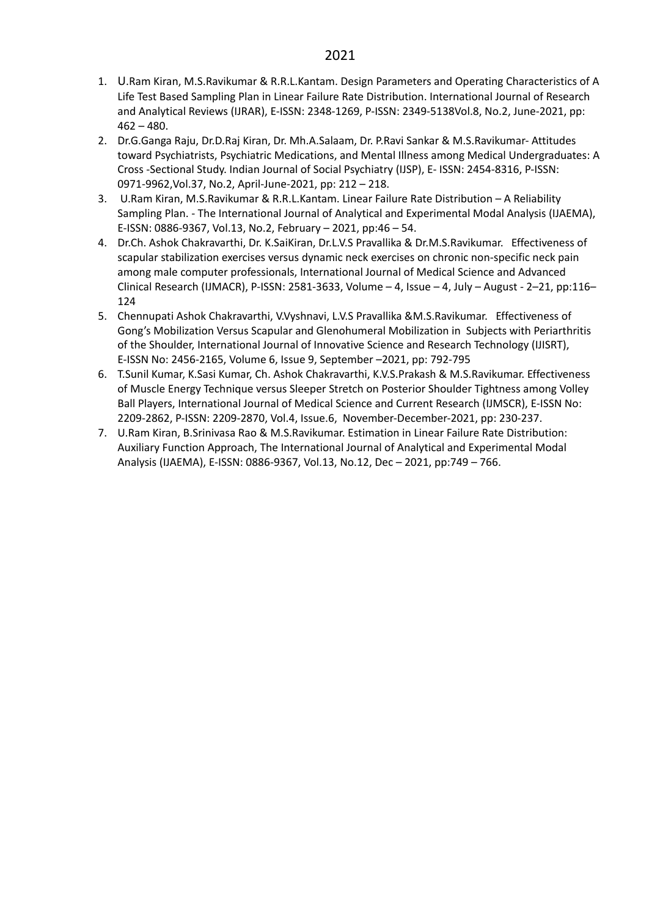# 2021

1. U.Ram Kiran, M.S.Ravikumar & R.R.L.Kantam. Design Parameters and Operating Characteristics of A Life Test Based Sampling Plan in Linear Failure Rate Distribution. International Journal of Research and Analytical Reviews (IJRAR), E-ISSN: 2348-1269, P-ISSN: 2349-5138Vol.8, No.2, June-2021, pp: 462 – 480.
2. Dr.G.Ganga Raju, Dr.D.Raj Kiran, Dr. Mh.A.Salaam, Dr. P.Ravi Sankar & M.S.Ravikumar- Attitudes toward Psychiatrists, Psychiatric Medications, and Mental Illness among Medical Undergraduates: A Cross -Sectional Study. Indian Journal of Social Psychiatry (IJSP), E- ISSN: 2454-8316, P-ISSN: 0971-9962,Vol.37, No.2, April-June-2021, pp: 212 – 218.
3. U.Ram Kiran, M.S.Ravikumar & R.R.L.Kantam. Linear Failure Rate Distribution – A Reliability Sampling Plan. - The International Journal of Analytical and Experimental Modal Analysis (IJAEMA), E-ISSN: 0886-9367, Vol.13, No.2, February – 2021, pp:46 – 54.
4. Dr.Ch. Ashok Chakravarthi, Dr. K.SaiKiran, Dr.L.V.S Pravallika & Dr.M.S.Ravikumar. Effectiveness of scapular stabilization exercises versus dynamic neck exercises on chronic non-specific neck pain among male computer professionals, International Journal of Medical Science and Advanced Clinical Research (IJMACR), P-ISSN: 2581-3633, Volume – 4, Issue – 4, July – August - 2–21, pp:116–124
5. Chennupati Ashok Chakravarthi, V.Vyshnavi, L.V.S Pravallika &M.S.Ravikumar. Effectiveness of Gong's Mobilization Versus Scapular and Glenohumeral Mobilization in Subjects with Periarthritis of the Shoulder, International Journal of Innovative Science and Research Technology (IJISRT), E-ISSN No: 2456-2165, Volume 6, Issue 9, September –2021, pp: 792-795
6. T.Sunil Kumar, K.Sasi Kumar, Ch. Ashok Chakravarthi, K.V.S.Prakash & M.S.Ravikumar. Effectiveness of Muscle Energy Technique versus Sleeper Stretch on Posterior Shoulder Tightness among Volley Ball Players, International Journal of Medical Science and Current Research (IJMSCR), E-ISSN No: 2209-2862, P-ISSN: 2209-2870, Vol.4, Issue.6, November-December-2021, pp: 230-237.
7. U.Ram Kiran, B.Srinivasa Rao & M.S.Ravikumar. Estimation in Linear Failure Rate Distribution: Auxiliary Function Approach, The International Journal of Analytical and Experimental Modal Analysis (IJAEMA), E-ISSN: 0886-9367, Vol.13, No.12, Dec – 2021, pp:749 – 766.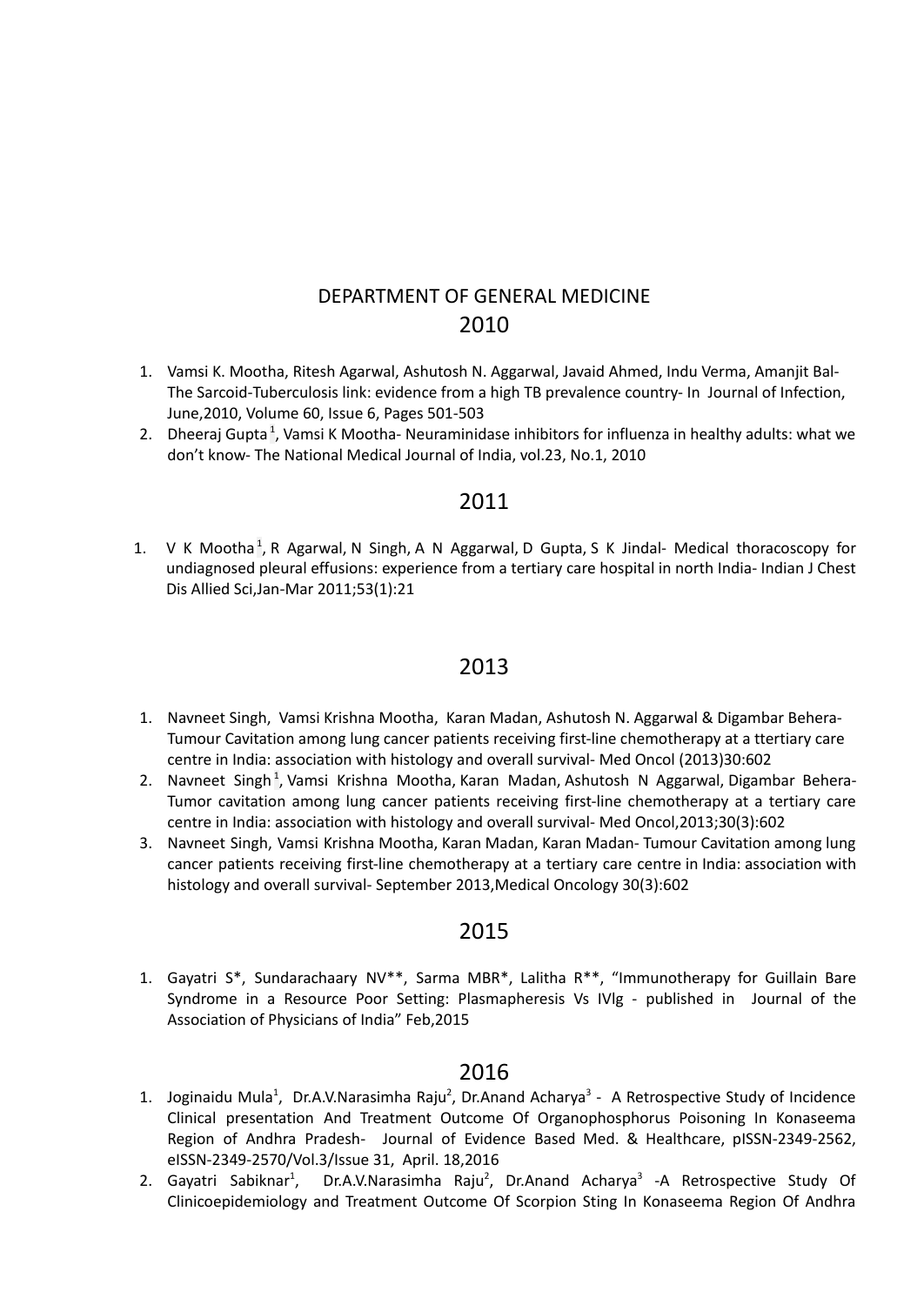# DEPARTMENT OF GENERAL MEDICINE

## 2010

1. Vamsi K. Mootha, Ritesh Agarwal, Ashutosh N. Aggarwal, Javaid Ahmed, Indu Verma, Amanjit Bal- The Sarcoid-Tuberculosis link: evidence from a high TB prevalence country- In Journal of Infection, June,2010, Volume 60, Issue 6, Pages 501-503
2. Dheeraj Gupta[1], Vamsi K Mootha- Neuraminidase inhibitors for influenza in healthy adults: what we don't know- The National Medical Journal of India, vol.23, No.1, 2010

## 2011

1. V K Mootha[1], R Agarwal, N Singh, A N Aggarwal, D Gupta, S K Jindal- Medical thoracoscopy for undiagnosed pleural effusions: experience from a tertiary care hospital in north India- Indian J Chest Dis Allied Sci,Jan-Mar 2011;53(1):21

## 2013

1. Navneet Singh, Vamsi Krishna Mootha, Karan Madan, Ashutosh N. Aggarwal & Digambar Behera- Tumour Cavitation among lung cancer patients receiving first-line chemotherapy at a ttertiary care centre in India: association with histology and overall survival- Med Oncol (2013)30:602
2. Navneet Singh[1], Vamsi Krishna Mootha, Karan Madan, Ashutosh N Aggarwal, Digambar Behera- Tumor cavitation among lung cancer patients receiving first-line chemotherapy at a tertiary care centre in India: association with histology and overall survival- Med Oncol,2013;30(3):602
3. Navneet Singh, Vamsi Krishna Mootha, Karan Madan, Karan Madan- Tumour Cavitation among lung cancer patients receiving first-line chemotherapy at a tertiary care centre in India: association with histology and overall survival- September 2013,Medical Oncology 30(3):602

## 2015

1. Gayatri S*, Sundarachaary NV**, Sarma MBR*, Lalitha R**, "Immunotherapy for Guillain Bare Syndrome in a Resource Poor Setting: Plasmapheresis Vs IVIg - published in Journal of the Association of Physicians of India" Feb,2015

## 2016

1. Joginaidu Mula[1], Dr.A.V.Narasimha Raju[2], Dr.Anand Acharya[3] - A Retrospective Study of Incidence Clinical presentation And Treatment Outcome Of Organophosphorus Poisoning In Konaseema Region of Andhra Pradesh- Journal of Evidence Based Med. & Healthcare, pISSN-2349-2562, eISSN-2349-2570/Vol.3/Issue 31, April. 18,2016
2. Gayatri Sabiknar[1], Dr.A.V.Narasimha Raju[2], Dr.Anand Acharya[3] -A Retrospective Study Of Clinicoepidemiology and Treatment Outcome Of Scorpion Sting In Konaseema Region Of Andhra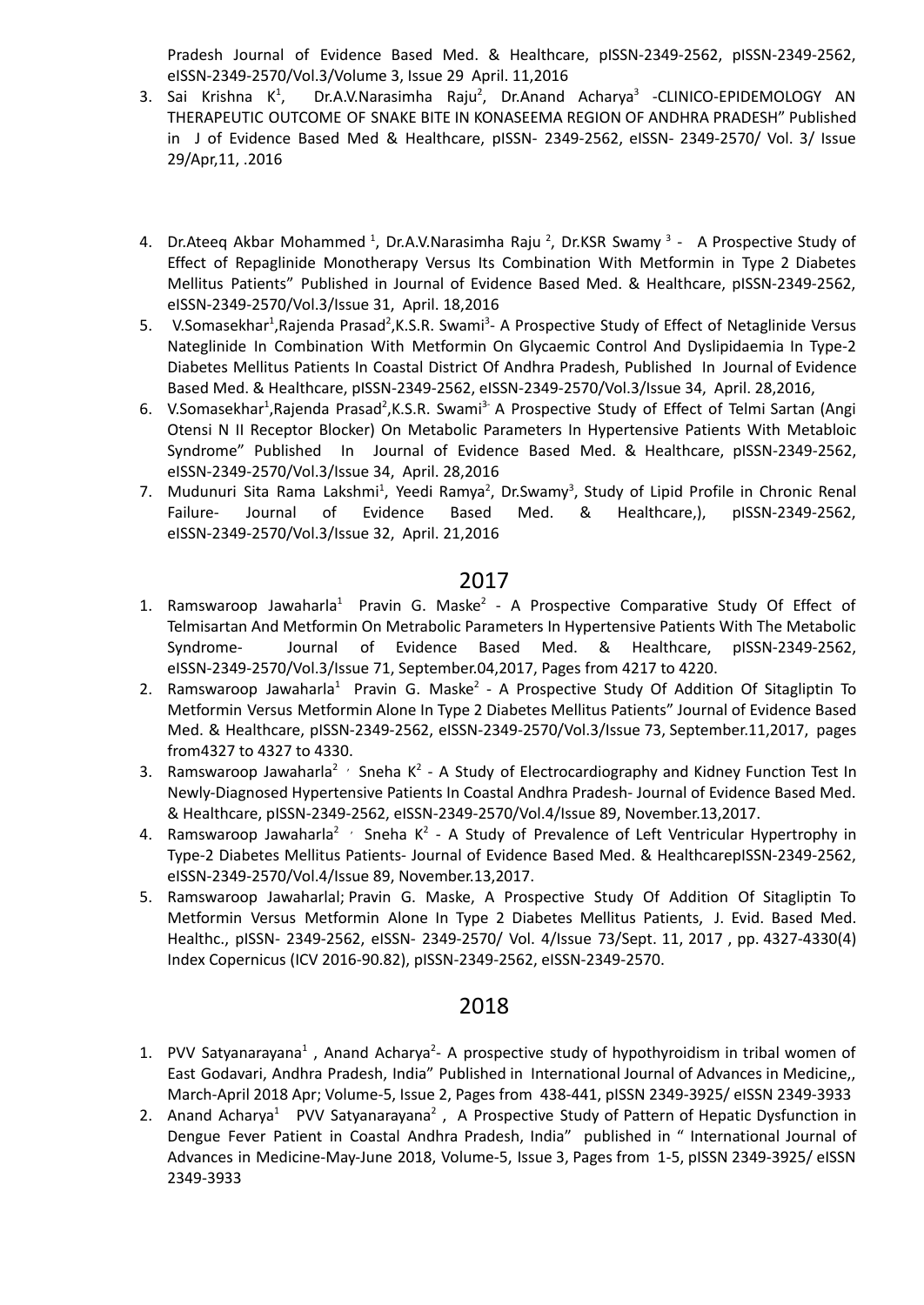Pradesh Journal of Evidence Based Med. & Healthcare, pISSN-2349-2562, pISSN-2349-2562, eISSN-2349-2570/Vol.3/Volume 3, Issue 29 April. 11,2016

3. Sai Krishna K[1], Dr.A.V.Narasimha Raju[2], Dr.Anand Acharya[3] -CLINICO-EPIDEMOLOGY AN THERAPEUTIC OUTCOME OF SNAKE BITE IN KONASEEMA REGION OF ANDHRA PRADESH" Published in J of Evidence Based Med & Healthcare, pISSN- 2349-2562, eISSN- 2349-2570/ Vol. 3/ Issue 29/Apr,11, .2016

4. Dr.Ateeq Akbar Mohammed [1], Dr.A.V.Narasimha Raju [2], Dr.KSR Swamy [3] - A Prospective Study of Effect of Repaglinide Monotherapy Versus Its Combination With Metformin in Type 2 Diabetes Mellitus Patients" Published in Journal of Evidence Based Med. & Healthcare, pISSN-2349-2562, eISSN-2349-2570/Vol.3/Issue 31, April. 18,2016
5. V.Somasekhar[1],Rajenda Prasad[2],K.S.R. Swami[3]- A Prospective Study of Effect of Netaglinide Versus Nateglinide In Combination With Metformin On Glycaemic Control And Dyslipidaemia In Type-2 Diabetes Mellitus Patients In Coastal District Of Andhra Pradesh, Published In Journal of Evidence Based Med. & Healthcare, pISSN-2349-2562, eISSN-2349-2570/Vol.3/Issue 34, April. 28,2016,
6. V.Somasekhar[1],Rajenda Prasad[2],K.S.R. Swami[3]- A Prospective Study of Effect of Telmi Sartan (Angi Otensi N II Receptor Blocker) On Metabolic Parameters In Hypertensive Patients With Metabloic Syndrome" Published In Journal of Evidence Based Med. & Healthcare, pISSN-2349-2562, eISSN-2349-2570/Vol.3/Issue 34, April. 28,2016
7. Mudunuri Sita Rama Lakshmi[1], Yeedi Ramya[2], Dr.Swamy[3], Study of Lipid Profile in Chronic Renal Failure- Journal of Evidence Based Med. & Healthcare,), pISSN-2349-2562, eISSN-2349-2570/Vol.3/Issue 32, April. 21,2016

## 2017

1. Ramswaroop Jawaharla[1] Pravin G. Maske[2] - A Prospective Comparative Study Of Effect of Telmisartan And Metformin On Metrabolic Parameters In Hypertensive Patients With The Metabolic Syndrome- Journal of Evidence Based Med. & Healthcare, pISSN-2349-2562, eISSN-2349-2570/Vol.3/Issue 71, September.04,2017, Pages from 4217 to 4220.
2. Ramswaroop Jawaharla[1] Pravin G. Maske[2] - A Prospective Study Of Addition Of Sitagliptin To Metformin Versus Metformin Alone In Type 2 Diabetes Mellitus Patients" Journal of Evidence Based Med. & Healthcare, pISSN-2349-2562, eISSN-2349-2570/Vol.3/Issue 73, September.11,2017, pages from4327 to 4327 to 4330.
3. Ramswaroop Jawaharla[2] , Sneha K[2] - A Study of Electrocardiography and Kidney Function Test In Newly-Diagnosed Hypertensive Patients In Coastal Andhra Pradesh- Journal of Evidence Based Med. & Healthcare, pISSN-2349-2562, eISSN-2349-2570/Vol.4/Issue 89, November.13,2017.
4. Ramswaroop Jawaharla[2] , Sneha K[2] - A Study of Prevalence of Left Ventricular Hypertrophy in Type-2 Diabetes Mellitus Patients- Journal of Evidence Based Med. & HealthcarepISSN-2349-2562, eISSN-2349-2570/Vol.4/Issue 89, November.13,2017.
5. Ramswaroop Jawaharlal; Pravin G. Maske, A Prospective Study Of Addition Of Sitagliptin To Metformin Versus Metformin Alone In Type 2 Diabetes Mellitus Patients, J. Evid. Based Med. Healthc., pISSN- 2349-2562, eISSN- 2349-2570/ Vol. 4/Issue 73/Sept. 11, 2017 , pp. 4327-4330(4) Index Copernicus (ICV 2016-90.82), pISSN-2349-2562, eISSN-2349-2570.

## 2018

1. PVV Satyanarayana[1] , Anand Acharya[2]- A prospective study of hypothyroidism in tribal women of East Godavari, Andhra Pradesh, India" Published in International Journal of Advances in Medicine,, March-April 2018 Apr; Volume-5, Issue 2, Pages from 438-441, pISSN 2349-3925/ eISSN 2349-3933
2. Anand Acharya[1] PVV Satyanarayana[2] , A Prospective Study of Pattern of Hepatic Dysfunction in Dengue Fever Patient in Coastal Andhra Pradesh, India" published in " International Journal of Advances in Medicine-May-June 2018, Volume-5, Issue 3, Pages from 1-5, pISSN 2349-3925/ eISSN 2349-3933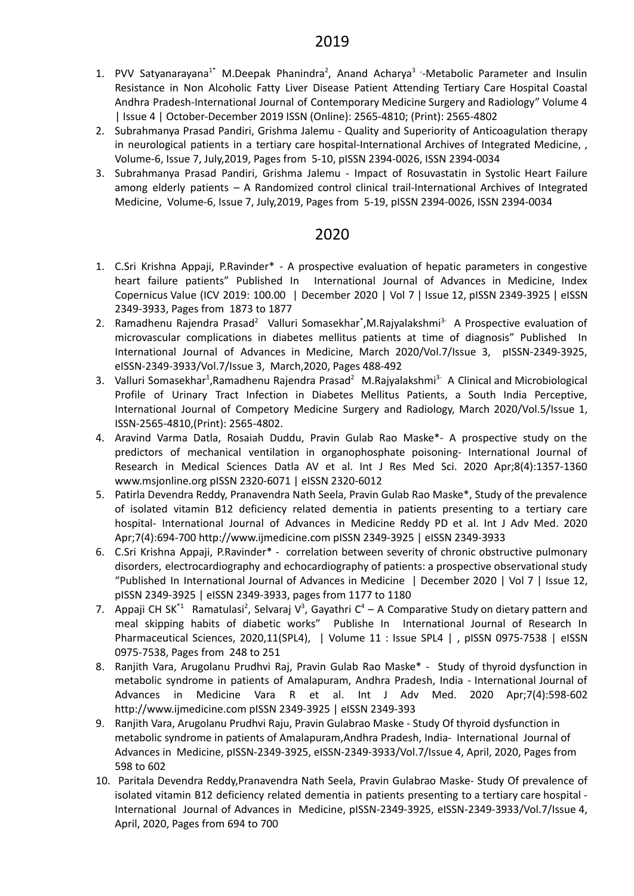# 2019

1. PVV Satyanarayana[1*] M.Deepak Phanindra[2], Anand Acharya[3] ,-Metabolic Parameter and Insulin Resistance in Non Alcoholic Fatty Liver Disease Patient Attending Tertiary Care Hospital Coastal Andhra Pradesh-International Journal of Contemporary Medicine Surgery and Radiology" Volume 4 | Issue 4 | October-December 2019 ISSN (Online): 2565-4810; (Print): 2565-4802
2. Subrahmanya Prasad Pandiri, Grishma Jalemu - Quality and Superiority of Anticoagulation therapy in neurological patients in a tertiary care hospital-International Archives of Integrated Medicine, , Volume-6, Issue 7, July,2019, Pages from 5-10, pISSN 2394-0026, ISSN 2394-0034
3. Subrahmanya Prasad Pandiri, Grishma Jalemu - Impact of Rosuvastatin in Systolic Heart Failure among elderly patients – A Randomized control clinical trail-International Archives of Integrated Medicine, Volume-6, Issue 7, July,2019, Pages from 5-19, pISSN 2394-0026, ISSN 2394-0034

# 2020

1. C.Sri Krishna Appaji, P.Ravinder* - A prospective evaluation of hepatic parameters in congestive heart failure patients" Published In International Journal of Advances in Medicine, Index Copernicus Value (ICV 2019: 100.00 | December 2020 | Vol 7 | Issue 12, pISSN 2349-3925 | eISSN 2349-3933, Pages from 1873 to 1877
2. Ramadhenu Rajendra Prasad[2] Valluri Somasekhar[*],M.Rajyalakshmi[3-] A Prospective evaluation of microvascular complications in diabetes mellitus patients at time of diagnosis" Published In International Journal of Advances in Medicine, March 2020/Vol.7/Issue 3, pISSN-2349-3925, eISSN-2349-3933/Vol.7/Issue 3, March,2020, Pages 488-492
3. Valluri Somasekhar[1],Ramadhenu Rajendra Prasad[2] M.Rajyalakshmi[3-] A Clinical and Microbiological Profile of Urinary Tract Infection in Diabetes Mellitus Patients, a South India Perceptive, International Journal of Competory Medicine Surgery and Radiology, March 2020/Vol.5/Issue 1, ISSN-2565-4810,(Print): 2565-4802.
4. Aravind Varma Datla, Rosaiah Duddu, Pravin Gulab Rao Maske*- A prospective study on the predictors of mechanical ventilation in organophosphate poisoning- International Journal of Research in Medical Sciences Datla AV et al. Int J Res Med Sci. 2020 Apr;8(4):1357-1360 www.msjonline.org pISSN 2320-6071 | eISSN 2320-6012
5. Patirla Devendra Reddy, Pranavendra Nath Seela, Pravin Gulab Rao Maske*, Study of the prevalence of isolated vitamin B12 deficiency related dementia in patients presenting to a tertiary care hospital- International Journal of Advances in Medicine Reddy PD et al. Int J Adv Med. 2020 Apr;7(4):694-700 http://www.ijmedicine.com pISSN 2349-3925 | eISSN 2349-3933
6. C.Sri Krishna Appaji, P.Ravinder* - correlation between severity of chronic obstructive pulmonary disorders, electrocardiography and echocardiography of patients: a prospective observational study "Published In International Journal of Advances in Medicine | December 2020 | Vol 7 | Issue 12, pISSN 2349-3925 | eISSN 2349-3933, pages from 1177 to 1180
7. Appaji CH SK[*1] Ramatulasi[2], Selvaraj V[3], Gayathri C[4] – A Comparative Study on dietary pattern and meal skipping habits of diabetic works" Publishe In International Journal of Research In Pharmaceutical Sciences, 2020,11(SPL4), | Volume 11 : Issue SPL4 | , pISSN 0975-7538 | eISSN 0975-7538, Pages from 248 to 251
8. Ranjith Vara, Arugolanu Prudhvi Raj, Pravin Gulab Rao Maske* - Study of thyroid dysfunction in metabolic syndrome in patients of Amalapuram, Andhra Pradesh, India - International Journal of Advances in Medicine Vara R et al. Int J Adv Med. 2020 Apr;7(4):598-602 http://www.ijmedicine.com pISSN 2349-3925 | eISSN 2349-393
9. Ranjith Vara, Arugolanu Prudhvi Raju, Pravin Gulabrao Maske - Study Of thyroid dysfunction in metabolic syndrome in patients of Amalapuram,Andhra Pradesh, India- International Journal of Advances in Medicine, pISSN-2349-3925, eISSN-2349-3933/Vol.7/Issue 4, April, 2020, Pages from 598 to 602
10. Paritala Devendra Reddy,Pranavendra Nath Seela, Pravin Gulabrao Maske- Study Of prevalence of isolated vitamin B12 deficiency related dementia in patients presenting to a tertiary care hospital - International Journal of Advances in Medicine, pISSN-2349-3925, eISSN-2349-3933/Vol.7/Issue 4, April, 2020, Pages from 694 to 700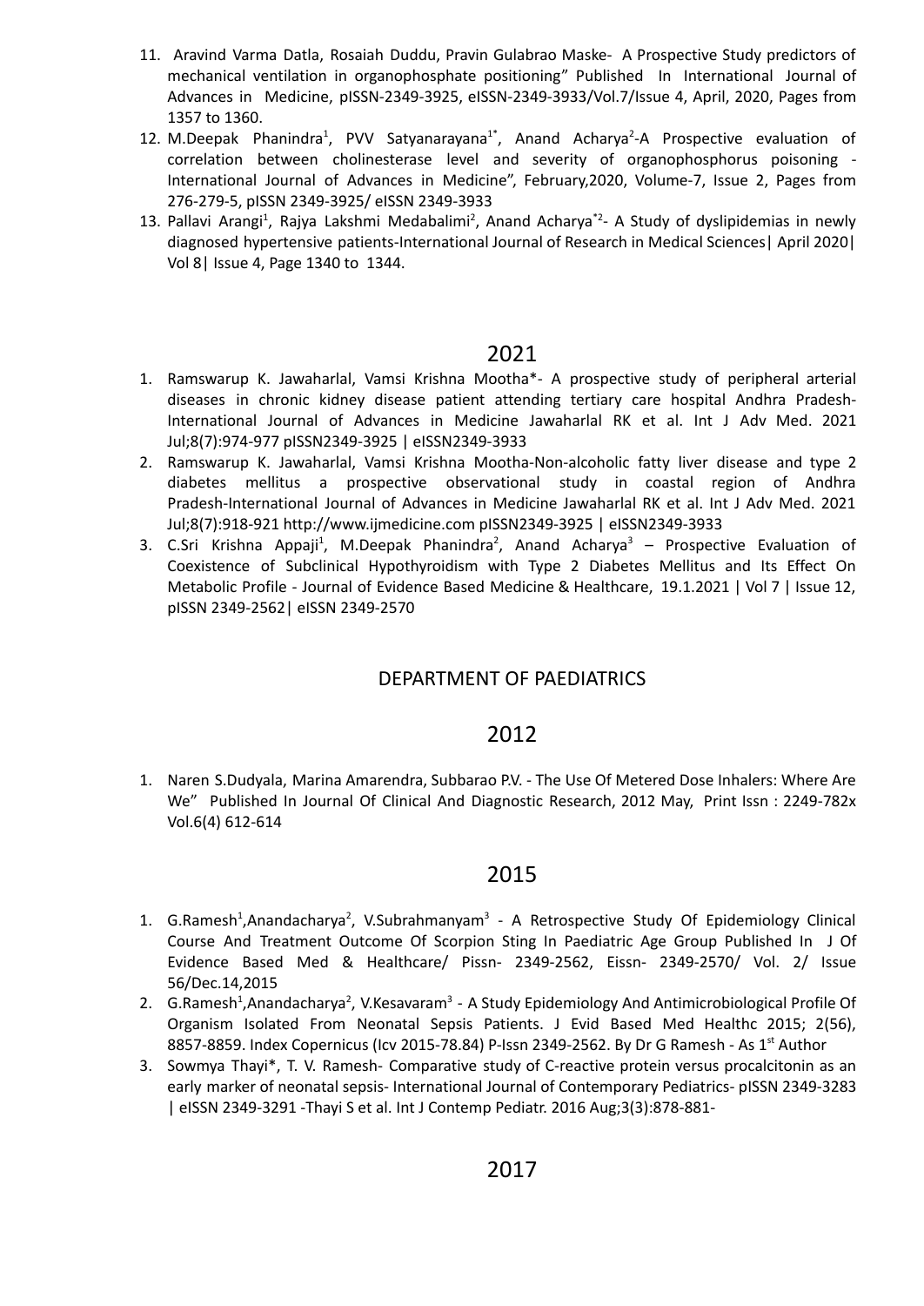11. Aravind Varma Datla, Rosaiah Duddu, Pravin Gulabrao Maske- A Prospective Study predictors of mechanical ventilation in organophosphate positioning" Published In International Journal of Advances in Medicine, pISSN-2349-3925, eISSN-2349-3933/Vol.7/Issue 4, April, 2020, Pages from 1357 to 1360.
12. M.Deepak Phanindra[1], PVV Satyanarayana[1*], Anand Acharya[2]-A Prospective evaluation of correlation between cholinesterase level and severity of organophosphorus poisoning - International Journal of Advances in Medicine", February,2020, Volume-7, Issue 2, Pages from 276-279-5, pISSN 2349-3925/ eISSN 2349-3933
13. Pallavi Arangi[1], Rajya Lakshmi Medabalimi[2], Anand Acharya[*2]- A Study of dyslipidemias in newly diagnosed hypertensive patients-International Journal of Research in Medical Sciences| April 2020| Vol 8| Issue 4, Page 1340 to 1344.

## 2021

1. Ramswarup K. Jawaharlal, Vamsi Krishna Mootha*- A prospective study of peripheral arterial diseases in chronic kidney disease patient attending tertiary care hospital Andhra Pradesh-International Journal of Advances in Medicine Jawaharlal RK et al. Int J Adv Med. 2021 Jul;8(7):974-977 pISSN2349-3925 | eISSN2349-3933
2. Ramswarup K. Jawaharlal, Vamsi Krishna Mootha-Non-alcoholic fatty liver disease and type 2 diabetes mellitus a prospective observational study in coastal region of Andhra Pradesh-International Journal of Advances in Medicine Jawaharlal RK et al. Int J Adv Med. 2021 Jul;8(7):918-921 http://www.ijmedicine.com pISSN2349-3925 | eISSN2349-3933
3. C.Sri Krishna Appaji[1], M.Deepak Phanindra[2], Anand Acharya[3] – Prospective Evaluation of Coexistence of Subclinical Hypothyroidism with Type 2 Diabetes Mellitus and Its Effect On Metabolic Profile - Journal of Evidence Based Medicine & Healthcare, 19.1.2021 | Vol 7 | Issue 12, pISSN 2349-2562| eISSN 2349-2570

## DEPARTMENT OF PAEDIATRICS

## 2012

1. Naren S.Dudyala, Marina Amarendra, Subbarao P.V. - The Use Of Metered Dose Inhalers: Where Are We" Published In Journal Of Clinical And Diagnostic Research, 2012 May, Print Issn : 2249-782x Vol.6(4) 612-614

## 2015

1. G.Ramesh[1],Anandacharya[2], V.Subrahmanyam[3] - A Retrospective Study Of Epidemiology Clinical Course And Treatment Outcome Of Scorpion Sting In Paediatric Age Group Published In J Of Evidence Based Med & Healthcare/ Pissn- 2349-2562, Eissn- 2349-2570/ Vol. 2/ Issue 56/Dec.14,2015
2. G.Ramesh[1],Anandacharya[2], V.Kesavaram[3] - A Study Epidemiology And Antimicrobiological Profile Of Organism Isolated From Neonatal Sepsis Patients. J Evid Based Med Healthc 2015; 2(56), 8857-8859. Index Copernicus (Icv 2015-78.84) P-Issn 2349-2562. By Dr G Ramesh - As 1st Author
3. Sowmya Thayi*, T. V. Ramesh- Comparative study of C-reactive protein versus procalcitonin as an early marker of neonatal sepsis- International Journal of Contemporary Pediatrics- pISSN 2349-3283 | eISSN 2349-3291 -Thayi S et al. Int J Contemp Pediatr. 2016 Aug;3(3):878-881-

## 2017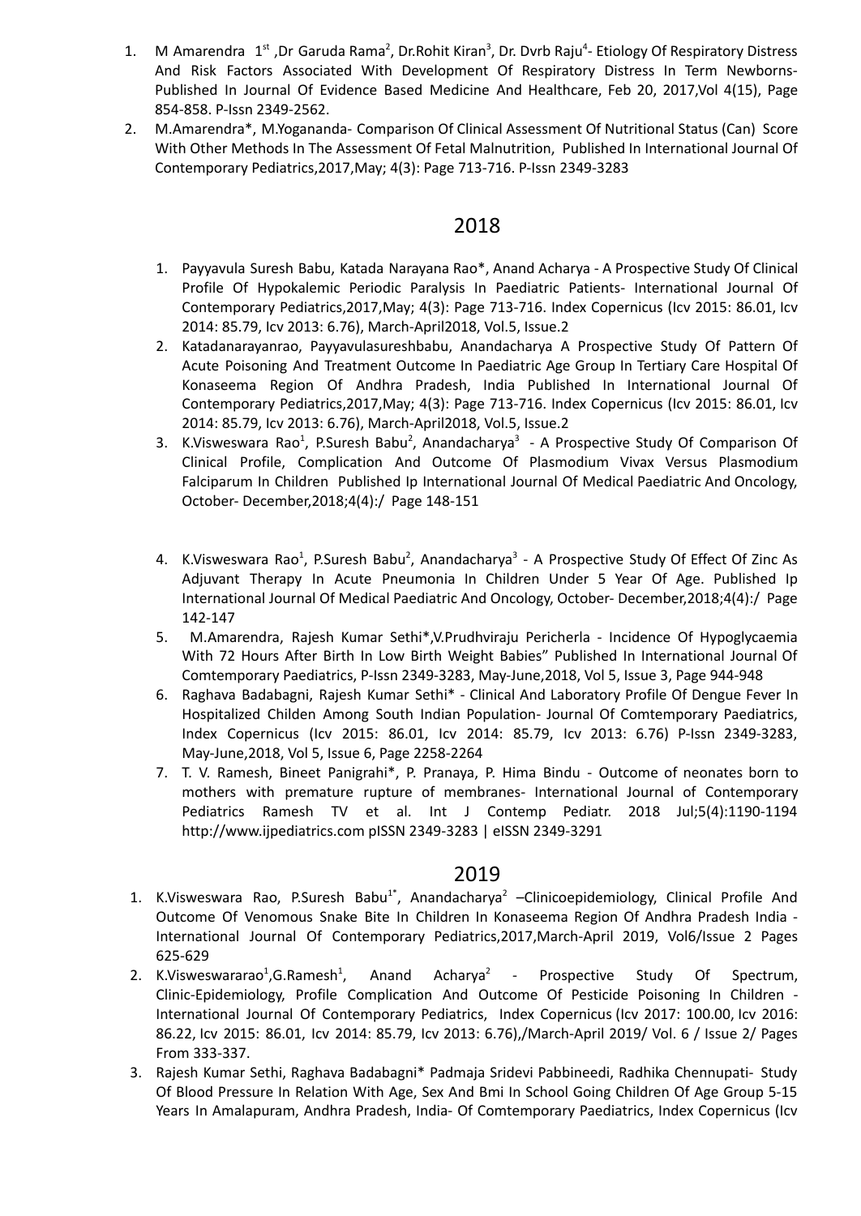1. M Amarendra 1[st] ,Dr Garuda Rama[2], Dr.Rohit Kiran[3], Dr. Dvrb Raju[4]- Etiology Of Respiratory Distress And Risk Factors Associated With Development Of Respiratory Distress In Term Newborns- Published In Journal Of Evidence Based Medicine And Healthcare, Feb 20, 2017,Vol 4(15), Page 854-858. P-Issn 2349-2562.
2. M.Amarendra*, M.Yogananda- Comparison Of Clinical Assessment Of Nutritional Status (Can) Score With Other Methods In The Assessment Of Fetal Malnutrition, Published In International Journal Of Contemporary Pediatrics,2017,May; 4(3): Page 713-716. P-Issn 2349-3283

## 2018

1. Payyavula Suresh Babu, Katada Narayana Rao*, Anand Acharya - A Prospective Study Of Clinical Profile Of Hypokalemic Periodic Paralysis In Paediatric Patients- International Journal Of Contemporary Pediatrics,2017,May; 4(3): Page 713-716. Index Copernicus (Icv 2015: 86.01, Icv 2014: 85.79, Icv 2013: 6.76), March-April2018, Vol.5, Issue.2
2. Katadanarayanrao, Payyavulasureshbabu, Anandacharya A Prospective Study Of Pattern Of Acute Poisoning And Treatment Outcome In Paediatric Age Group In Tertiary Care Hospital Of Konaseema Region Of Andhra Pradesh, India Published In International Journal Of Contemporary Pediatrics,2017,May; 4(3): Page 713-716. Index Copernicus (Icv 2015: 86.01, Icv 2014: 85.79, Icv 2013: 6.76), March-April2018, Vol.5, Issue.2
3. K.Visweswara Rao[1], P.Suresh Babu[2], Anandacharya[3] - A Prospective Study Of Comparison Of Clinical Profile, Complication And Outcome Of Plasmodium Vivax Versus Plasmodium Falciparum In Children Published Ip International Journal Of Medical Paediatric And Oncology, October- December,2018;4(4):/ Page 148-151
4. K.Visweswara Rao[1], P.Suresh Babu[2], Anandacharya[3] - A Prospective Study Of Effect Of Zinc As Adjuvant Therapy In Acute Pneumonia In Children Under 5 Year Of Age. Published Ip International Journal Of Medical Paediatric And Oncology, October- December,2018;4(4):/ Page 142-147
5. M.Amarendra, Rajesh Kumar Sethi*,V.Prudhviraju Pericherla - Incidence Of Hypoglycaemia With 72 Hours After Birth In Low Birth Weight Babies" Published In International Journal Of Comtemporary Paediatrics, P-Issn 2349-3283, May-June,2018, Vol 5, Issue 3, Page 944-948
6. Raghava Badabagni, Rajesh Kumar Sethi* - Clinical And Laboratory Profile Of Dengue Fever In Hospitalized Childen Among South Indian Population- Journal Of Comtemporary Paediatrics, Index Copernicus (Icv 2015: 86.01, Icv 2014: 85.79, Icv 2013: 6.76) P-Issn 2349-3283, May-June,2018, Vol 5, Issue 6, Page 2258-2264
7. T. V. Ramesh, Bineet Panigrahi*, P. Pranaya, P. Hima Bindu - Outcome of neonates born to mothers with premature rupture of membranes- International Journal of Contemporary Pediatrics Ramesh TV et al. Int J Contemp Pediatr. 2018 Jul;5(4):1190-1194 http://www.ijpediatrics.com pISSN 2349-3283 | eISSN 2349-3291

## 2019

1. K.Visweswara Rao, P.Suresh Babu[1*], Anandacharya[2] –Clinicoepidemiology, Clinical Profile And Outcome Of Venomous Snake Bite In Children In Konaseema Region Of Andhra Pradesh India - International Journal Of Contemporary Pediatrics,2017,March-April 2019, Vol6/Issue 2 Pages 625-629
2. K.Visweswararao[1],G.Ramesh[1], Anand Acharya[2] - Prospective Study Of Spectrum, Clinic-Epidemiology, Profile Complication And Outcome Of Pesticide Poisoning In Children - International Journal Of Contemporary Pediatrics, Index Copernicus (Icv 2017: 100.00, Icv 2016: 86.22, Icv 2015: 86.01, Icv 2014: 85.79, Icv 2013: 6.76),/March-April 2019/ Vol. 6 / Issue 2/ Pages From 333-337.
3. Rajesh Kumar Sethi, Raghava Badabagni* Padmaja Sridevi Pabbineedi, Radhika Chennupati- Study Of Blood Pressure In Relation With Age, Sex And Bmi In School Going Children Of Age Group 5-15 Years In Amalapuram, Andhra Pradesh, India- Of Comtemporary Paediatrics, Index Copernicus (Icv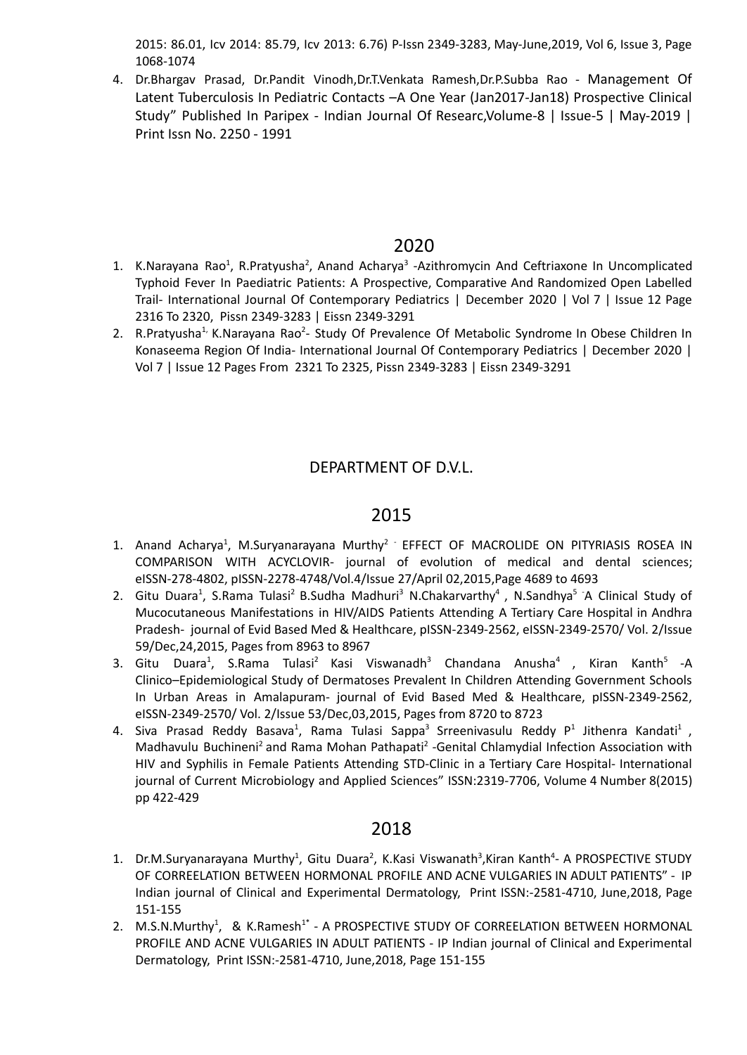2015: 86.01, Icv 2014: 85.79, Icv 2013: 6.76) P-Issn 2349-3283, May-June,2019, Vol 6, Issue 3, Page 1068-1074

4. Dr.Bhargav Prasad, Dr.Pandit Vinodh,Dr.T.Venkata Ramesh,Dr.P.Subba Rao - Management Of Latent Tuberculosis In Pediatric Contacts –A One Year (Jan2017-Jan18) Prospective Clinical Study" Published In Paripex - Indian Journal Of Researc,Volume-8 | Issue-5 | May-2019 | Print Issn No. 2250 - 1991

## 2020

1. K.Narayana Rao[1], R.Pratyusha[2], Anand Acharya[3] -Azithromycin And Ceftriaxone In Uncomplicated Typhoid Fever In Paediatric Patients: A Prospective, Comparative And Randomized Open Labelled Trail- International Journal Of Contemporary Pediatrics | December 2020 | Vol 7 | Issue 12 Page 2316 To 2320, Pissn 2349-3283 | Eissn 2349-3291
2. R.Pratyusha[1,] K.Narayana Rao[2]- Study Of Prevalence Of Metabolic Syndrome In Obese Children In Konaseema Region Of India- International Journal Of Contemporary Pediatrics | December 2020 | Vol 7 | Issue 12 Pages From 2321 To 2325, Pissn 2349-3283 | Eissn 2349-3291

# DEPARTMENT OF D.V.L.

## 2015

1. Anand Acharya[1], M.Suryanarayana Murthy[2] - EFFECT OF MACROLIDE ON PITYRIASIS ROSEA IN COMPARISON WITH ACYCLOVIR- journal of evolution of medical and dental sciences; eISSN-278-4802, pISSN-2278-4748/Vol.4/Issue 27/April 02,2015,Page 4689 to 4693
2. Gitu Duara[1], S.Rama Tulasi[2] B.Sudha Madhuri[3] N.Chakarvarthy[4] , N.Sandhya[5] -A Clinical Study of Mucocutaneous Manifestations in HIV/AIDS Patients Attending A Tertiary Care Hospital in Andhra Pradesh- journal of Evid Based Med & Healthcare, pISSN-2349-2562, eISSN-2349-2570/ Vol. 2/Issue 59/Dec,24,2015, Pages from 8963 to 8967
3. Gitu Duara[1], S.Rama Tulasi[2] Kasi Viswanadh[3] Chandana Anusha[4] , Kiran Kanth[5] -A Clinico–Epidemiological Study of Dermatoses Prevalent In Children Attending Government Schools In Urban Areas in Amalapuram- journal of Evid Based Med & Healthcare, pISSN-2349-2562, eISSN-2349-2570/ Vol. 2/Issue 53/Dec,03,2015, Pages from 8720 to 8723
4. Siva Prasad Reddy Basava[1], Rama Tulasi Sappa[3] Srreenivasulu Reddy P[1] Jithenra Kandati[1] , Madhavulu Buchineni[2] and Rama Mohan Pathapati[2] -Genital Chlamydial Infection Association with HIV and Syphilis in Female Patients Attending STD-Clinic in a Tertiary Care Hospital- International journal of Current Microbiology and Applied Sciences" ISSN:2319-7706, Volume 4 Number 8(2015) pp 422-429

## 2018

1. Dr.M.Suryanarayana Murthy[1], Gitu Duara[2], K.Kasi Viswanath[3],Kiran Kanth[4]- A PROSPECTIVE STUDY OF CORREELATION BETWEEN HORMONAL PROFILE AND ACNE VULGARIES IN ADULT PATIENTS" - IP Indian journal of Clinical and Experimental Dermatology, Print ISSN:-2581-4710, June,2018, Page 151-155
2. M.S.N.Murthy[1], & K.Ramesh[1*] - A PROSPECTIVE STUDY OF CORREELATION BETWEEN HORMONAL PROFILE AND ACNE VULGARIES IN ADULT PATIENTS - IP Indian journal of Clinical and Experimental Dermatology, Print ISSN:-2581-4710, June,2018, Page 151-155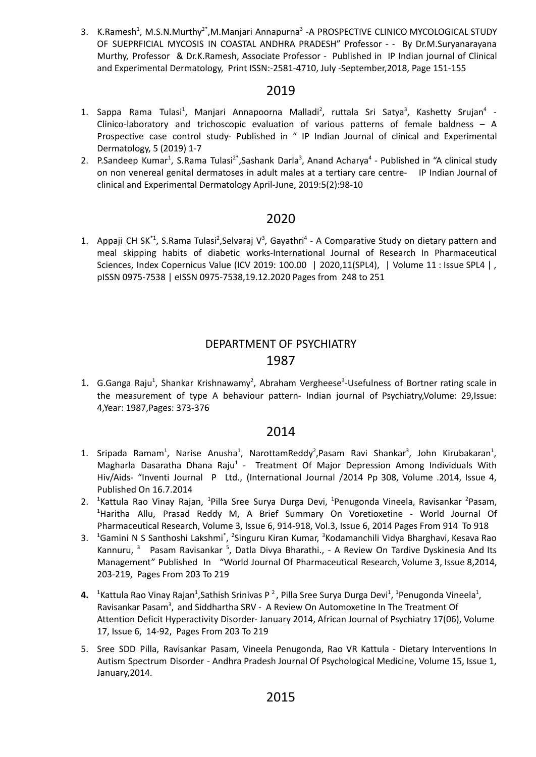3. K.Ramesh[1], M.S.N.Murthy[2*],M.Manjari Annapurna[3] -A PROSPECTIVE CLINICO MYCOLOGICAL STUDY OF SUEPRFICIAL MYCOSIS IN COASTAL ANDHRA PRADESH" Professor - - By Dr.M.Suryanarayana Murthy, Professor & Dr.K.Ramesh, Associate Professor - Published in IP Indian journal of Clinical and Experimental Dermatology, Print ISSN:-2581-4710, July -September,2018, Page 151-155

## 2019

1. Sappa Rama Tulasi[1], Manjari Annapoorna Malladi[2], ruttala Sri Satya[3], Kashetty Srujan[4] - Clinico-laboratory and trichoscopic evaluation of various patterns of female baldness – A Prospective case control study- Published in " IP Indian Journal of clinical and Experimental Dermatology, 5 (2019) 1-7
2. P.Sandeep Kumar[1], S.Rama Tulasi[2*],Sashank Darla[3], Anand Acharya[4] - Published in "A clinical study on non venereal genital dermatoses in adult males at a tertiary care centre- IP Indian Journal of clinical and Experimental Dermatology April-June, 2019:5(2):98-10

## 2020

1. Appaji CH SK[*1], S.Rama Tulasi[2],Selvaraj V[3], Gayathri[4] - A Comparative Study on dietary pattern and meal skipping habits of diabetic works-International Journal of Research In Pharmaceutical Sciences, Index Copernicus Value (ICV 2019: 100.00 | 2020,11(SPL4), | Volume 11 : Issue SPL4 | , pISSN 0975-7538 | eISSN 0975-7538,19.12.2020 Pages from 248 to 251

# DEPARTMENT OF PSYCHIATRY

## 1987

1. G.Ganga Raju[1], Shankar Krishnawamy[2], Abraham Vergheese[3]-Usefulness of Bortner rating scale in the measurement of type A behaviour pattern- Indian journal of Psychiatry,Volume: 29,Issue: 4,Year: 1987,Pages: 373-376

## 2014

1. Sripada Ramam[1], Narise Anusha[1], NarottamReddy[2],Pasam Ravi Shankar[3], John Kirubakaran[1], Magharla Dasaratha Dhana Raju[1] - Treatment Of Major Depression Among Individuals With Hiv/Aids- "Inventi Journal P Ltd., (International Journal /2014 Pp 308, Volume .2014, Issue 4, Published On 16.7.2014
2. [1]Kattula Rao Vinay Rajan, [1]Pilla Sree Surya Durga Devi, [1]Penugonda Vineela, Ravisankar [2]Pasam, [1]Haritha Allu, Prasad Reddy M, A Brief Summary On Voretioxetine - World Journal Of Pharmaceutical Research, Volume 3, Issue 6, 914-918, Vol.3, Issue 6, 2014 Pages From 914 To 918
3. [1]Gamini N S Santhoshi Lakshmi[*], [2]Singuru Kiran Kumar, [3]Kodamanchili Vidya Bharghavi, Kesava Rao Kannuru, [3] Pasam Ravisankar [5], Datla Divya Bharathi., - A Review On Tardive Dyskinesia And Its Management" Published In "World Journal Of Pharmaceutical Research, Volume 3, Issue 8,2014, 203-219, Pages From 203 To 219
4. [1]Kattula Rao Vinay Rajan[1],Sathish Srinivas P [2], Pilla Sree Surya Durga Devi[1], [1]Penugonda Vineela[1], Ravisankar Pasam[3], and Siddhartha SRV - A Review On Automoxetine In The Treatment Of Attention Deficit Hyperactivity Disorder- January 2014, African Journal of Psychiatry 17(06), Volume 17, Issue 6, 14-92, Pages From 203 To 219
5. Sree SDD Pilla, Ravisankar Pasam, Vineela Penugonda, Rao VR Kattula - Dietary Interventions In Autism Spectrum Disorder - Andhra Pradesh Journal Of Psychological Medicine, Volume 15, Issue 1, January,2014.

## 2015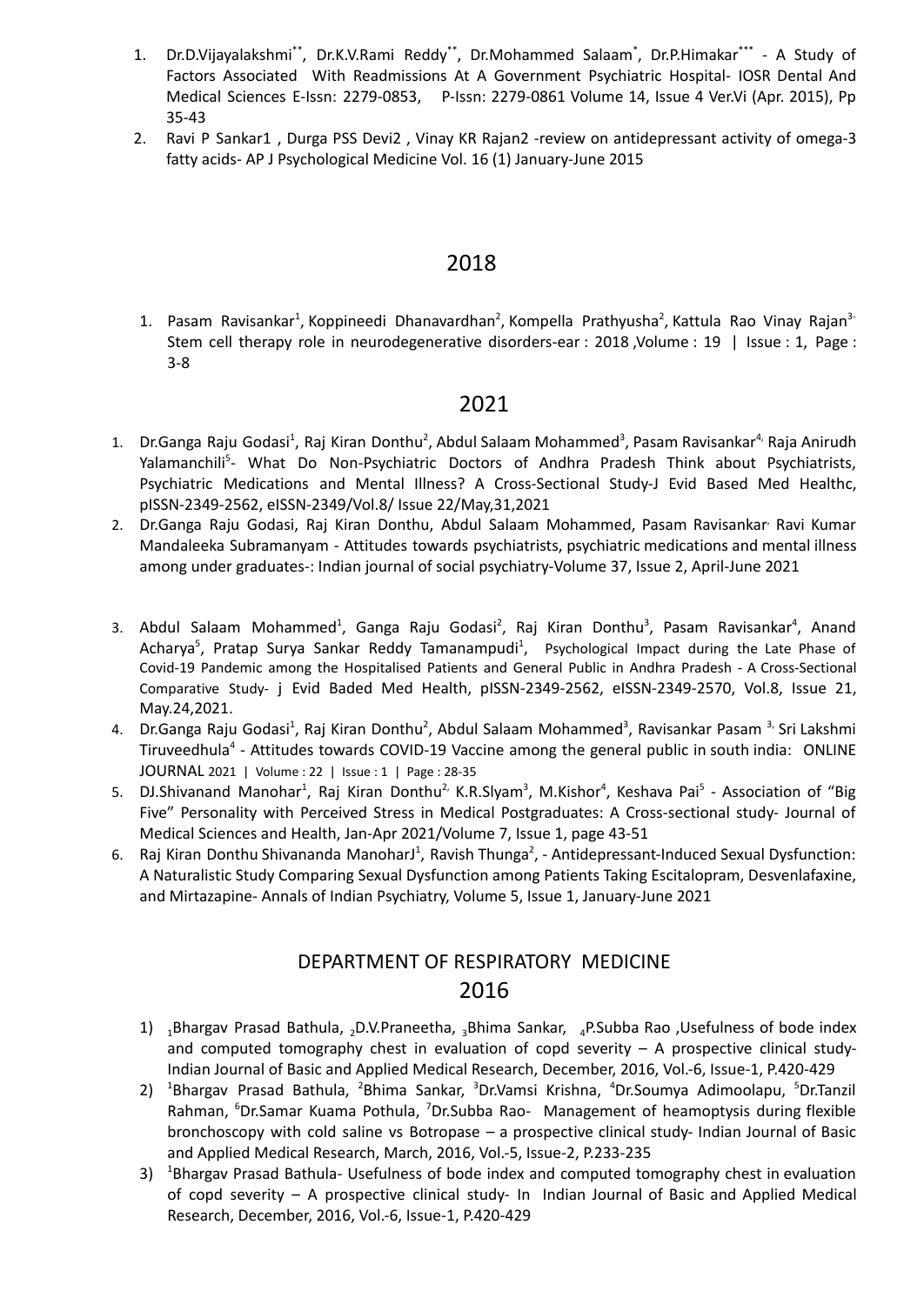1. Dr.D.Vijayalakshmi[**], Dr.K.V.Rami Reddy[**], Dr.Mohammed Salaam[*], Dr.P.Himakar[***] - A Study of Factors Associated With Readmissions At A Government Psychiatric Hospital- IOSR Dental And Medical Sciences E-Issn: 2279-0853, P-Issn: 2279-0861 Volume 14, Issue 4 Ver.Vi (Apr. 2015), Pp 35-43
2. Ravi P Sankar1 , Durga PSS Devi2 , Vinay KR Rajan2 -review on antidepressant activity of omega-3 fatty acids- AP J Psychological Medicine Vol. 16 (1) January-June 2015

## 2018

1. Pasam Ravisankar[1], Koppineedi Dhanavardhan[2], Kompella Prathyusha[2], Kattula Rao Vinay Rajan[3-] Stem cell therapy role in neurodegenerative disorders-ear : 2018 ,Volume : 19 | Issue : 1, Page : 3-8

## 2021

1. Dr.Ganga Raju Godasi[1], Raj Kiran Donthu[2], Abdul Salaam Mohammed[3], Pasam Ravisankar[4,] Raja Anirudh Yalamanchili[5]- What Do Non-Psychiatric Doctors of Andhra Pradesh Think about Psychiatrists, Psychiatric Medications and Mental Illness? A Cross-Sectional Study-J Evid Based Med Healthc, pISSN-2349-2562, eISSN-2349/Vol.8/ Issue 22/May,31,2021
2. Dr.Ganga Raju Godasi, Raj Kiran Donthu, Abdul Salaam Mohammed, Pasam Ravisankar, Ravi Kumar Mandaleeka Subramanyam - Attitudes towards psychiatrists, psychiatric medications and mental illness among under graduates-: Indian journal of social psychiatry-Volume 37, Issue 2, April-June 2021
3. Abdul Salaam Mohammed[1], Ganga Raju Godasi[2], Raj Kiran Donthu[3], Pasam Ravisankar[4], Anand Acharya[5], Pratap Surya Sankar Reddy Tamanampudi[1], Psychological Impact during the Late Phase of Covid-19 Pandemic among the Hospitalised Patients and General Public in Andhra Pradesh - A Cross-Sectional Comparative Study- j Evid Baded Med Health, pISSN-2349-2562, eISSN-2349-2570, Vol.8, Issue 21, May.24,2021.
4. Dr.Ganga Raju Godasi[1], Raj Kiran Donthu[2], Abdul Salaam Mohammed[3], Ravisankar Pasam [3,] Sri Lakshmi Tiruveedhula[4] - Attitudes towards COVID-19 Vaccine among the general public in south india: ONLINE JOURNAL 2021 | Volume : 22 | Issue : 1 | Page : 28-35
5. DJ.Shivanand Manohar[1], Raj Kiran Donthu[2,] K.R.Slyam[3], M.Kishor[4], Keshava Pai[5] - Association of "Big Five" Personality with Perceived Stress in Medical Postgraduates: A Cross-sectional study- Journal of Medical Sciences and Health, Jan-Apr 2021/Volume 7, Issue 1, page 43-51
6. Raj Kiran Donthu Shivananda ManoharJ[1], Ravish Thunga[2], - Antidepressant-Induced Sexual Dysfunction: A Naturalistic Study Comparing Sexual Dysfunction among Patients Taking Escitalopram, Desvenlafaxine, and Mirtazapine- Annals of Indian Psychiatry, Volume 5, Issue 1, January-June 2021

## DEPARTMENT OF RESPIRATORY MEDICINE

## 2016

1) [1]Bhargav Prasad Bathula, [2]D.V.Praneetha, [3]Bhima Sankar, [4]P.Subba Rao ,Usefulness of bode index and computed tomography chest in evaluation of copd severity – A prospective clinical study- Indian Journal of Basic and Applied Medical Research, December, 2016, Vol.-6, Issue-1, P.420-429
2) [1]Bhargav Prasad Bathula, [2]Bhima Sankar, [3]Dr.Vamsi Krishna, [4]Dr.Soumya Adimoolapu, [5]Dr.Tanzil Rahman, [6]Dr.Samar Kuama Pothula, [7]Dr.Subba Rao- Management of heamoptysis during flexible bronchoscopy with cold saline vs Botropase – a prospective clinical study- Indian Journal of Basic and Applied Medical Research, March, 2016, Vol.-5, Issue-2, P.233-235
3) [1]Bhargav Prasad Bathula- Usefulness of bode index and computed tomography chest in evaluation of copd severity – A prospective clinical study- In Indian Journal of Basic and Applied Medical Research, December, 2016, Vol.-6, Issue-1, P.420-429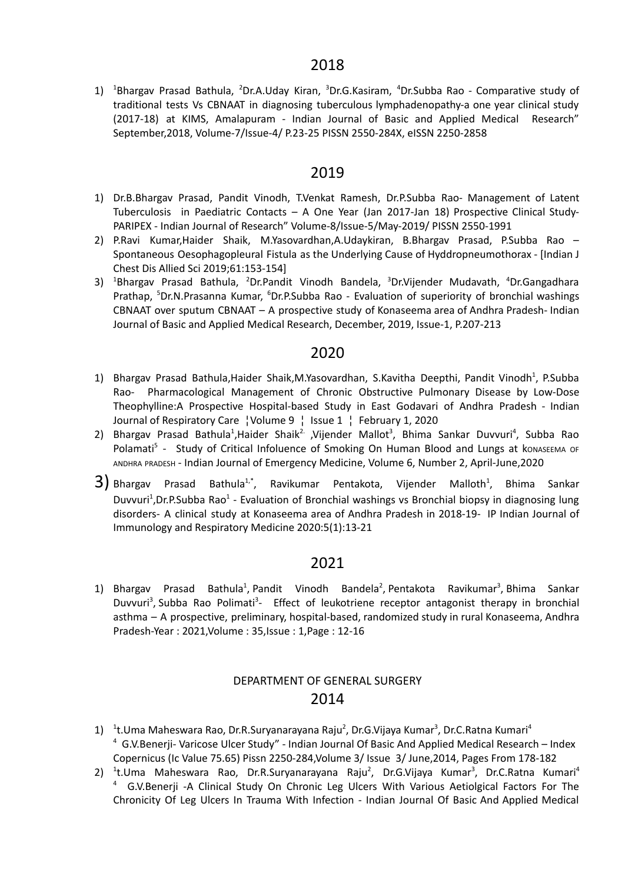## 2018

1) [1]Bhargav Prasad Bathula, [2]Dr.A.Uday Kiran, [3]Dr.G.Kasiram, [4]Dr.Subba Rao - Comparative study of traditional tests Vs CBNAAT in diagnosing tuberculous lymphadenopathy-a one year clinical study (2017-18) at KIMS, Amalapuram - Indian Journal of Basic and Applied Medical Research" September,2018, Volume-7/Issue-4/ P.23-25 PISSN 2550-284X, eISSN 2250-2858

## 2019

1) Dr.B.Bhargav Prasad, Pandit Vinodh, T.Venkat Ramesh, Dr.P.Subba Rao- Management of Latent Tuberculosis in Paediatric Contacts – A One Year (Jan 2017-Jan 18) Prospective Clinical Study- PARIPEX - Indian Journal of Research" Volume-8/Issue-5/May-2019/ PISSN 2550-1991
2) P.Ravi Kumar,Haider Shaik, M.Yasovardhan,A.Udaykiran, B.Bhargav Prasad, P.Subba Rao – Spontaneous Oesophagopleural Fistula as the Underlying Cause of Hyddropneumothorax - [Indian J Chest Dis Allied Sci 2019;61:153-154]
3) [1]Bhargav Prasad Bathula, [2]Dr.Pandit Vinodh Bandela, [3]Dr.Vijender Mudavath, [4]Dr.Gangadhara Prathap, [5]Dr.N.Prasanna Kumar, [6]Dr.P.Subba Rao - Evaluation of superiority of bronchial washings CBNAAT over sputum CBNAAT – A prospective study of Konaseema area of Andhra Pradesh- Indian Journal of Basic and Applied Medical Research, December, 2019, Issue-1, P.207-213

## 2020

1) Bhargav Prasad Bathula,Haider Shaik,M.Yasovardhan, S.Kavitha Deepthi, Pandit Vinodh[1], P.Subba Rao- Pharmacological Management of Chronic Obstructive Pulmonary Disease by Low-Dose Theophylline:A Prospective Hospital-based Study in East Godavari of Andhra Pradesh - Indian Journal of Respiratory Care ¦Volume 9 ¦ Issue 1 ¦ February 1, 2020
2) Bhargav Prasad Bathula[1],Haider Shaik[2], ,Vijender Mallot[3], Bhima Sankar Duvvuri[4], Subba Rao Polamati[5] - Study of Critical Infoluence of Smoking On Human Blood and Lungs at KONASEEMA OF ANDHRA PRADESH - Indian Journal of Emergency Medicine, Volume 6, Number 2, April-June,2020
3) Bhargav Prasad Bathula[1,*], Ravikumar Pentakota, Vijender Malloth[1], Bhima Sankar Duvvuri[1],Dr.P.Subba Rao[1] - Evaluation of Bronchial washings vs Bronchial biopsy in diagnosing lung disorders- A clinical study at Konaseema area of Andhra Pradesh in 2018-19- IP Indian Journal of Immunology and Respiratory Medicine 2020:5(1):13-21

## 2021

1) Bhargav Prasad Bathula[1], Pandit Vinodh Bandela[2], Pentakota Ravikumar[3], Bhima Sankar Duvvuri[3], Subba Rao Polimati[3]- Effect of leukotriene receptor antagonist therapy in bronchial asthma – A prospective, preliminary, hospital-based, randomized study in rural Konaseema, Andhra Pradesh-Year : 2021,Volume : 35,Issue : 1,Page : 12-16

# DEPARTMENT OF GENERAL SURGERY

## 2014

1) [1]t.Uma Maheswara Rao, Dr.R.Suryanarayana Raju[2], Dr.G.Vijaya Kumar[3], Dr.C.Ratna Kumari[4] [4] G.V.Benerji- Varicose Ulcer Study" - Indian Journal Of Basic And Applied Medical Research – Index Copernicus (Ic Value 75.65) Pissn 2250-284,Volume 3/ Issue 3/ June,2014, Pages From 178-182
2) [1]t.Uma Maheswara Rao, Dr.R.Suryanarayana Raju[2], Dr.G.Vijaya Kumar[3], Dr.C.Ratna Kumari[4] [4] G.V.Benerji -A Clinical Study On Chronic Leg Ulcers With Various Aetiolgical Factors For The Chronicity Of Leg Ulcers In Trauma With Infection - Indian Journal Of Basic And Applied Medical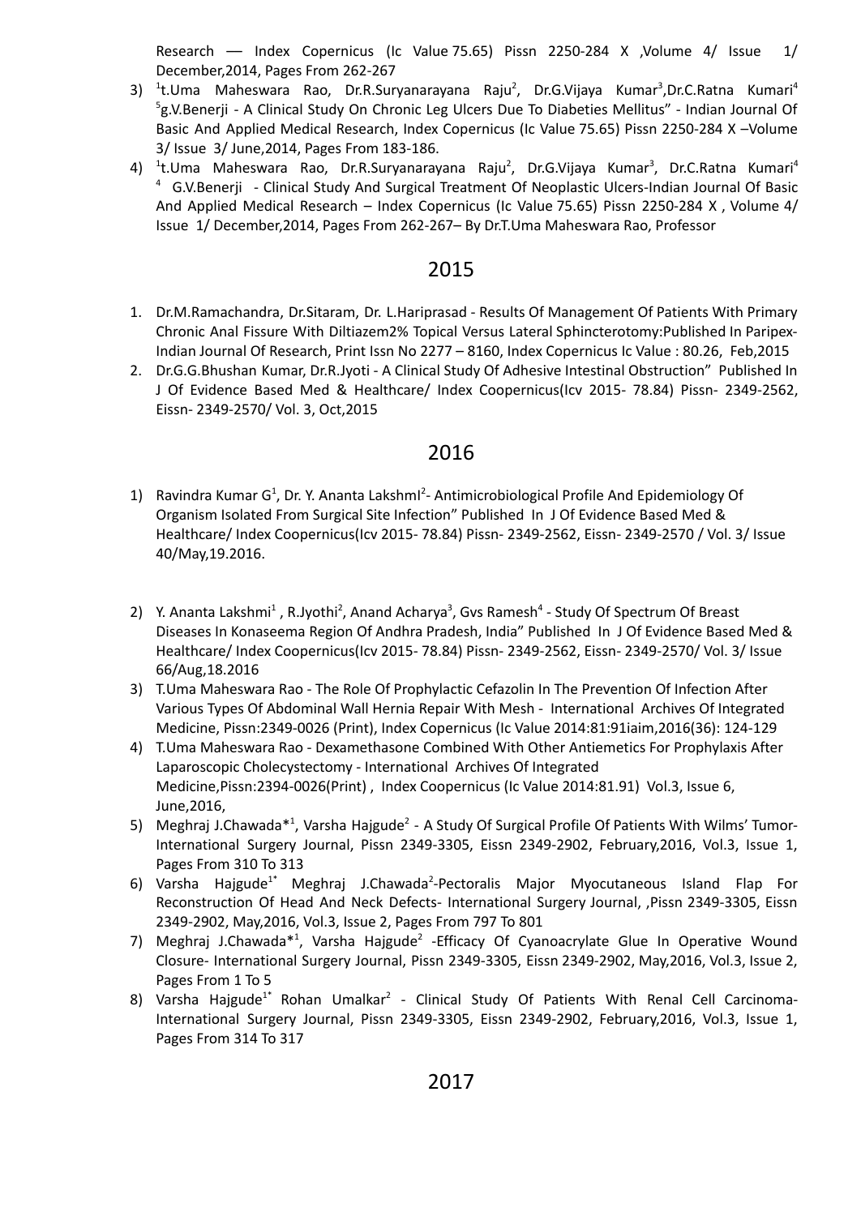Research –– Index Copernicus (Ic Value 75.65) Pissn 2250-284 X ,Volume 4/ Issue 1/ December,2014, Pages From 262-267

3) [1]t.Uma Maheswara Rao, Dr.R.Suryanarayana Raju[2], Dr.G.Vijaya Kumar[3],Dr.C.Ratna Kumari[4] [5]g.V.Benerji - A Clinical Study On Chronic Leg Ulcers Due To Diabeties Mellitus" - Indian Journal Of Basic And Applied Medical Research, Index Copernicus (Ic Value 75.65) Pissn 2250-284 X –Volume 3/ Issue 3/ June,2014, Pages From 183-186.
4) [1]t.Uma Maheswara Rao, Dr.R.Suryanarayana Raju[2], Dr.G.Vijaya Kumar[3], Dr.C.Ratna Kumari[4] [4] G.V.Benerji - Clinical Study And Surgical Treatment Of Neoplastic Ulcers-Indian Journal Of Basic And Applied Medical Research – Index Copernicus (Ic Value 75.65) Pissn 2250-284 X , Volume 4/ Issue 1/ December,2014, Pages From 262-267– By Dr.T.Uma Maheswara Rao, Professor

## 2015

1. Dr.M.Ramachandra, Dr.Sitaram, Dr. L.Hariprasad - Results Of Management Of Patients With Primary Chronic Anal Fissure With Diltiazem2% Topical Versus Lateral Sphincterotomy:Published In Paripex- Indian Journal Of Research, Print Issn No 2277 – 8160, Index Copernicus Ic Value : 80.26, Feb,2015
2. Dr.G.G.Bhushan Kumar, Dr.R.Jyoti - A Clinical Study Of Adhesive Intestinal Obstruction" Published In J Of Evidence Based Med & Healthcare/ Index Coopernicus(Icv 2015- 78.84) Pissn- 2349-2562, Eissn- 2349-2570/ Vol. 3, Oct,2015

## 2016

1) Ravindra Kumar G[1], Dr. Y. Ananta LakshmI[2]- Antimicrobiological Profile And Epidemiology Of Organism Isolated From Surgical Site Infection" Published In J Of Evidence Based Med & Healthcare/ Index Coopernicus(Icv 2015- 78.84) Pissn- 2349-2562, Eissn- 2349-2570 / Vol. 3/ Issue 40/May,19.2016.
2) Y. Ananta Lakshmi[1] , R.Jyothi[2], Anand Acharya[3], Gvs Ramesh[4] - Study Of Spectrum Of Breast Diseases In Konaseema Region Of Andhra Pradesh, India" Published In J Of Evidence Based Med & Healthcare/ Index Coopernicus(Icv 2015- 78.84) Pissn- 2349-2562, Eissn- 2349-2570/ Vol. 3/ Issue 66/Aug,18.2016
3) T.Uma Maheswara Rao - The Role Of Prophylactic Cefazolin In The Prevention Of Infection After Various Types Of Abdominal Wall Hernia Repair With Mesh - International Archives Of Integrated Medicine, Pissn:2349-0026 (Print), Index Copernicus (Ic Value 2014:81:91iaim,2016(36): 124-129
4) T.Uma Maheswara Rao - Dexamethasone Combined With Other Antiemetics For Prophylaxis After Laparoscopic Cholecystectomy - International Archives Of Integrated Medicine,Pissn:2394-0026(Print) , Index Coopernicus (Ic Value 2014:81.91) Vol.3, Issue 6, June,2016,
5) Meghraj J.Chawada*[1], Varsha Hajgude[2] - A Study Of Surgical Profile Of Patients With Wilms' Tumor- International Surgery Journal, Pissn 2349-3305, Eissn 2349-2902, February,2016, Vol.3, Issue 1, Pages From 310 To 313
6) Varsha Hajgude[1*] Meghraj J.Chawada[2]-Pectoralis Major Myocutaneous Island Flap For Reconstruction Of Head And Neck Defects- International Surgery Journal, ,Pissn 2349-3305, Eissn 2349-2902, May,2016, Vol.3, Issue 2, Pages From 797 To 801
7) Meghraj J.Chawada*[1], Varsha Hajgude[2] -Efficacy Of Cyanoacrylate Glue In Operative Wound Closure- International Surgery Journal, Pissn 2349-3305, Eissn 2349-2902, May,2016, Vol.3, Issue 2, Pages From 1 To 5
8) Varsha Hajgude[1*] Rohan Umalkar[2] - Clinical Study Of Patients With Renal Cell Carcinoma- International Surgery Journal, Pissn 2349-3305, Eissn 2349-2902, February,2016, Vol.3, Issue 1, Pages From 314 To 317

## 2017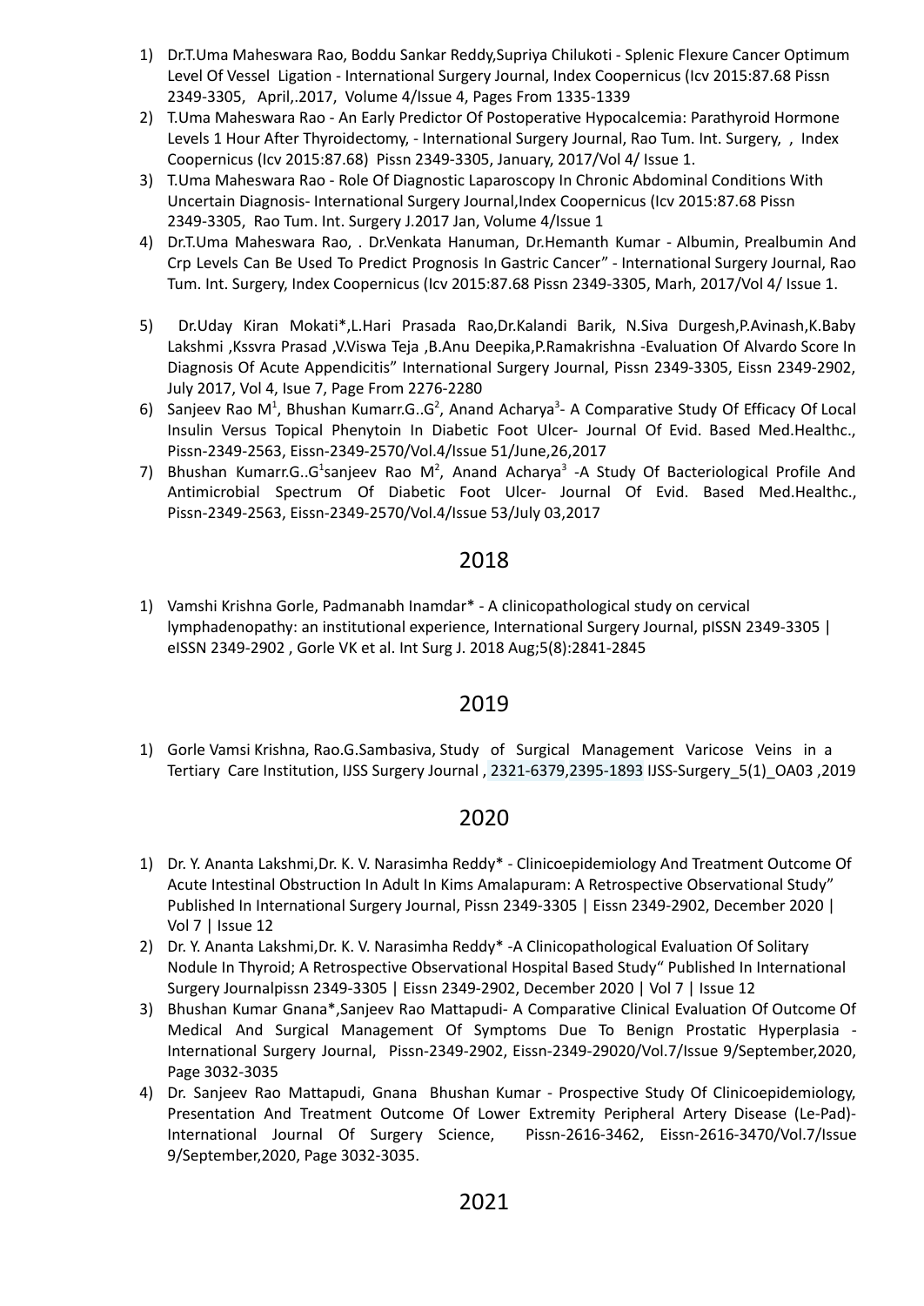1) Dr.T.Uma Maheswara Rao, Boddu Sankar Reddy,Supriya Chilukoti - Splenic Flexure Cancer Optimum Level Of Vessel Ligation - International Surgery Journal, Index Coopernicus (Icv 2015:87.68 Pissn 2349-3305, April,.2017, Volume 4/Issue 4, Pages From 1335-1339
2) T.Uma Maheswara Rao - An Early Predictor Of Postoperative Hypocalcemia: Parathyroid Hormone Levels 1 Hour After Thyroidectomy, - International Surgery Journal, Rao Tum. Int. Surgery, , Index Coopernicus (Icv 2015:87.68) Pissn 2349-3305, January, 2017/Vol 4/ Issue 1.
3) T.Uma Maheswara Rao - Role Of Diagnostic Laparoscopy In Chronic Abdominal Conditions With Uncertain Diagnosis- International Surgery Journal,Index Coopernicus (Icv 2015:87.68 Pissn 2349-3305, Rao Tum. Int. Surgery J.2017 Jan, Volume 4/Issue 1
4) Dr.T.Uma Maheswara Rao, . Dr.Venkata Hanuman, Dr.Hemanth Kumar - Albumin, Prealbumin And Crp Levels Can Be Used To Predict Prognosis In Gastric Cancer" - International Surgery Journal, Rao Tum. Int. Surgery, Index Coopernicus (Icv 2015:87.68 Pissn 2349-3305, Marh, 2017/Vol 4/ Issue 1.
5) Dr.Uday Kiran Mokati*,L.Hari Prasada Rao,Dr.Kalandi Barik, N.Siva Durgesh,P.Avinash,K.Baby Lakshmi ,Kssvra Prasad ,V.Viswa Teja ,B.Anu Deepika,P.Ramakrishna -Evaluation Of Alvardo Score In Diagnosis Of Acute Appendicitis" International Surgery Journal, Pissn 2349-3305, Eissn 2349-2902, July 2017, Vol 4, Isue 7, Page From 2276-2280
6) Sanjeev Rao M[1], Bhushan Kumarr.G..G[2], Anand Acharya[3]- A Comparative Study Of Efficacy Of Local Insulin Versus Topical Phenytoin In Diabetic Foot Ulcer- Journal Of Evid. Based Med.Healthc., Pissn-2349-2563, Eissn-2349-2570/Vol.4/Issue 51/June,26,2017
7) Bhushan Kumarr.G..G[1]sanjeev Rao M[2], Anand Acharya[3] -A Study Of Bacteriological Profile And Antimicrobial Spectrum Of Diabetic Foot Ulcer- Journal Of Evid. Based Med.Healthc., Pissn-2349-2563, Eissn-2349-2570/Vol.4/Issue 53/July 03,2017

## 2018

1) Vamshi Krishna Gorle, Padmanabh Inamdar* - A clinicopathological study on cervical lymphadenopathy: an institutional experience, International Surgery Journal, pISSN 2349-3305 | eISSN 2349-2902 , Gorle VK et al. Int Surg J. 2018 Aug;5(8):2841-2845

## 2019

1) Gorle Vamsi Krishna, Rao.G.Sambasiva, Study of Surgical Management Varicose Veins in a Tertiary Care Institution, IJSS Surgery Journal , 2321-6379,2395-1893 IJSS-Surgery_5(1)_OA03 ,2019

## 2020

1) Dr. Y. Ananta Lakshmi,Dr. K. V. Narasimha Reddy* - Clinicoepidemiology And Treatment Outcome Of Acute Intestinal Obstruction In Adult In Kims Amalapuram: A Retrospective Observational Study" Published In International Surgery Journal, Pissn 2349-3305 | Eissn 2349-2902, December 2020 | Vol 7 | Issue 12
2) Dr. Y. Ananta Lakshmi,Dr. K. V. Narasimha Reddy* -A Clinicopathological Evaluation Of Solitary Nodule In Thyroid; A Retrospective Observational Hospital Based Study" Published In International Surgery Journalpissn 2349-3305 | Eissn 2349-2902, December 2020 | Vol 7 | Issue 12
3) Bhushan Kumar Gnana*,Sanjeev Rao Mattapudi- A Comparative Clinical Evaluation Of Outcome Of Medical And Surgical Management Of Symptoms Due To Benign Prostatic Hyperplasia - International Surgery Journal, Pissn-2349-2902, Eissn-2349-29020/Vol.7/Issue 9/September,2020, Page 3032-3035
4) Dr. Sanjeev Rao Mattapudi, Gnana Bhushan Kumar - Prospective Study Of Clinicoepidemiology, Presentation And Treatment Outcome Of Lower Extremity Peripheral Artery Disease (Le-Pad)- International Journal Of Surgery Science, Pissn-2616-3462, Eissn-2616-3470/Vol.7/Issue 9/September,2020, Page 3032-3035.

## 2021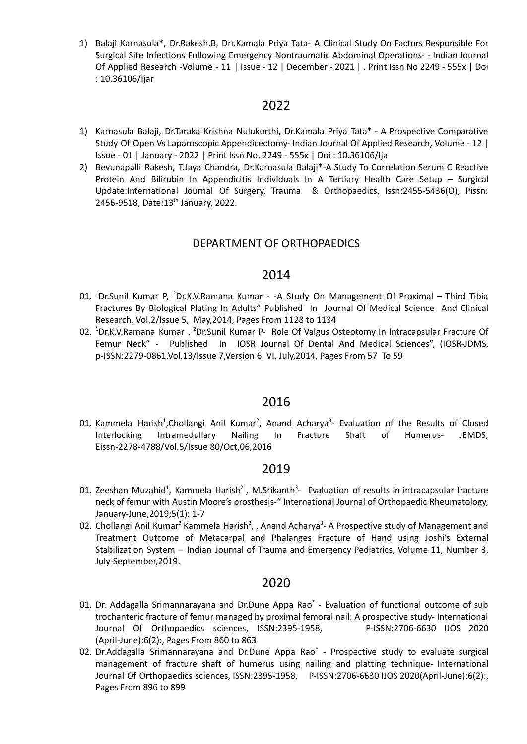1) Balaji Karnasula*, Dr.Rakesh.B, Drr.Kamala Priya Tata- A Clinical Study On Factors Responsible For Surgical Site Infections Following Emergency Nontraumatic Abdominal Operations- - Indian Journal Of Applied Research -Volume - 11 | Issue - 12 | December - 2021 | . Print Issn No 2249 - 555x | Doi : 10.36106/Ijar

## 2022

1) Karnasula Balaji, Dr.Taraka Krishna Nulukurthi, Dr.Kamala Priya Tata* - A Prospective Comparative Study Of Open Vs Laparoscopic Appendicectomy- Indian Journal Of Applied Research, Volume - 12 | Issue - 01 | January - 2022 | Print Issn No. 2249 - 555x | Doi : 10.36106/Ija
2) Bevunapalli Rakesh, T.Jaya Chandra, Dr.Karnasula Balaji*-A Study To Correlation Serum C Reactive Protein And Bilirubin In Appendicitis Individuals In A Tertiary Health Care Setup – Surgical Update:International Journal Of Surgery, Trauma & Orthopaedics, Issn:2455-5436(O), Pissn: 2456-9518, Date:13th January, 2022.

# DEPARTMENT OF ORTHOPAEDICS

## 2014

01. [1]Dr.Sunil Kumar P, [2]Dr.K.V.Ramana Kumar - -A Study On Management Of Proximal – Third Tibia Fractures By Biological Plating In Adults" Published In Journal Of Medical Science And Clinical Research, Vol.2/Issue 5, May,2014, Pages From 1128 to 1134
02. [1]Dr.K.V.Ramana Kumar , [2]Dr.Sunil Kumar P- Role Of Valgus Osteotomy In Intracapsular Fracture Of Femur Neck" - Published In IOSR Journal Of Dental And Medical Sciences", (IOSR-JDMS, p-ISSN:2279-0861,Vol.13/Issue 7,Version 6. VI, July,2014, Pages From 57 To 59

## 2016

01. Kammela Harish[1],Chollangi Anil Kumar[2], Anand Acharya[3]- Evaluation of the Results of Closed Interlocking Intramedullary Nailing In Fracture Shaft of Humerus- JEMDS, Eissn-2278-4788/Vol.5/Issue 80/Oct,06,2016

## 2019

01. Zeeshan Muzahid[1], Kammela Harish[2] , M.Srikanth[3]- Evaluation of results in intracapsular fracture neck of femur with Austin Moore's prosthesis-" International Journal of Orthopaedic Rheumatology, January-June,2019;5(1): 1-7
02. Chollangi Anil Kumar[3] Kammela Harish[2], , Anand Acharya[3]- A Prospective study of Management and Treatment Outcome of Metacarpal and Phalanges Fracture of Hand using Joshi's External Stabilization System – Indian Journal of Trauma and Emergency Pediatrics, Volume 11, Number 3, July-September,2019.

## 2020

01. Dr. Addagalla Srimannarayana and Dr.Dune Appa Rao* - Evaluation of functional outcome of sub trochanteric fracture of femur managed by proximal femoral nail: A prospective study- International Journal Of Orthopaedics sciences, ISSN:2395-1958, P-ISSN:2706-6630 IJOS 2020 (April-June):6(2):, Pages From 860 to 863
02. Dr.Addagalla Srimannarayana and Dr.Dune Appa Rao* - Prospective study to evaluate surgical management of fracture shaft of humerus using nailing and platting technique- International Journal Of Orthopaedics sciences, ISSN:2395-1958, P-ISSN:2706-6630 IJOS 2020(April-June):6(2):, Pages From 896 to 899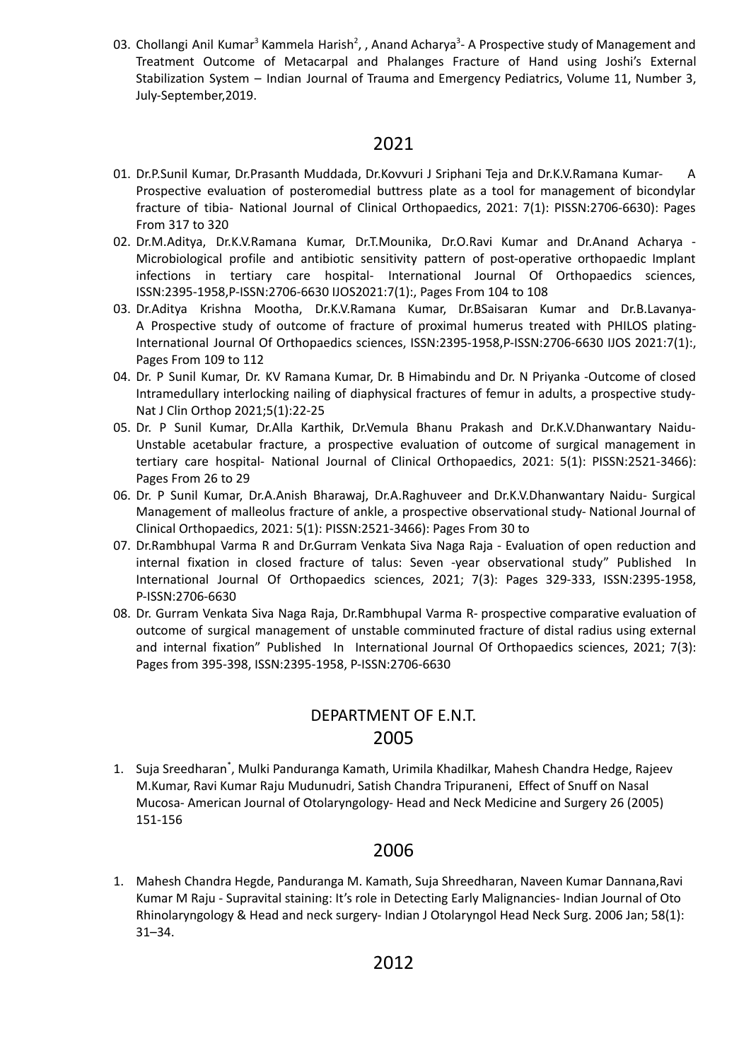03. Chollangi Anil Kumar[3] Kammela Harish[2], , Anand Acharya[3]- A Prospective study of Management and Treatment Outcome of Metacarpal and Phalanges Fracture of Hand using Joshi's External Stabilization System – Indian Journal of Trauma and Emergency Pediatrics, Volume 11, Number 3, July-September,2019.

## 2021

01. Dr.P.Sunil Kumar, Dr.Prasanth Muddada, Dr.Kovvuri J Sriphani Teja and Dr.K.V.Ramana Kumar- A Prospective evaluation of posteromedial buttress plate as a tool for management of bicondylar fracture of tibia- National Journal of Clinical Orthopaedics, 2021: 7(1): PISSN:2706-6630): Pages From 317 to 320
02. Dr.M.Aditya, Dr.K.V.Ramana Kumar, Dr.T.Mounika, Dr.O.Ravi Kumar and Dr.Anand Acharya - Microbiological profile and antibiotic sensitivity pattern of post-operative orthopaedic Implant infections in tertiary care hospital- International Journal Of Orthopaedics sciences, ISSN:2395-1958,P-ISSN:2706-6630 IJOS2021:7(1):, Pages From 104 to 108
03. Dr.Aditya Krishna Mootha, Dr.K.V.Ramana Kumar, Dr.BSaisaran Kumar and Dr.B.Lavanya- A Prospective study of outcome of fracture of proximal humerus treated with PHILOS plating- International Journal Of Orthopaedics sciences, ISSN:2395-1958,P-ISSN:2706-6630 IJOS 2021:7(1):, Pages From 109 to 112
04. Dr. P Sunil Kumar, Dr. KV Ramana Kumar, Dr. B Himabindu and Dr. N Priyanka -Outcome of closed Intramedullary interlocking nailing of diaphysical fractures of femur in adults, a prospective study- Nat J Clin Orthop 2021;5(1):22-25
05. Dr. P Sunil Kumar, Dr.Alla Karthik, Dr.Vemula Bhanu Prakash and Dr.K.V.Dhanwantary Naidu- Unstable acetabular fracture, a prospective evaluation of outcome of surgical management in tertiary care hospital- National Journal of Clinical Orthopaedics, 2021: 5(1): PISSN:2521-3466): Pages From 26 to 29
06. Dr. P Sunil Kumar, Dr.A.Anish Bharawaj, Dr.A.Raghuveer and Dr.K.V.Dhanwantary Naidu- Surgical Management of malleolus fracture of ankle, a prospective observational study- National Journal of Clinical Orthopaedics, 2021: 5(1): PISSN:2521-3466): Pages From 30 to
07. Dr.Rambhupal Varma R and Dr.Gurram Venkata Siva Naga Raja - Evaluation of open reduction and internal fixation in closed fracture of talus: Seven -year observational study" Published In International Journal Of Orthopaedics sciences, 2021; 7(3): Pages 329-333, ISSN:2395-1958, P-ISSN:2706-6630
08. Dr. Gurram Venkata Siva Naga Raja, Dr.Rambhupal Varma R- prospective comparative evaluation of outcome of surgical management of unstable comminuted fracture of distal radius using external and internal fixation" Published In International Journal Of Orthopaedics sciences, 2021; 7(3): Pages from 395-398, ISSN:2395-1958, P-ISSN:2706-6630

# DEPARTMENT OF E.N.T.

## 2005

1. Suja Sreedharan*, Mulki Panduranga Kamath, Urimila Khadilkar, Mahesh Chandra Hedge, Rajeev M.Kumar, Ravi Kumar Raju Mudunudri, Satish Chandra Tripuraneni, Effect of Snuff on Nasal Mucosa- American Journal of Otolaryngology- Head and Neck Medicine and Surgery 26 (2005) 151-156

## 2006

1. Mahesh Chandra Hegde, Panduranga M. Kamath, Suja Shreedharan, Naveen Kumar Dannana,Ravi Kumar M Raju - Supravital staining: It's role in Detecting Early Malignancies- Indian Journal of Oto Rhinolaryngology & Head and neck surgery- Indian J Otolaryngol Head Neck Surg. 2006 Jan; 58(1): 31–34.

## 2012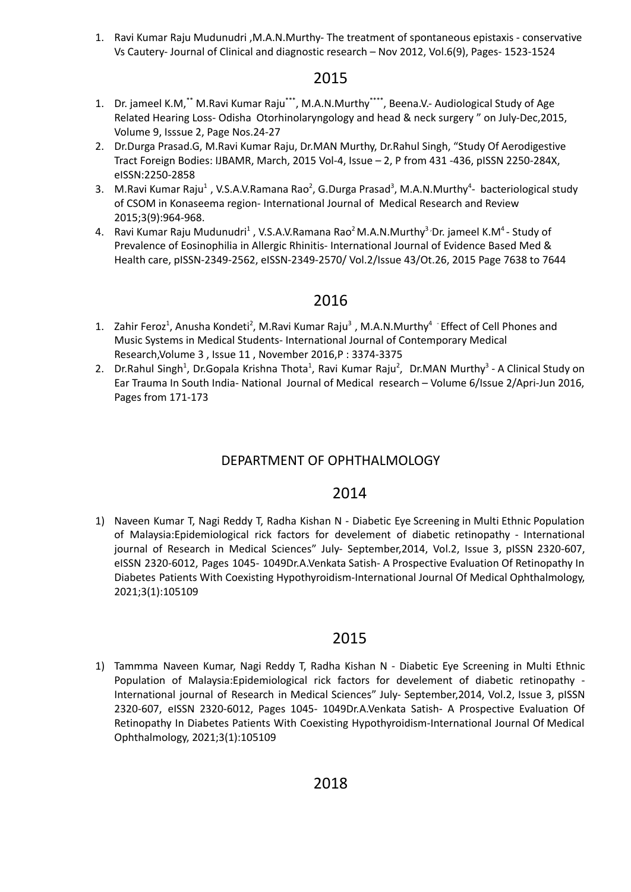1. Ravi Kumar Raju Mudunudri ,M.A.N.Murthy- The treatment of spontaneous epistaxis - conservative Vs Cautery- Journal of Clinical and diagnostic research – Nov 2012, Vol.6(9), Pages- 1523-1524

## 2015

1. Dr. jameel K.M,[**] M.Ravi Kumar Raju[***], M.A.N.Murthy[****], Beena.V.- Audiological Study of Age Related Hearing Loss- Odisha Otorhinolaryngology and head & neck surgery " on July-Dec,2015, Volume 9, Isssue 2, Page Nos.24-27
2. Dr.Durga Prasad.G, M.Ravi Kumar Raju, Dr.MAN Murthy, Dr.Rahul Singh, "Study Of Aerodigestive Tract Foreign Bodies: IJBAMR, March, 2015 Vol-4, Issue – 2, P from 431 -436, pISSN 2250-284X, eISSN:2250-2858
3. M.Ravi Kumar Raju[1] , V.S.A.V.Ramana Rao[2], G.Durga Prasad[3], M.A.N.Murthy[4]- bacteriological study of CSOM in Konaseema region- International Journal of Medical Research and Review 2015;3(9):964-968.
4. Ravi Kumar Raju Mudunudri[1] , V.S.A.V.Ramana Rao[2] M.A.N.Murthy[3] ,Dr. jameel K.M[4] - Study of Prevalence of Eosinophilia in Allergic Rhinitis- International Journal of Evidence Based Med & Health care, pISSN-2349-2562, eISSN-2349-2570/ Vol.2/Issue 43/Ot.26, 2015 Page 7638 to 7644

## 2016

1. Zahir Feroz[1], Anusha Kondeti[2], M.Ravi Kumar Raju[3] , M.A.N.Murthy[4] - Effect of Cell Phones and Music Systems in Medical Students- International Journal of Contemporary Medical Research,Volume 3 , Issue 11 , November 2016,P : 3374-3375
2. Dr.Rahul Singh[1], Dr.Gopala Krishna Thota[1], Ravi Kumar Raju[2], Dr.MAN Murthy[3] - A Clinical Study on Ear Trauma In South India- National Journal of Medical research – Volume 6/Issue 2/Apri-Jun 2016, Pages from 171-173

# DEPARTMENT OF OPHTHALMOLOGY

## 2014

1) Naveen Kumar T, Nagi Reddy T, Radha Kishan N - Diabetic Eye Screening in Multi Ethnic Population of Malaysia:Epidemiological rick factors for develement of diabetic retinopathy - International journal of Research in Medical Sciences" July- September,2014, Vol.2, Issue 3, pISSN 2320-607, eISSN 2320-6012, Pages 1045- 1049Dr.A.Venkata Satish- A Prospective Evaluation Of Retinopathy In Diabetes Patients With Coexisting Hypothyroidism-International Journal Of Medical Ophthalmology, 2021;3(1):105109

## 2015

1) Tammma Naveen Kumar, Nagi Reddy T, Radha Kishan N - Diabetic Eye Screening in Multi Ethnic Population of Malaysia:Epidemiological rick factors for develement of diabetic retinopathy - International journal of Research in Medical Sciences" July- September,2014, Vol.2, Issue 3, pISSN 2320-607, eISSN 2320-6012, Pages 1045- 1049Dr.A.Venkata Satish- A Prospective Evaluation Of Retinopathy In Diabetes Patients With Coexisting Hypothyroidism-International Journal Of Medical Ophthalmology, 2021;3(1):105109

## 2018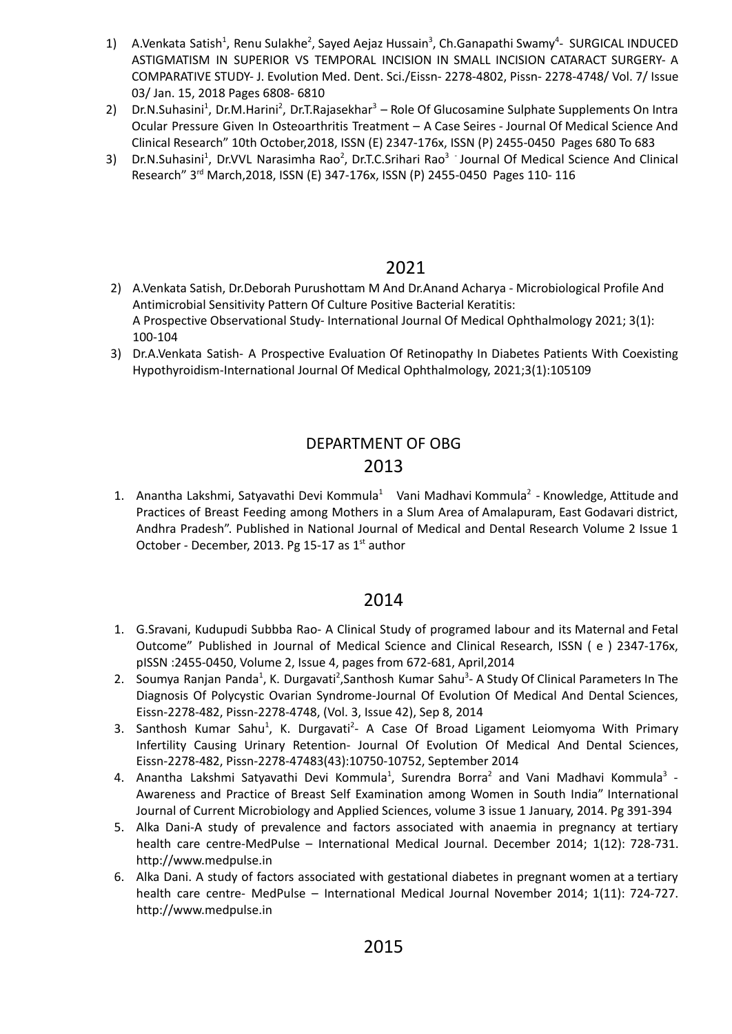1) A.Venkata Satish[1], Renu Sulakhe[2], Sayed Aejaz Hussain[3], Ch.Ganapathi Swamy[4]- SURGICAL INDUCED ASTIGMATISM IN SUPERIOR VS TEMPORAL INCISION IN SMALL INCISION CATARACT SURGERY- A COMPARATIVE STUDY- J. Evolution Med. Dent. Sci./Eissn- 2278-4802, Pissn- 2278-4748/ Vol. 7/ Issue 03/ Jan. 15, 2018 Pages 6808- 6810
2) Dr.N.Suhasini[1], Dr.M.Harini[2], Dr.T.Rajasekhar[3] – Role Of Glucosamine Sulphate Supplements On Intra Ocular Pressure Given In Osteoarthritis Treatment – A Case Seires - Journal Of Medical Science And Clinical Research" 10th October,2018, ISSN (E) 2347-176x, ISSN (P) 2455-0450 Pages 680 To 683
3) Dr.N.Suhasini[1], Dr.VVL Narasimha Rao[2], Dr.T.C.Srihari Rao[3] - Journal Of Medical Science And Clinical Research" 3rd March,2018, ISSN (E) 347-176x, ISSN (P) 2455-0450 Pages 110- 116

## 2021

2) A.Venkata Satish, Dr.Deborah Purushottam M And Dr.Anand Acharya - Microbiological Profile And Antimicrobial Sensitivity Pattern Of Culture Positive Bacterial Keratitis: A Prospective Observational Study- International Journal Of Medical Ophthalmology 2021; 3(1): 100-104
3) Dr.A.Venkata Satish- A Prospective Evaluation Of Retinopathy In Diabetes Patients With Coexisting Hypothyroidism-International Journal Of Medical Ophthalmology, 2021;3(1):105109

## DEPARTMENT OF OBG

## 2013

1. Anantha Lakshmi, Satyavathi Devi Kommula[1] Vani Madhavi Kommula[2] - Knowledge, Attitude and Practices of Breast Feeding among Mothers in a Slum Area of Amalapuram, East Godavari district, Andhra Pradesh". Published in National Journal of Medical and Dental Research Volume 2 Issue 1 October - December, 2013. Pg 15-17 as 1st author

## 2014

1. G.Sravani, Kudupudi Subbba Rao- A Clinical Study of programed labour and its Maternal and Fetal Outcome" Published in Journal of Medical Science and Clinical Research, ISSN ( e ) 2347-176x, pISSN :2455-0450, Volume 2, Issue 4, pages from 672-681, April,2014
2. Soumya Ranjan Panda[1], K. Durgavati[2],Santhosh Kumar Sahu[3]- A Study Of Clinical Parameters In The Diagnosis Of Polycystic Ovarian Syndrome-Journal Of Evolution Of Medical And Dental Sciences, Eissn-2278-482, Pissn-2278-4748, (Vol. 3, Issue 42), Sep 8, 2014
3. Santhosh Kumar Sahu[1], K. Durgavati[2]- A Case Of Broad Ligament Leiomyoma With Primary Infertility Causing Urinary Retention- Journal Of Evolution Of Medical And Dental Sciences, Eissn-2278-482, Pissn-2278-47483(43):10750-10752, September 2014
4. Anantha Lakshmi Satyavathi Devi Kommula[1], Surendra Borra[2] and Vani Madhavi Kommula[3] - Awareness and Practice of Breast Self Examination among Women in South India" International Journal of Current Microbiology and Applied Sciences, volume 3 issue 1 January, 2014. Pg 391-394
5. Alka Dani-A study of prevalence and factors associated with anaemia in pregnancy at tertiary health care centre-MedPulse – International Medical Journal. December 2014; 1(12): 728-731. http://www.medpulse.in
6. Alka Dani. A study of factors associated with gestational diabetes in pregnant women at a tertiary health care centre- MedPulse – International Medical Journal November 2014; 1(11): 724-727. http://www.medpulse.in

## 2015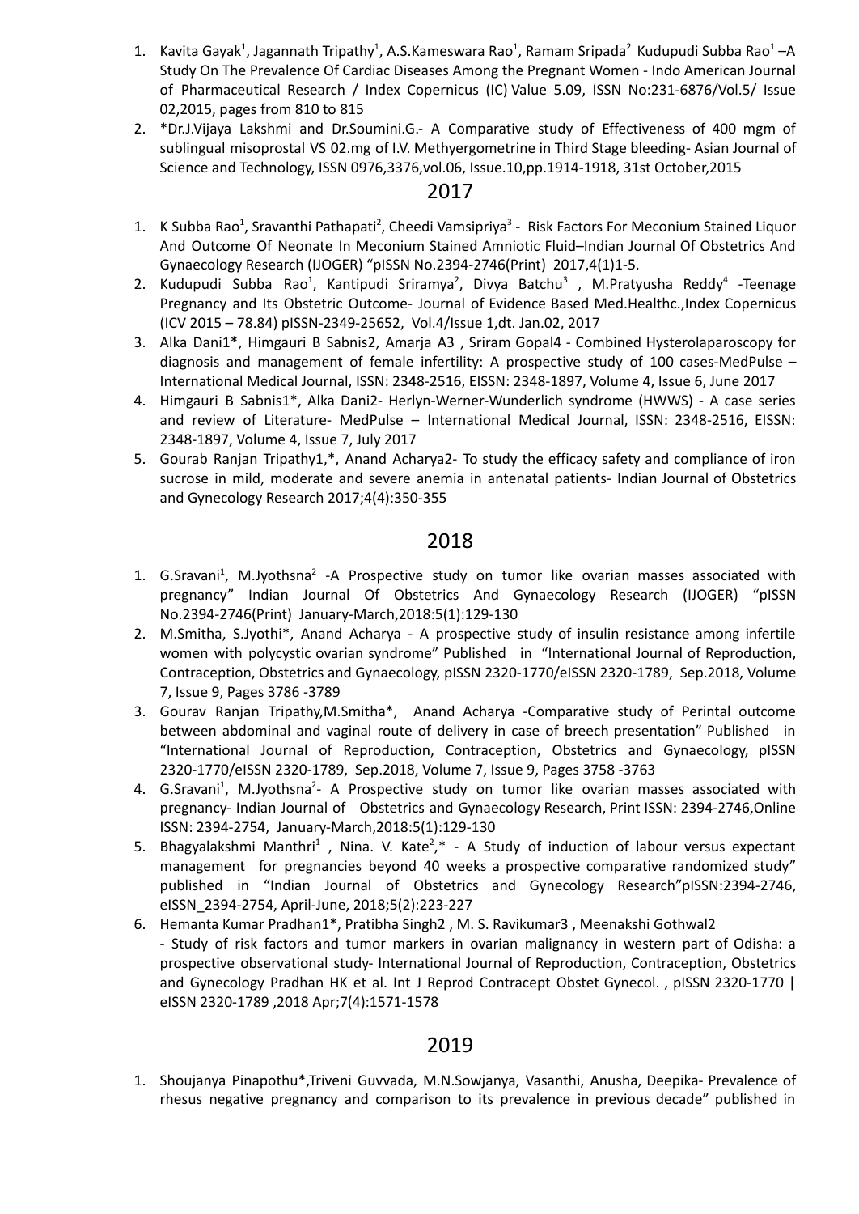1. Kavita Gayak[1], Jagannath Tripathy[1], A.S.Kameswara Rao[1], Ramam Sripada[2] Kudupudi Subba Rao[1] –A Study On The Prevalence Of Cardiac Diseases Among the Pregnant Women - Indo American Journal of Pharmaceutical Research / Index Copernicus (IC) Value 5.09, ISSN No:231-6876/Vol.5/ Issue 02,2015, pages from 810 to 815
2. *Dr.J.Vijaya Lakshmi and Dr.Soumini.G.- A Comparative study of Effectiveness of 400 mgm of sublingual misoprostal VS 02.mg of I.V. Methyergometrine in Third Stage bleeding- Asian Journal of Science and Technology, ISSN 0976,3376,vol.06, Issue.10,pp.1914-1918, 31st October,2015

## 2017

1. K Subba Rao[1], Sravanthi Pathapati[2], Cheedi Vamsipriya[3] - Risk Factors For Meconium Stained Liquor And Outcome Of Neonate In Meconium Stained Amniotic Fluid–Indian Journal Of Obstetrics And Gynaecology Research (IJOGER) "pISSN No.2394-2746(Print) 2017,4(1)1-5.
2. Kudupudi Subba Rao[1], Kantipudi Sriramya[2], Divya Batchu[3] , M.Pratyusha Reddy[4] -Teenage Pregnancy and Its Obstetric Outcome- Journal of Evidence Based Med.Healthc.,Index Copernicus (ICV 2015 – 78.84) pISSN-2349-25652, Vol.4/Issue 1,dt. Jan.02, 2017
3. Alka Dani1*, Himgauri B Sabnis2, Amarja A3 , Sriram Gopal4 - Combined Hysterolaparoscopy for diagnosis and management of female infertility: A prospective study of 100 cases-MedPulse – International Medical Journal, ISSN: 2348-2516, EISSN: 2348-1897, Volume 4, Issue 6, June 2017
4. Himgauri B Sabnis1*, Alka Dani2- Herlyn-Werner-Wunderlich syndrome (HWWS) - A case series and review of Literature- MedPulse – International Medical Journal, ISSN: 2348-2516, EISSN: 2348-1897, Volume 4, Issue 7, July 2017
5. Gourab Ranjan Tripathy1,*, Anand Acharya2- To study the efficacy safety and compliance of iron sucrose in mild, moderate and severe anemia in antenatal patients- Indian Journal of Obstetrics and Gynecology Research 2017;4(4):350-355

## 2018

1. G.Sravani[1], M.Jyothsna[2] -A Prospective study on tumor like ovarian masses associated with pregnancy" Indian Journal Of Obstetrics And Gynaecology Research (IJOGER) "pISSN No.2394-2746(Print) January-March,2018:5(1):129-130
2. M.Smitha, S.Jyothi*, Anand Acharya - A prospective study of insulin resistance among infertile women with polycystic ovarian syndrome" Published in "International Journal of Reproduction, Contraception, Obstetrics and Gynaecology, pISSN 2320-1770/eISSN 2320-1789, Sep.2018, Volume 7, Issue 9, Pages 3786 -3789
3. Gourav Ranjan Tripathy,M.Smitha*, Anand Acharya -Comparative study of Perintal outcome between abdominal and vaginal route of delivery in case of breech presentation" Published in "International Journal of Reproduction, Contraception, Obstetrics and Gynaecology, pISSN 2320-1770/eISSN 2320-1789, Sep.2018, Volume 7, Issue 9, Pages 3758 -3763
4. G.Sravani[1], M.Jyothsna[2]- A Prospective study on tumor like ovarian masses associated with pregnancy- Indian Journal of Obstetrics and Gynaecology Research, Print ISSN: 2394-2746,Online ISSN: 2394-2754, January-March,2018:5(1):129-130
5. Bhagyalakshmi Manthri[1] , Nina. V. Kate[2],* - A Study of induction of labour versus expectant management for pregnancies beyond 40 weeks a prospective comparative randomized study" published in "Indian Journal of Obstetrics and Gynecology Research"pISSN:2394-2746, eISSN_2394-2754, April-June, 2018;5(2):223-227
6. Hemanta Kumar Pradhan1*, Pratibha Singh2 , M. S. Ravikumar3 , Meenakshi Gothwal2 - Study of risk factors and tumor markers in ovarian malignancy in western part of Odisha: a prospective observational study- International Journal of Reproduction, Contraception, Obstetrics and Gynecology Pradhan HK et al. Int J Reprod Contracept Obstet Gynecol. , pISSN 2320-1770 | eISSN 2320-1789 ,2018 Apr;7(4):1571-1578

## 2019

1. Shoujanya Pinapothu*,Triveni Guvvada, M.N.Sowjanya, Vasanthi, Anusha, Deepika- Prevalence of rhesus negative pregnancy and comparison to its prevalence in previous decade" published in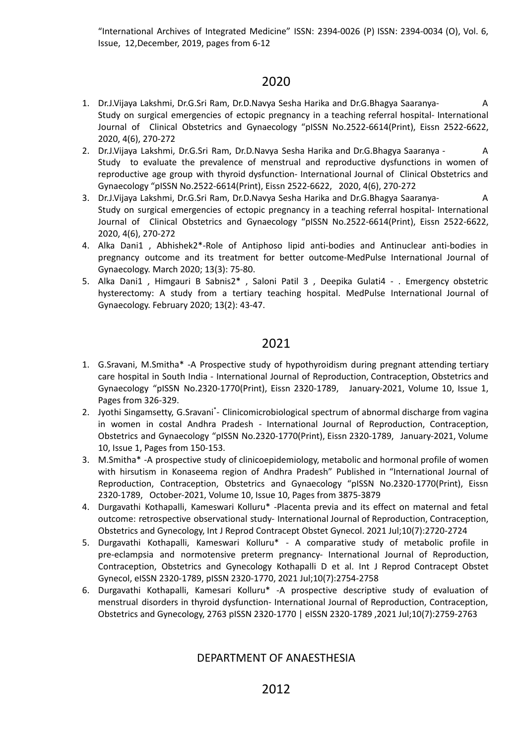"International Archives of Integrated Medicine" ISSN: 2394-0026 (P) ISSN: 2394-0034 (O), Vol. 6, Issue, 12,December, 2019, pages from 6-12

## 2020

1. Dr.J.Vijaya Lakshmi, Dr.G.Sri Ram, Dr.D.Navya Sesha Harika and Dr.G.Bhagya Saaranya- A Study on surgical emergencies of ectopic pregnancy in a teaching referral hospital- International Journal of Clinical Obstetrics and Gynaecology "pISSN No.2522-6614(Print), Eissn 2522-6622, 2020, 4(6), 270-272
2. Dr.J.Vijaya Lakshmi, Dr.G.Sri Ram, Dr.D.Navya Sesha Harika and Dr.G.Bhagya Saaranya - A Study to evaluate the prevalence of menstrual and reproductive dysfunctions in women of reproductive age group with thyroid dysfunction- International Journal of Clinical Obstetrics and Gynaecology "pISSN No.2522-6614(Print), Eissn 2522-6622, 2020, 4(6), 270-272
3. Dr.J.Vijaya Lakshmi, Dr.G.Sri Ram, Dr.D.Navya Sesha Harika and Dr.G.Bhagya Saaranya- A Study on surgical emergencies of ectopic pregnancy in a teaching referral hospital- International Journal of Clinical Obstetrics and Gynaecology "pISSN No.2522-6614(Print), Eissn 2522-6622, 2020, 4(6), 270-272
4. Alka Dani1 , Abhishek2*-Role of Antiphoso lipid anti-bodies and Antinuclear anti-bodies in pregnancy outcome and its treatment for better outcome-MedPulse International Journal of Gynaecology. March 2020; 13(3): 75-80.
5. Alka Dani1 , Himgauri B Sabnis2* , Saloni Patil 3 , Deepika Gulati4 - . Emergency obstetric hysterectomy: A study from a tertiary teaching hospital. MedPulse International Journal of Gynaecology. February 2020; 13(2): 43-47.

## 2021

1. G.Sravani, M.Smitha* -A Prospective study of hypothyroidism during pregnant attending tertiary care hospital in South India - International Journal of Reproduction, Contraception, Obstetrics and Gynaecology "pISSN No.2320-1770(Print), Eissn 2320-1789, January-2021, Volume 10, Issue 1, Pages from 326-329.
2. Jyothi Singamsetty, G.Sravani*- Clinicomicrobiological spectrum of abnormal discharge from vagina in women in costal Andhra Pradesh - International Journal of Reproduction, Contraception, Obstetrics and Gynaecology "pISSN No.2320-1770(Print), Eissn 2320-1789, January-2021, Volume 10, Issue 1, Pages from 150-153.
3. M.Smitha* -A prospective study of clinicoepidemiology, metabolic and hormonal profile of women with hirsutism in Konaseema region of Andhra Pradesh" Published in "International Journal of Reproduction, Contraception, Obstetrics and Gynaecology "pISSN No.2320-1770(Print), Eissn 2320-1789, October-2021, Volume 10, Issue 10, Pages from 3875-3879
4. Durgavathi Kothapalli, Kameswari Kolluru* -Placenta previa and its effect on maternal and fetal outcome: retrospective observational study- International Journal of Reproduction, Contraception, Obstetrics and Gynecology, Int J Reprod Contracept Obstet Gynecol. 2021 Jul;10(7):2720-2724
5. Durgavathi Kothapalli, Kameswari Kolluru* - A comparative study of metabolic profile in pre-eclampsia and normotensive preterm pregnancy- International Journal of Reproduction, Contraception, Obstetrics and Gynecology Kothapalli D et al. Int J Reprod Contracept Obstet Gynecol, eISSN 2320-1789, pISSN 2320-1770, 2021 Jul;10(7):2754-2758
6. Durgavathi Kothapalli, Kamesari Kolluru* -A prospective descriptive study of evaluation of menstrual disorders in thyroid dysfunction- International Journal of Reproduction, Contraception, Obstetrics and Gynecology, 2763 pISSN 2320-1770 | eISSN 2320-1789 ,2021 Jul;10(7):2759-2763

# DEPARTMENT OF ANAESTHESIA

## 2012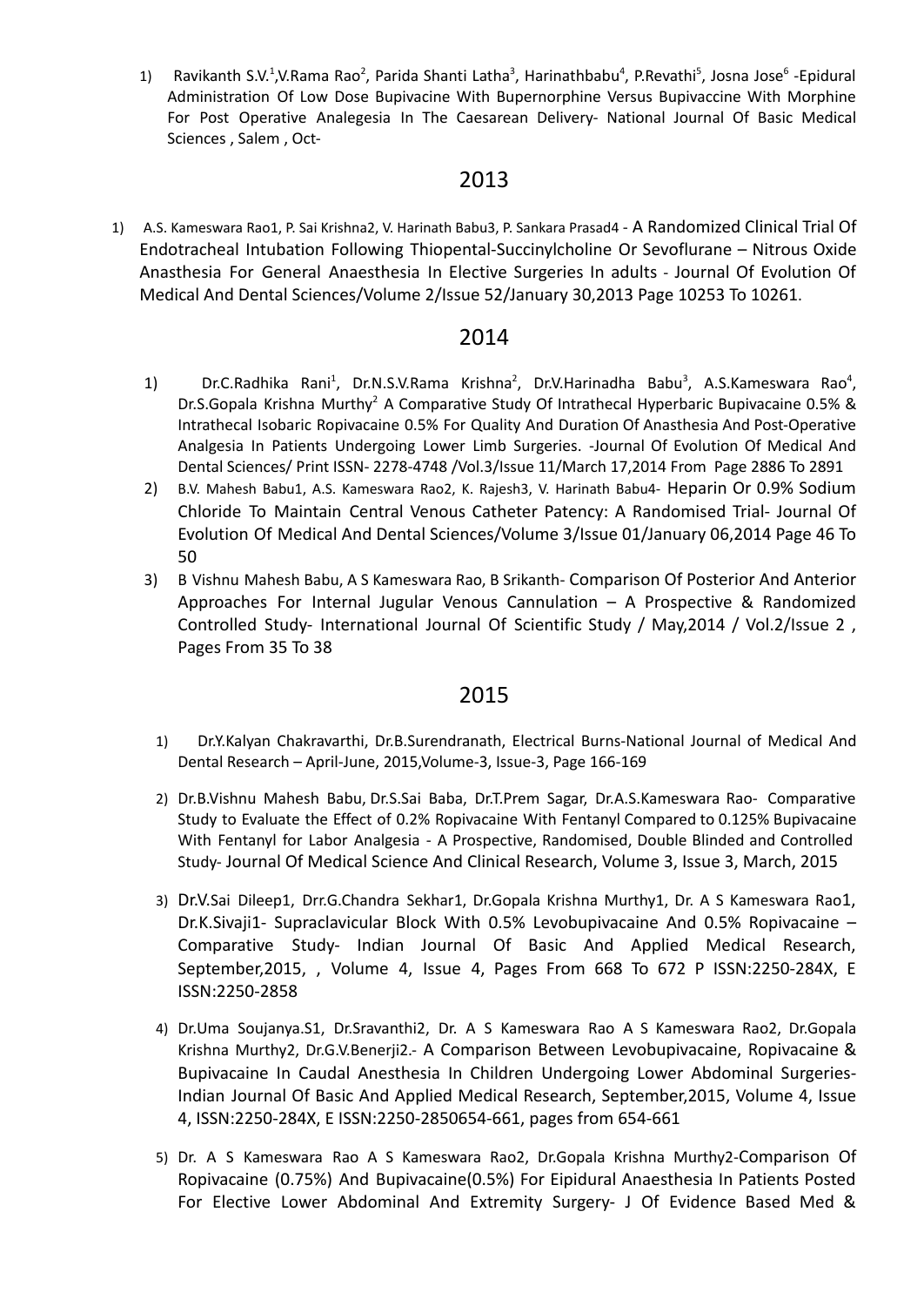1) Ravikanth S.V.[1],V.Rama Rao[2], Parida Shanti Latha[3], Harinathbabu[4], P.Revathi[5], Josna Jose[6] -Epidural Administration Of Low Dose Bupivacine With Bupernorphine Versus Bupivaccine With Morphine For Post Operative Analegesia In The Caesarean Delivery- National Journal Of Basic Medical Sciences , Salem , Oct-

## 2013

1) A.S. Kameswara Rao1, P. Sai Krishna2, V. Harinath Babu3, P. Sankara Prasad4 - A Randomized Clinical Trial Of Endotracheal Intubation Following Thiopental-Succinylcholine Or Sevoflurane – Nitrous Oxide Anasthesia For General Anaesthesia In Elective Surgeries In adults - Journal Of Evolution Of Medical And Dental Sciences/Volume 2/Issue 52/January 30,2013 Page 10253 To 10261.

## 2014

1) Dr.C.Radhika Rani[1], Dr.N.S.V.Rama Krishna[2], Dr.V.Harinadha Babu[3], A.S.Kameswara Rao[4], Dr.S.Gopala Krishna Murthy[2] A Comparative Study Of Intrathecal Hyperbaric Bupivacaine 0.5% & Intrathecal Isobaric Ropivacaine 0.5% For Quality And Duration Of Anasthesia And Post-Operative Analgesia In Patients Undergoing Lower Limb Surgeries. -Journal Of Evolution Of Medical And Dental Sciences/ Print ISSN- 2278-4748 /Vol.3/Issue 11/March 17,2014 From Page 2886 To 2891
2) B.V. Mahesh Babu1, A.S. Kameswara Rao2, K. Rajesh3, V. Harinath Babu4- Heparin Or 0.9% Sodium Chloride To Maintain Central Venous Catheter Patency: A Randomised Trial- Journal Of Evolution Of Medical And Dental Sciences/Volume 3/Issue 01/January 06,2014 Page 46 To 50
3) B Vishnu Mahesh Babu, A S Kameswara Rao, B Srikanth- Comparison Of Posterior And Anterior Approaches For Internal Jugular Venous Cannulation – A Prospective & Randomized Controlled Study- International Journal Of Scientific Study / May,2014 / Vol.2/Issue 2 , Pages From 35 To 38

## 2015

1) Dr.Y.Kalyan Chakravarthi, Dr.B.Surendranath, Electrical Burns-National Journal of Medical And Dental Research – April-June, 2015,Volume-3, Issue-3, Page 166-169
2) Dr.B.Vishnu Mahesh Babu, Dr.S.Sai Baba, Dr.T.Prem Sagar, Dr.A.S.Kameswara Rao- Comparative Study to Evaluate the Effect of 0.2% Ropivacaine With Fentanyl Compared to 0.125% Bupivacaine With Fentanyl for Labor Analgesia - A Prospective, Randomised, Double Blinded and Controlled Study- Journal Of Medical Science And Clinical Research, Volume 3, Issue 3, March, 2015
3) Dr.V.Sai Dileep1, Drr.G.Chandra Sekhar1, Dr.Gopala Krishna Murthy1, Dr. A S Kameswara Rao1, Dr.K.Sivaji1- Supraclavicular Block With 0.5% Levobupivacaine And 0.5% Ropivacaine – Comparative Study- Indian Journal Of Basic And Applied Medical Research, September,2015, , Volume 4, Issue 4, Pages From 668 To 672 P ISSN:2250-284X, E ISSN:2250-2858
4) Dr.Uma Soujanya.S1, Dr.Sravanthi2, Dr. A S Kameswara Rao A S Kameswara Rao2, Dr.Gopala Krishna Murthy2, Dr.G.V.Benerji2.- A Comparison Between Levobupivacaine, Ropivacaine & Bupivacaine In Caudal Anesthesia In Children Undergoing Lower Abdominal Surgeries- Indian Journal Of Basic And Applied Medical Research, September,2015, Volume 4, Issue 4, ISSN:2250-284X, E ISSN:2250-2850654-661, pages from 654-661
5) Dr. A S Kameswara Rao A S Kameswara Rao2, Dr.Gopala Krishna Murthy2-Comparison Of Ropivacaine (0.75%) And Bupivacaine(0.5%) For Eipidural Anaesthesia In Patients Posted For Elective Lower Abdominal And Extremity Surgery- J Of Evidence Based Med &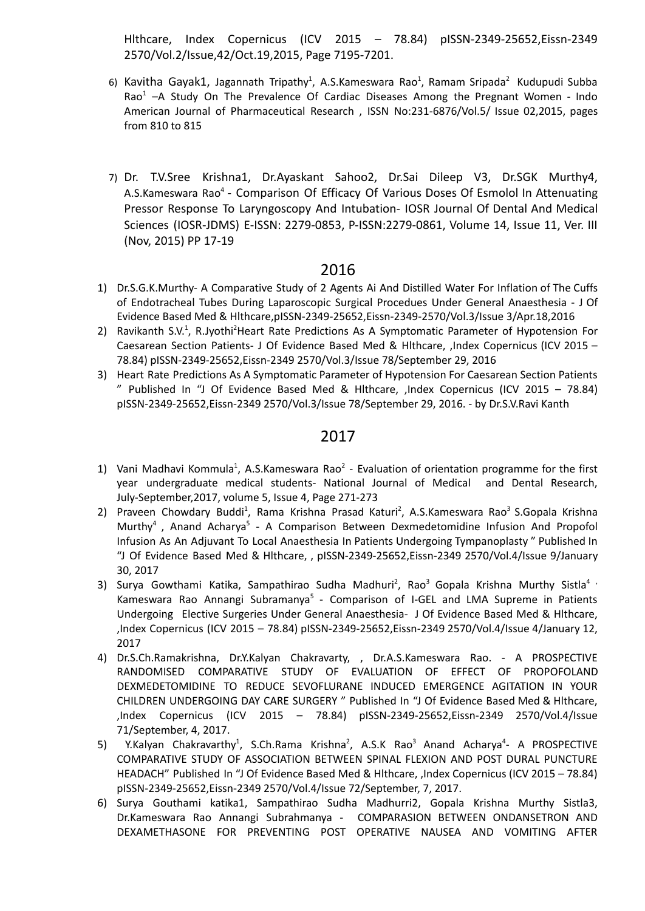Hlthcare, Index Copernicus (ICV 2015 – 78.84) pISSN-2349-25652,Eissn-2349 2570/Vol.2/Issue,42/Oct.19,2015, Page 7195-7201.

6) Kavitha Gayak1, Jagannath Tripathy[1], A.S.Kameswara Rao[1], Ramam Sripada[2] Kudupudi Subba Rao[1] –A Study On The Prevalence Of Cardiac Diseases Among the Pregnant Women - Indo American Journal of Pharmaceutical Research , ISSN No:231-6876/Vol.5/ Issue 02,2015, pages from 810 to 815

7) Dr. T.V.Sree Krishna1, Dr.Ayaskant Sahoo2, Dr.Sai Dileep V3, Dr.SGK Murthy4, A.S.Kameswara Rao[4] - Comparison Of Efficacy Of Various Doses Of Esmolol In Attenuating Pressor Response To Laryngoscopy And Intubation- IOSR Journal Of Dental And Medical Sciences (IOSR-JDMS) E-ISSN: 2279-0853, P-ISSN:2279-0861, Volume 14, Issue 11, Ver. III (Nov, 2015) PP 17-19

## 2016

1) Dr.S.G.K.Murthy- A Comparative Study of 2 Agents Ai And Distilled Water For Inflation of The Cuffs of Endotracheal Tubes During Laparoscopic Surgical Procedues Under General Anaesthesia - J Of Evidence Based Med & Hlthcare,pISSN-2349-25652,Eissn-2349-2570/Vol.3/Issue 3/Apr.18,2016
2) Ravikanth S.V.[1], R.Jyothi[2]Heart Rate Predictions As A Symptomatic Parameter of Hypotension For Caesarean Section Patients- J Of Evidence Based Med & Hlthcare, ,Index Copernicus (ICV 2015 – 78.84) pISSN-2349-25652,Eissn-2349 2570/Vol.3/Issue 78/September 29, 2016
3) Heart Rate Predictions As A Symptomatic Parameter of Hypotension For Caesarean Section Patients " Published In "J Of Evidence Based Med & Hlthcare, ,Index Copernicus (ICV 2015 – 78.84) pISSN-2349-25652,Eissn-2349 2570/Vol.3/Issue 78/September 29, 2016. - by Dr.S.V.Ravi Kanth

## 2017

1) Vani Madhavi Kommula[1], A.S.Kameswara Rao[2] - Evaluation of orientation programme for the first year undergraduate medical students- National Journal of Medical and Dental Research, July-September,2017, volume 5, Issue 4, Page 271-273
2) Praveen Chowdary Buddi[1], Rama Krishna Prasad Katuri[2], A.S.Kameswara Rao[3] S.Gopala Krishna Murthy[4] , Anand Acharya[5] - A Comparison Between Dexmedetomidine Infusion And Propofol Infusion As An Adjuvant To Local Anaesthesia In Patients Undergoing Tympanoplasty " Published In "J Of Evidence Based Med & Hlthcare, , pISSN-2349-25652,Eissn-2349 2570/Vol.4/Issue 9/January 30, 2017
3) Surya Gowthami Katika, Sampathirao Sudha Madhuri[2], Rao[3] Gopala Krishna Murthy Sistla[4] , Kameswara Rao Annangi Subramanya[5] - Comparison of I-GEL and LMA Supreme in Patients Undergoing Elective Surgeries Under General Anaesthesia- J Of Evidence Based Med & Hlthcare, ,Index Copernicus (ICV 2015 – 78.84) pISSN-2349-25652,Eissn-2349 2570/Vol.4/Issue 4/January 12, 2017
4) Dr.S.Ch.Ramakrishna, Dr.Y.Kalyan Chakravarty, , Dr.A.S.Kameswara Rao. - A PROSPECTIVE RANDOMISED COMPARATIVE STUDY OF EVALUATION OF EFFECT OF PROPOFOLAND DEXMEDETOMIDINE TO REDUCE SEVOFLURANE INDUCED EMERGENCE AGITATION IN YOUR CHILDREN UNDERGOING DAY CARE SURGERY " Published In "J Of Evidence Based Med & Hlthcare, ,Index Copernicus (ICV 2015 – 78.84) pISSN-2349-25652,Eissn-2349 2570/Vol.4/Issue 71/September, 4, 2017.
5) Y.Kalyan Chakravarthy[1], S.Ch.Rama Krishna[2], A.S.K Rao[3] Anand Acharya[4]- A PROSPECTIVE COMPARATIVE STUDY OF ASSOCIATION BETWEEN SPINAL FLEXION AND POST DURAL PUNCTURE HEADACH" Published In "J Of Evidence Based Med & Hlthcare, ,Index Copernicus (ICV 2015 – 78.84) pISSN-2349-25652,Eissn-2349 2570/Vol.4/Issue 72/September, 7, 2017.
6) Surya Gouthami katika1, Sampathirao Sudha Madhurri2, Gopala Krishna Murthy Sistla3, Dr.Kameswara Rao Annangi Subrahmanya - COMPARASION BETWEEN ONDANSETRON AND DEXAMETHASONE FOR PREVENTING POST OPERATIVE NAUSEA AND VOMITING AFTER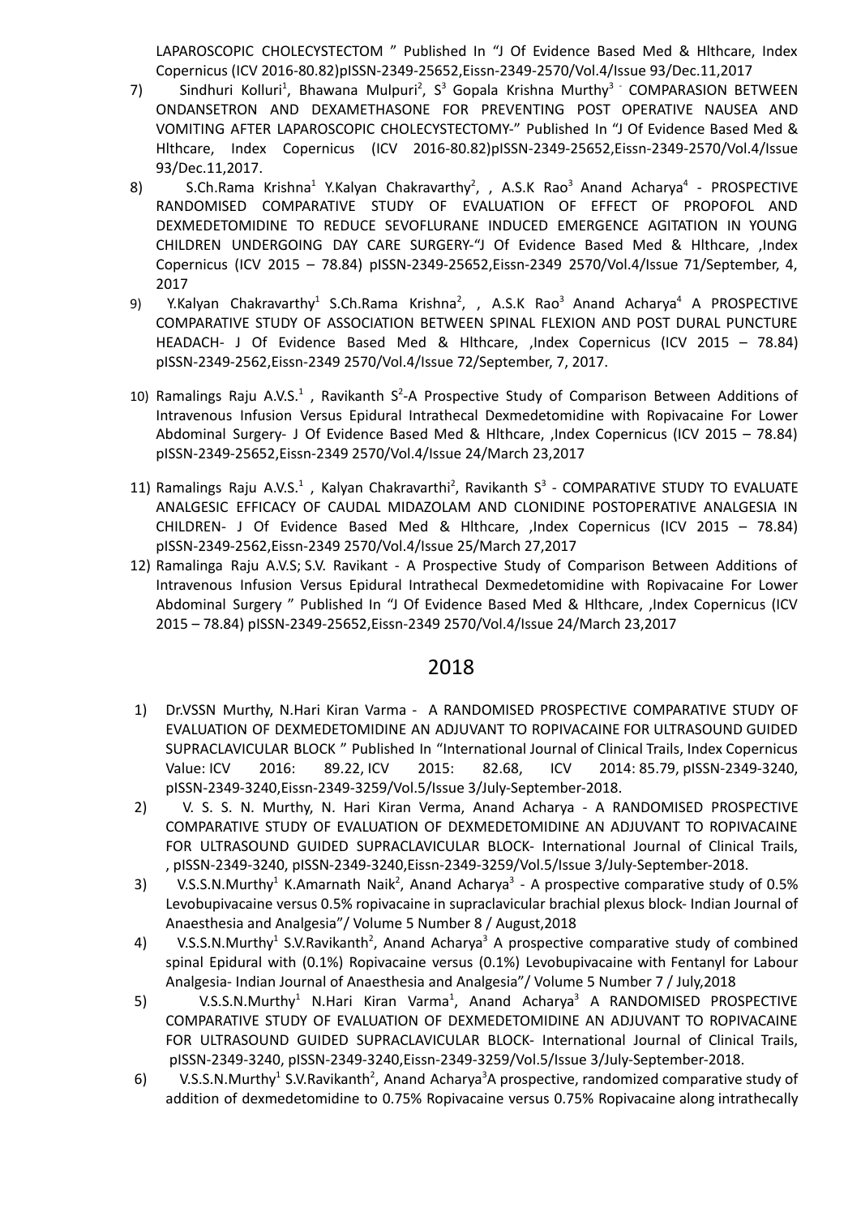LAPAROSCOPIC CHOLECYSTECTOM " Published In "J Of Evidence Based Med & Hlthcare, Index Copernicus (ICV 2016-80.82)pISSN-2349-25652,Eissn-2349-2570/Vol.4/Issue 93/Dec.11,2017

7) Sindhuri Kolluri[1], Bhawana Mulpuri[2], S[3] Gopala Krishna Murthy[3] - COMPARASION BETWEEN ONDANSETRON AND DEXAMETHASONE FOR PREVENTING POST OPERATIVE NAUSEA AND VOMITING AFTER LAPAROSCOPIC CHOLECYSTECTOMY-" Published In "J Of Evidence Based Med & Hlthcare, Index Copernicus (ICV 2016-80.82)pISSN-2349-25652,Eissn-2349-2570/Vol.4/Issue 93/Dec.11,2017.

8) S.Ch.Rama Krishna[1] Y.Kalyan Chakravarthy[2], , A.S.K Rao[3] Anand Acharya[4] - PROSPECTIVE RANDOMISED COMPARATIVE STUDY OF EVALUATION OF EFFECT OF PROPOFOL AND DEXMEDETOMIDINE TO REDUCE SEVOFLURANE INDUCED EMERGENCE AGITATION IN YOUNG CHILDREN UNDERGOING DAY CARE SURGERY-"J Of Evidence Based Med & Hlthcare, ,Index Copernicus (ICV 2015 – 78.84) pISSN-2349-25652,Eissn-2349 2570/Vol.4/Issue 71/September, 4, 2017

9) Y.Kalyan Chakravarthy[1] S.Ch.Rama Krishna[2], , A.S.K Rao[3] Anand Acharya[4] A PROSPECTIVE COMPARATIVE STUDY OF ASSOCIATION BETWEEN SPINAL FLEXION AND POST DURAL PUNCTURE HEADACH- J Of Evidence Based Med & Hlthcare, ,Index Copernicus (ICV 2015 – 78.84) pISSN-2349-2562,Eissn-2349 2570/Vol.4/Issue 72/September, 7, 2017.

10) Ramalings Raju A.V.S.[1] , Ravikanth S[2]-A Prospective Study of Comparison Between Additions of Intravenous Infusion Versus Epidural Intrathecal Dexmedetomidine with Ropivacaine For Lower Abdominal Surgery- J Of Evidence Based Med & Hlthcare, ,Index Copernicus (ICV 2015 – 78.84) pISSN-2349-25652,Eissn-2349 2570/Vol.4/Issue 24/March 23,2017

11) Ramalings Raju A.V.S.[1] , Kalyan Chakravarthi[2], Ravikanth S[3] - COMPARATIVE STUDY TO EVALUATE ANALGESIC EFFICACY OF CAUDAL MIDAZOLAM AND CLONIDINE POSTOPERATIVE ANALGESIA IN CHILDREN- J Of Evidence Based Med & Hlthcare, ,Index Copernicus (ICV 2015 – 78.84) pISSN-2349-2562,Eissn-2349 2570/Vol.4/Issue 25/March 27,2017

12) Ramalinga Raju A.V.S; S.V. Ravikant - A Prospective Study of Comparison Between Additions of Intravenous Infusion Versus Epidural Intrathecal Dexmedetomidine with Ropivacaine For Lower Abdominal Surgery " Published In "J Of Evidence Based Med & Hlthcare, ,Index Copernicus (ICV 2015 – 78.84) pISSN-2349-25652,Eissn-2349 2570/Vol.4/Issue 24/March 23,2017

## 2018

1) Dr.VSSN Murthy, N.Hari Kiran Varma - A RANDOMISED PROSPECTIVE COMPARATIVE STUDY OF EVALUATION OF DEXMEDETOMIDINE AN ADJUVANT TO ROPIVACAINE FOR ULTRASOUND GUIDED SUPRACLAVICULAR BLOCK " Published In "International Journal of Clinical Trails, Index Copernicus Value: ICV 2016: 89.22, ICV 2015: 82.68, ICV 2014: 85.79, pISSN-2349-3240, pISSN-2349-3240,Eissn-2349-3259/Vol.5/Issue 3/July-September-2018.

2) V. S. S. N. Murthy, N. Hari Kiran Verma, Anand Acharya - A RANDOMISED PROSPECTIVE COMPARATIVE STUDY OF EVALUATION OF DEXMEDETOMIDINE AN ADJUVANT TO ROPIVACAINE FOR ULTRASOUND GUIDED SUPRACLAVICULAR BLOCK- International Journal of Clinical Trails, , pISSN-2349-3240, pISSN-2349-3240,Eissn-2349-3259/Vol.5/Issue 3/July-September-2018.

3) V.S.S.N.Murthy[1] K.Amarnath Naik[2], Anand Acharya[3] - A prospective comparative study of 0.5% Levobupivacaine versus 0.5% ropivacaine in supraclavicular brachial plexus block- Indian Journal of Anaesthesia and Analgesia"/ Volume 5 Number 8 / August,2018

4) V.S.S.N.Murthy[1] S.V.Ravikanth[2], Anand Acharya[3] A prospective comparative study of combined spinal Epidural with (0.1%) Ropivacaine versus (0.1%) Levobupivacaine with Fentanyl for Labour Analgesia- Indian Journal of Anaesthesia and Analgesia"/ Volume 5 Number 7 / July,2018

5) V.S.S.N.Murthy[1] N.Hari Kiran Varma[1], Anand Acharya[3] A RANDOMISED PROSPECTIVE COMPARATIVE STUDY OF EVALUATION OF DEXMEDETOMIDINE AN ADJUVANT TO ROPIVACAINE FOR ULTRASOUND GUIDED SUPRACLAVICULAR BLOCK- International Journal of Clinical Trails, pISSN-2349-3240, pISSN-2349-3240,Eissn-2349-3259/Vol.5/Issue 3/July-September-2018.

6) V.S.S.N.Murthy[1] S.V.Ravikanth[2], Anand Acharya[3]A prospective, randomized comparative study of addition of dexmedetomidine to 0.75% Ropivacaine versus 0.75% Ropivacaine along intrathecally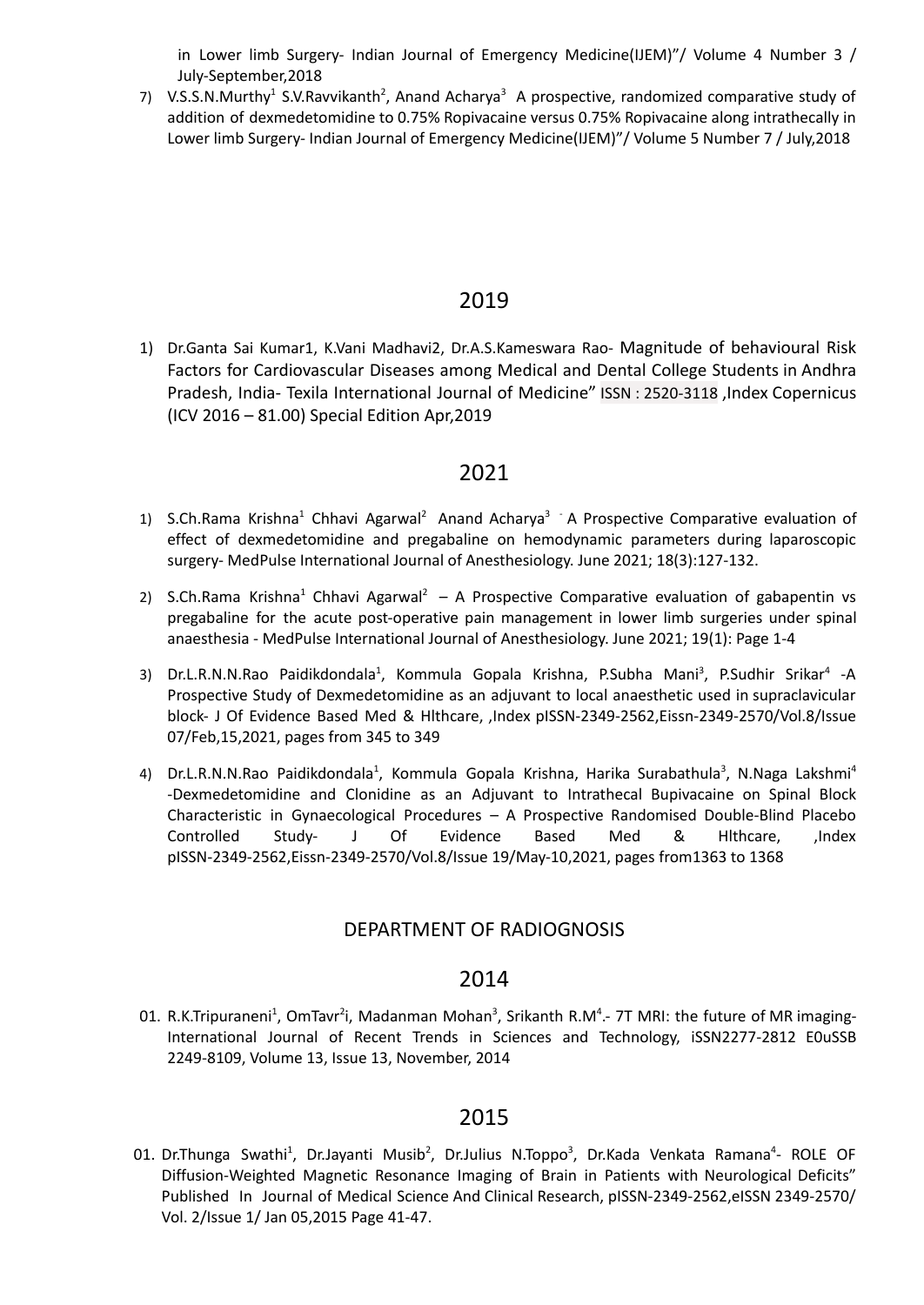in Lower limb Surgery- Indian Journal of Emergency Medicine(IJEM)"/ Volume 4 Number 3 / July-September,2018

7) V.S.S.N.Murthy[1] S.V.Ravvikanth[2], Anand Acharya[3] A prospective, randomized comparative study of addition of dexmedetomidine to 0.75% Ropivacaine versus 0.75% Ropivacaine along intrathecally in Lower limb Surgery- Indian Journal of Emergency Medicine(IJEM)"/ Volume 5 Number 7 / July,2018

## 2019

1) Dr.Ganta Sai Kumar1, K.Vani Madhavi2, Dr.A.S.Kameswara Rao- Magnitude of behavioural Risk Factors for Cardiovascular Diseases among Medical and Dental College Students in Andhra Pradesh, India- Texila International Journal of Medicine" ISSN : 2520-3118 ,Index Copernicus (ICV 2016 – 81.00) Special Edition Apr,2019

## 2021

1) S.Ch.Rama Krishna[1] Chhavi Agarwal[2] Anand Acharya[3] - A Prospective Comparative evaluation of effect of dexmedetomidine and pregabaline on hemodynamic parameters during laparoscopic surgery- MedPulse International Journal of Anesthesiology. June 2021; 18(3):127-132.

2) S.Ch.Rama Krishna[1] Chhavi Agarwal[2] – A Prospective Comparative evaluation of gabapentin vs pregabaline for the acute post-operative pain management in lower limb surgeries under spinal anaesthesia - MedPulse International Journal of Anesthesiology. June 2021; 19(1): Page 1-4

3) Dr.L.R.N.N.Rao Paidikdondala[1], Kommula Gopala Krishna, P.Subha Mani[3], P.Sudhir Srikar[4] -A Prospective Study of Dexmedetomidine as an adjuvant to local anaesthetic used in supraclavicular block- J Of Evidence Based Med & Hlthcare, ,Index pISSN-2349-2562,Eissn-2349-2570/Vol.8/Issue 07/Feb,15,2021, pages from 345 to 349

4) Dr.L.R.N.N.Rao Paidikdondala[1], Kommula Gopala Krishna, Harika Surabathula[3], N.Naga Lakshmi[4] -Dexmedetomidine and Clonidine as an Adjuvant to Intrathecal Bupivacaine on Spinal Block Characteristic in Gynaecological Procedures – A Prospective Randomised Double-Blind Placebo Controlled Study- J Of Evidence Based Med & Hlthcare, ,Index pISSN-2349-2562,Eissn-2349-2570/Vol.8/Issue 19/May-10,2021, pages from1363 to 1368

# DEPARTMENT OF RADIOGNOSIS

## 2014

01. R.K.Tripuraneni[1], OmTavr[2]i, Madanman Mohan[3], Srikanth R.M[4].- 7T MRI: the future of MR imaging- International Journal of Recent Trends in Sciences and Technology, iSSN2277-2812 E0uSSB 2249-8109, Volume 13, Issue 13, November, 2014

## 2015

01. Dr.Thunga Swathi[1], Dr.Jayanti Musib[2], Dr.Julius N.Toppo[3], Dr.Kada Venkata Ramana[4]- ROLE OF Diffusion-Weighted Magnetic Resonance Imaging of Brain in Patients with Neurological Deficits" Published In Journal of Medical Science And Clinical Research, pISSN-2349-2562,eISSN 2349-2570/ Vol. 2/Issue 1/ Jan 05,2015 Page 41-47.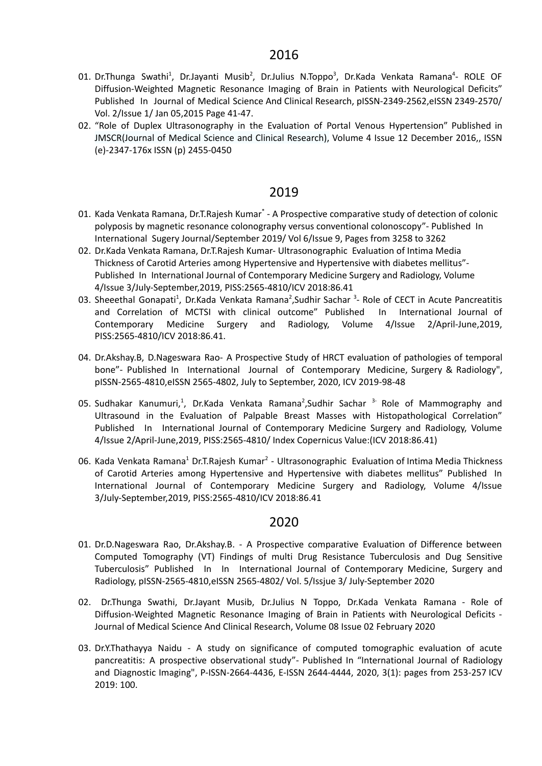## 2016

01. Dr.Thunga Swathi[1], Dr.Jayanti Musib[2], Dr.Julius N.Toppo[3], Dr.Kada Venkata Ramana[4]- ROLE OF Diffusion-Weighted Magnetic Resonance Imaging of Brain in Patients with Neurological Deficits" Published In Journal of Medical Science And Clinical Research, pISSN-2349-2562,eISSN 2349-2570/ Vol. 2/Issue 1/ Jan 05,2015 Page 41-47.
02. "Role of Duplex Ultrasonography in the Evaluation of Portal Venous Hypertension" Published in JMSCR(Journal of Medical Science and Clinical Research), Volume 4 Issue 12 December 2016,, ISSN (e)-2347-176x ISSN (p) 2455-0450

## 2019

01. Kada Venkata Ramana, Dr.T.Rajesh Kumar[*] - A Prospective comparative study of detection of colonic polyposis by magnetic resonance colonography versus conventional colonoscopy"- Published In International Sugery Journal/September 2019/ Vol 6/Issue 9, Pages from 3258 to 3262
02. Dr.Kada Venkata Ramana, Dr.T.Rajesh Kumar- Ultrasonographic Evaluation of Intima Media Thickness of Carotid Arteries among Hypertensive and Hypertensive with diabetes mellitus"- Published In International Journal of Contemporary Medicine Surgery and Radiology, Volume 4/Issue 3/July-September,2019, PISS:2565-4810/ICV 2018:86.41
03. Sheeethal Gonapati[1], Dr.Kada Venkata Ramana[2],Sudhir Sachar [3]- Role of CECT in Acute Pancreatitis and Correlation of MCTSI with clinical outcome" Published In International Journal of Contemporary Medicine Surgery and Radiology, Volume 4/Issue 2/April-June,2019, PISS:2565-4810/ICV 2018:86.41.
04. Dr.Akshay.B, D.Nageswara Rao- A Prospective Study of HRCT evaluation of pathologies of temporal bone"- Published In International Journal of Contemporary Medicine, Surgery & Radiology", pISSN-2565-4810,eISSN 2565-4802, July to September, 2020, ICV 2019-98-48
05. Sudhakar Kanumuri,[1], Dr.Kada Venkata Ramana[2],Sudhir Sachar [3-] Role of Mammography and Ultrasound in the Evaluation of Palpable Breast Masses with Histopathological Correlation" Published In International Journal of Contemporary Medicine Surgery and Radiology, Volume 4/Issue 2/April-June,2019, PISS:2565-4810/ Index Copernicus Value:(ICV 2018:86.41)
06. Kada Venkata Ramana[1] Dr.T.Rajesh Kumar[2] - Ultrasonographic Evaluation of Intima Media Thickness of Carotid Arteries among Hypertensive and Hypertensive with diabetes mellitus" Published In International Journal of Contemporary Medicine Surgery and Radiology, Volume 4/Issue 3/July-September,2019, PISS:2565-4810/ICV 2018:86.41

## 2020

01. Dr.D.Nageswara Rao, Dr.Akshay.B. - A Prospective comparative Evaluation of Difference between Computed Tomography (VT) Findings of multi Drug Resistance Tuberculosis and Dug Sensitive Tuberculosis" Published In In International Journal of Contemporary Medicine, Surgery and Radiology, pISSN-2565-4810,eISSN 2565-4802/ Vol. 5/Issjue 3/ July-September 2020
02. Dr.Thunga Swathi, Dr.Jayant Musib, Dr.Julius N Toppo, Dr.Kada Venkata Ramana - Role of Diffusion-Weighted Magnetic Resonance Imaging of Brain in Patients with Neurological Deficits - Journal of Medical Science And Clinical Research, Volume 08 Issue 02 February 2020
03. Dr.Y.Thathayya Naidu - A study on significance of computed tomographic evaluation of acute pancreatitis: A prospective observational study"- Published In "International Journal of Radiology and Diagnostic Imaging", P-ISSN-2664-4436, E-ISSN 2644-4444, 2020, 3(1): pages from 253-257 ICV 2019: 100.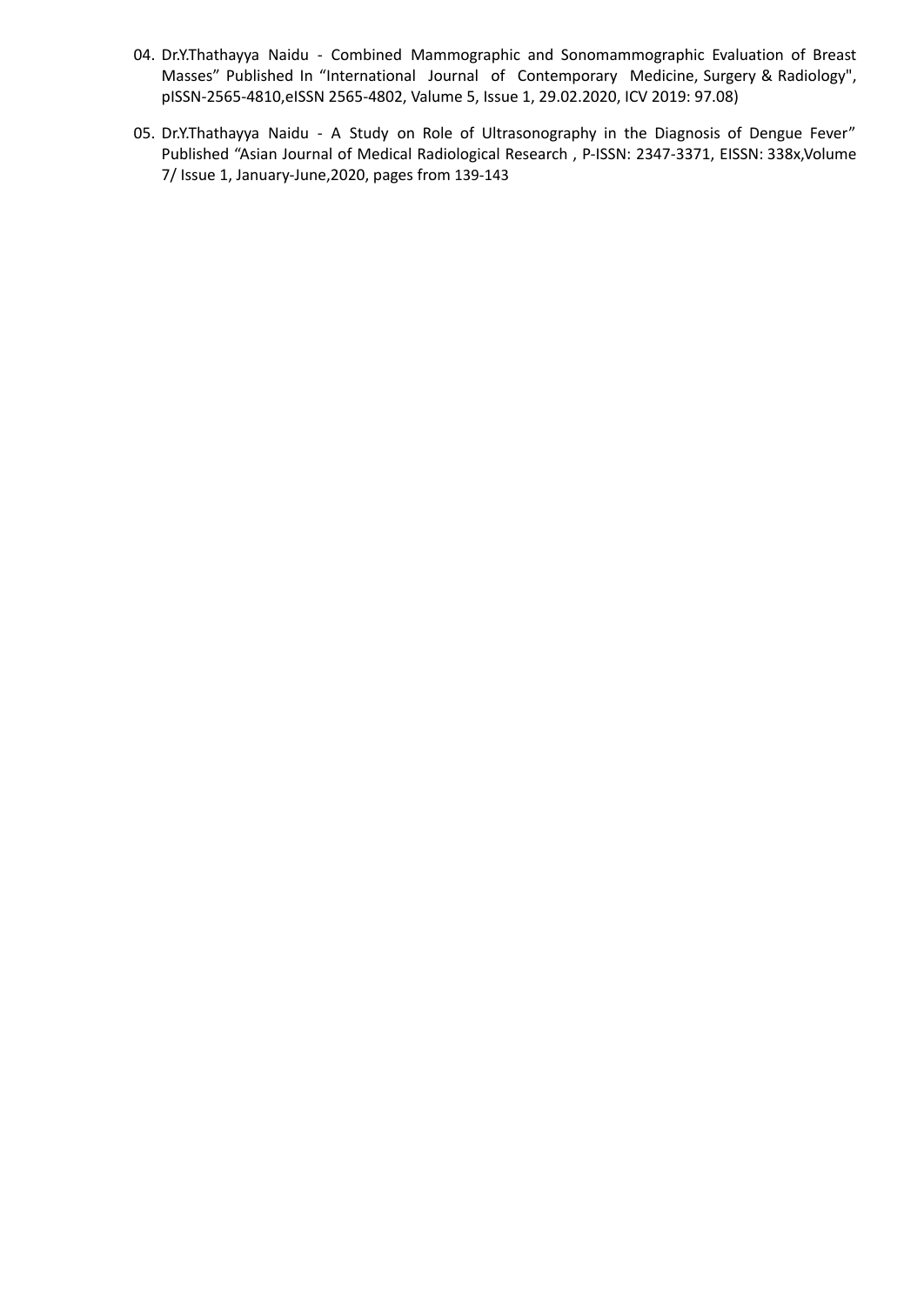04. Dr.Y.Thathayya Naidu - Combined Mammographic and Sonomammographic Evaluation of Breast Masses” Published In “International Journal of Contemporary Medicine, Surgery & Radiology", pISSN-2565-4810,eISSN 2565-4802, Valume 5, Issue 1, 29.02.2020, ICV 2019: 97.08)

05. Dr.Y.Thathayya Naidu - A Study on Role of Ultrasonography in the Diagnosis of Dengue Fever” Published “Asian Journal of Medical Radiological Research , P-ISSN: 2347-3371, EISSN: 338x,Volume 7/ Issue 1, January-June,2020, pages from 139-143